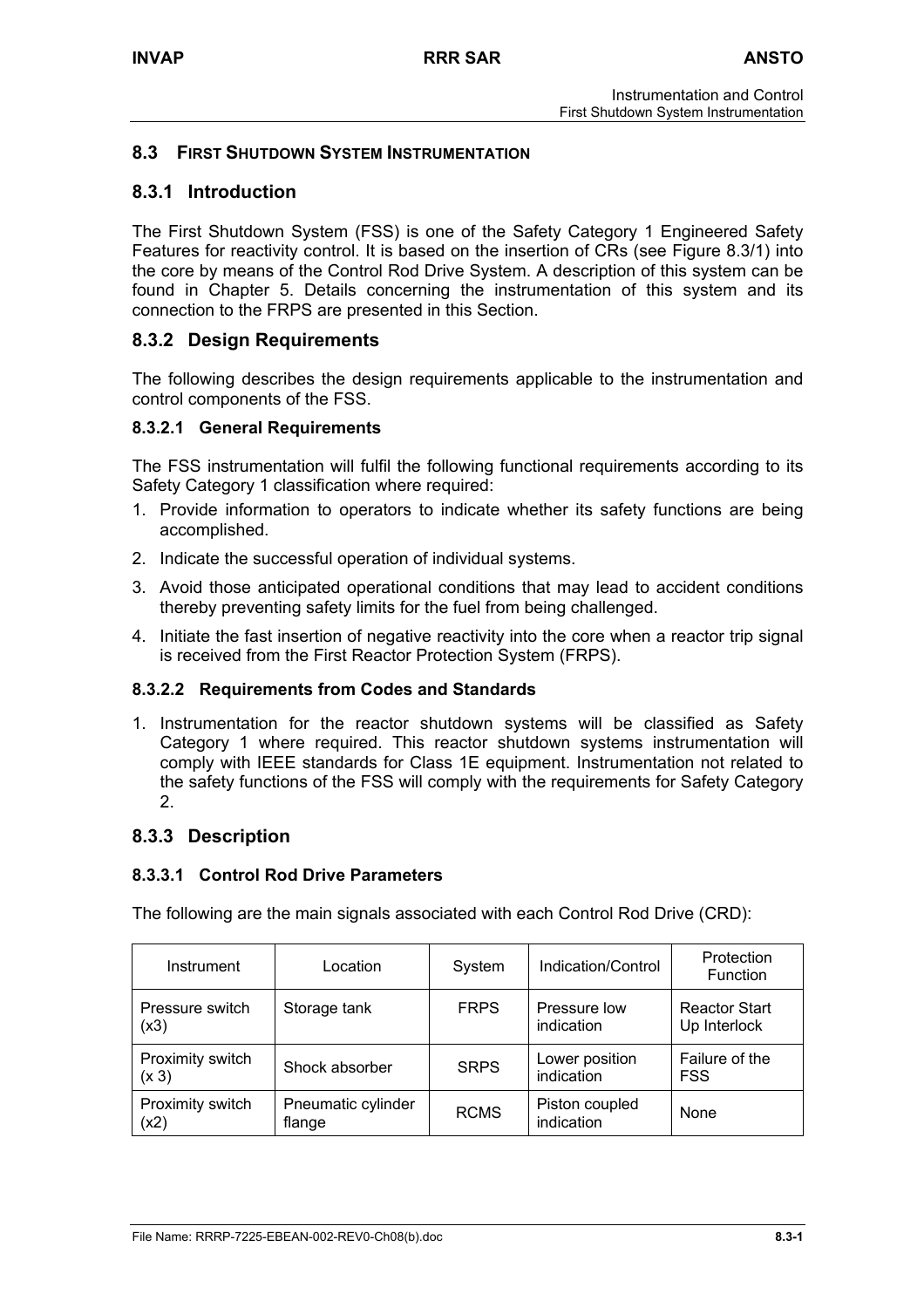## 8.3 FIRST SHUTDOWN SYSTEM INSTRUMENTATION

### 8.3.1 Introduction

The First Shutdown System (FSS) is one of the Safety Category 1 Engineered Safety Features for reactivity control. It is based on the insertion of CRs (see Figure 8.3/1) into the core by means of the Control Rod Drive System. A description of this system can be found in Chapter 5. Details concerning the instrumentation of this system and its connection to the FRPS are presented in this Section.

### 8.3.2 Design Requirements

The following describes the design requirements applicable to the instrumentation and control components of the FSS.

#### 8.3.2.1 General Requirements

The FSS instrumentation will fulfil the following functional requirements according to its Safety Category 1 classification where required:

1. Provide information to operators to indicate whether its safety functions are being accomplished.
2. Indicate the successful operation of individual systems.
3. Avoid those anticipated operational conditions that may lead to accident conditions thereby preventing safety limits for the fuel from being challenged.
4. Initiate the fast insertion of negative reactivity into the core when a reactor trip signal is received from the First Reactor Protection System (FRPS).

#### 8.3.2.2 Requirements from Codes and Standards

1. Instrumentation for the reactor shutdown systems will be classified as Safety Category 1 where required. This reactor shutdown systems instrumentation will comply with IEEE standards for Class 1E equipment. Instrumentation not related to the safety functions of the FSS will comply with the requirements for Safety Category 2.

### 8.3.3 Description

#### 8.3.3.1 Control Rod Drive Parameters

The following are the main signals associated with each Control Rod Drive (CRD):

| Instrument | Location | System | Indication/Control | Protection Function |
|---|---|---|---|---|
| Pressure switch (x3) | Storage tank | FRPS | Pressure low indication | Reactor Start Up Interlock |
| Proximity switch (x 3) | Shock absorber | SRPS | Lower position indication | Failure of the FSS |
| Proximity switch (x2) | Pneumatic cylinder flange | RCMS | Piston coupled indication | None |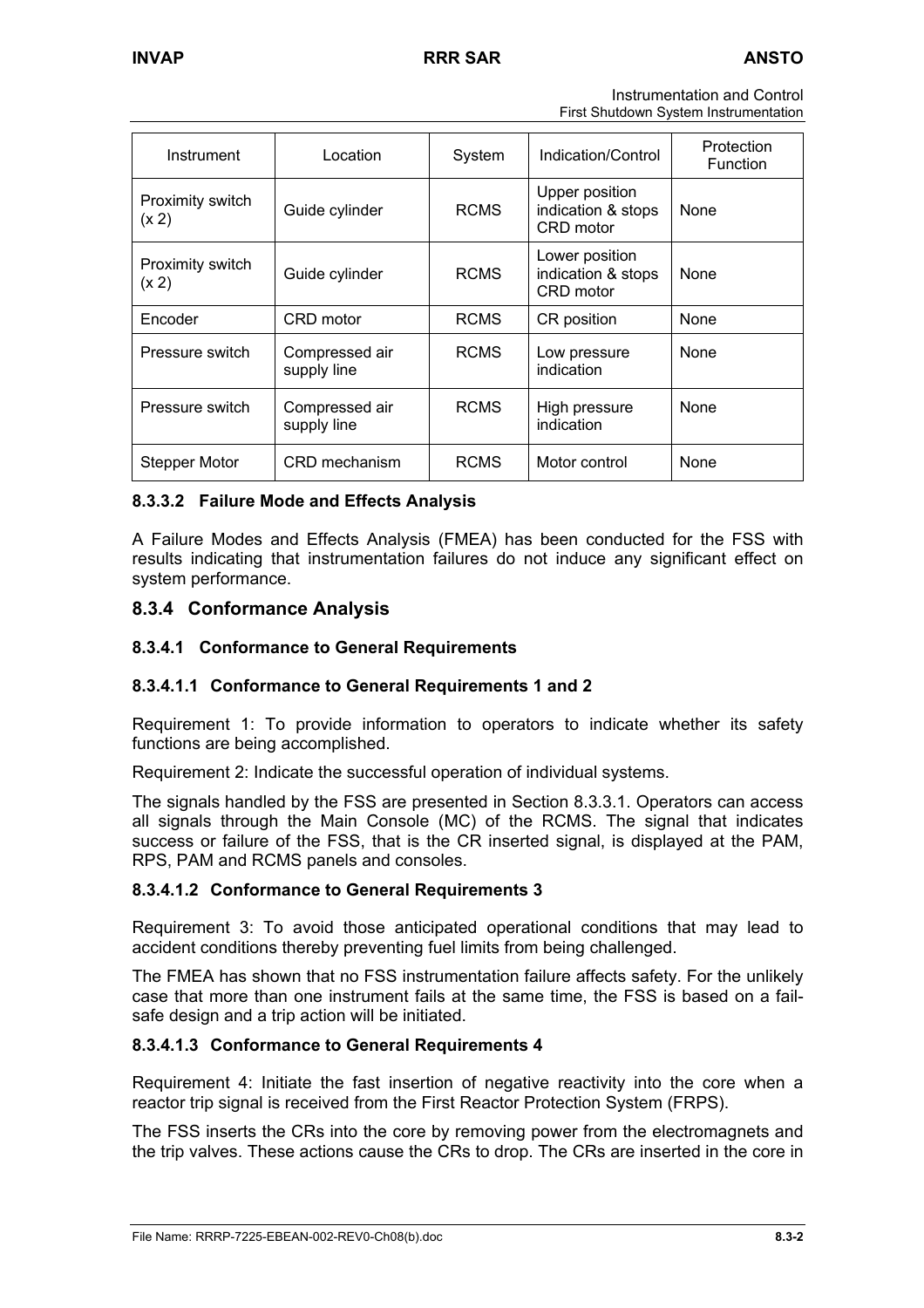| Instrument | Location | System | Indication/Control | Protection Function |
|---|---|---|---|---|
| Proximity switch (x 2) | Guide cylinder | RCMS | Upper position indication & stops CRD motor | None |
| Proximity switch (x 2) | Guide cylinder | RCMS | Lower position indication & stops CRD motor | None |
| Encoder | CRD motor | RCMS | CR position | None |
| Pressure switch | Compressed air supply line | RCMS | Low pressure indication | None |
| Pressure switch | Compressed air supply line | RCMS | High pressure indication | None |
| Stepper Motor | CRD mechanism | RCMS | Motor control | None |

#### 8.3.3.2 Failure Mode and Effects Analysis

A Failure Modes and Effects Analysis (FMEA) has been conducted for the FSS with results indicating that instrumentation failures do not induce any significant effect on system performance.

## 8.3.4 Conformance Analysis

### 8.3.4.1 Conformance to General Requirements

#### 8.3.4.1.1 Conformance to General Requirements 1 and 2

Requirement 1: To provide information to operators to indicate whether its safety functions are being accomplished.

Requirement 2: Indicate the successful operation of individual systems.

The signals handled by the FSS are presented in Section 8.3.3.1. Operators can access all signals through the Main Console (MC) of the RCMS. The signal that indicates success or failure of the FSS, that is the CR inserted signal, is displayed at the PAM, RPS, PAM and RCMS panels and consoles.

#### 8.3.4.1.2 Conformance to General Requirements 3

Requirement 3: To avoid those anticipated operational conditions that may lead to accident conditions thereby preventing fuel limits from being challenged.

The FMEA has shown that no FSS instrumentation failure affects safety. For the unlikely case that more than one instrument fails at the same time, the FSS is based on a fail-safe design and a trip action will be initiated.

#### 8.3.4.1.3 Conformance to General Requirements 4

Requirement 4: Initiate the fast insertion of negative reactivity into the core when a reactor trip signal is received from the First Reactor Protection System (FRPS).

The FSS inserts the CRs into the core by removing power from the electromagnets and the trip valves. These actions cause the CRs to drop. The CRs are inserted in the core in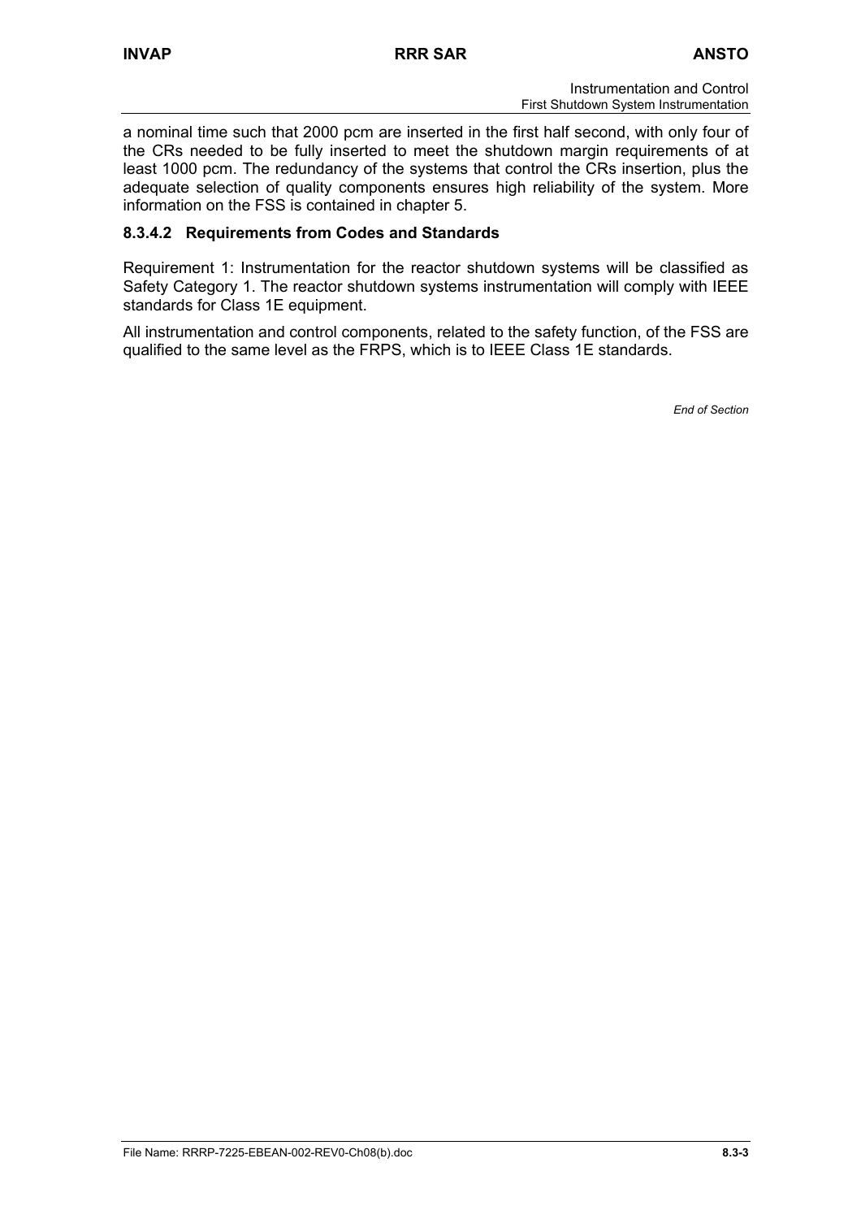a nominal time such that 2000 pcm are inserted in the first half second, with only four of the CRs needed to be fully inserted to meet the shutdown margin requirements of at least 1000 pcm. The redundancy of the systems that control the CRs insertion, plus the adequate selection of quality components ensures high reliability of the system. More information on the FSS is contained in chapter 5.

### 8.3.4.2 Requirements from Codes and Standards

Requirement 1: Instrumentation for the reactor shutdown systems will be classified as Safety Category 1. The reactor shutdown systems instrumentation will comply with IEEE standards for Class 1E equipment.

All instrumentation and control components, related to the safety function, of the FSS are qualified to the same level as the FRPS, which is to IEEE Class 1E standards.

*End of Section*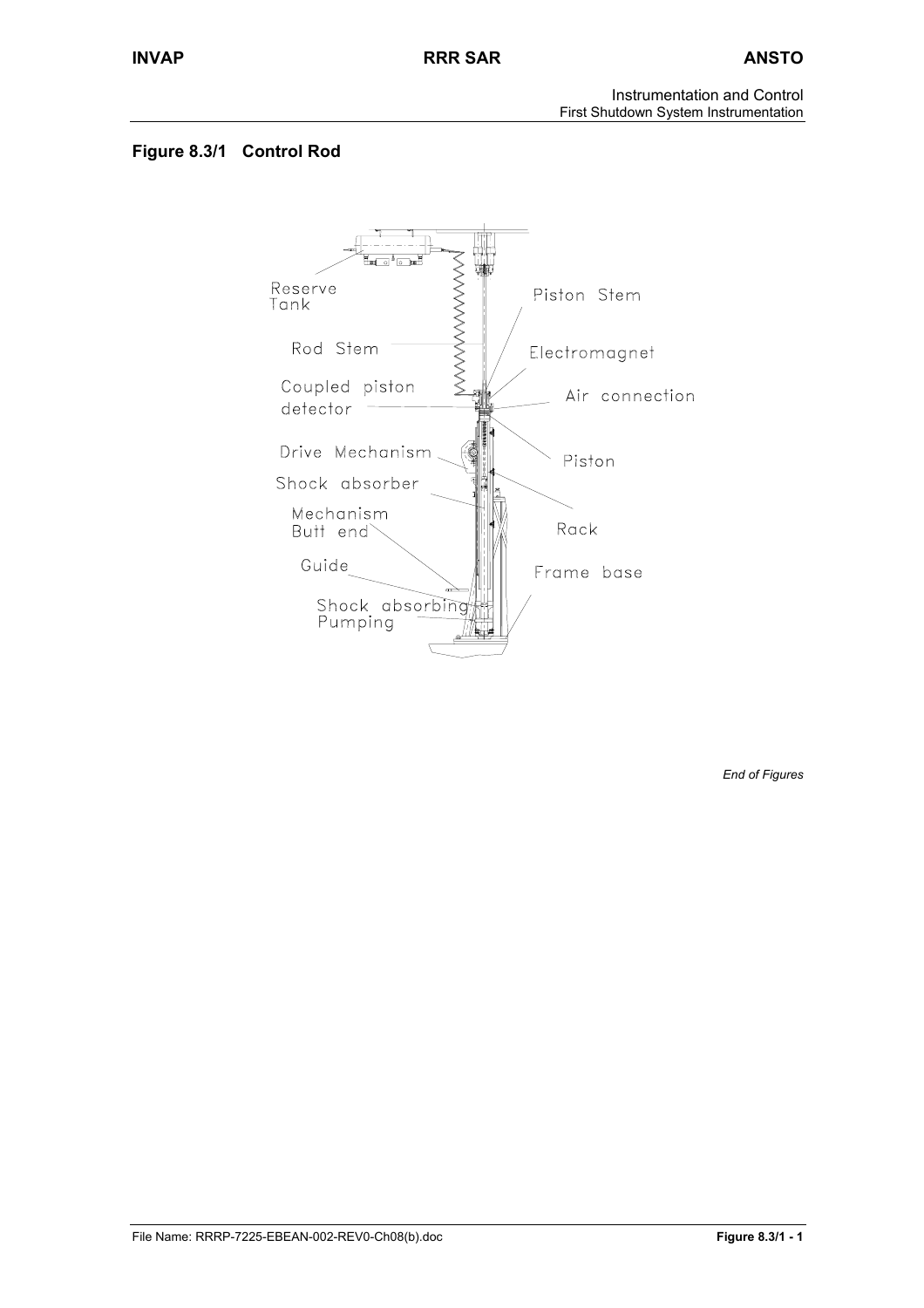## Figure 8.3/1 Control Rod

Reserve Tank

Rod Stem

Coupled piston detector

Drive Mechanism

Shock absorber

Mechanism Butt end

Guide

Shock absorbing Pumping

Piston Stem

Electromagnet

Air connection

Piston

Rack

Frame base

*End of Figures*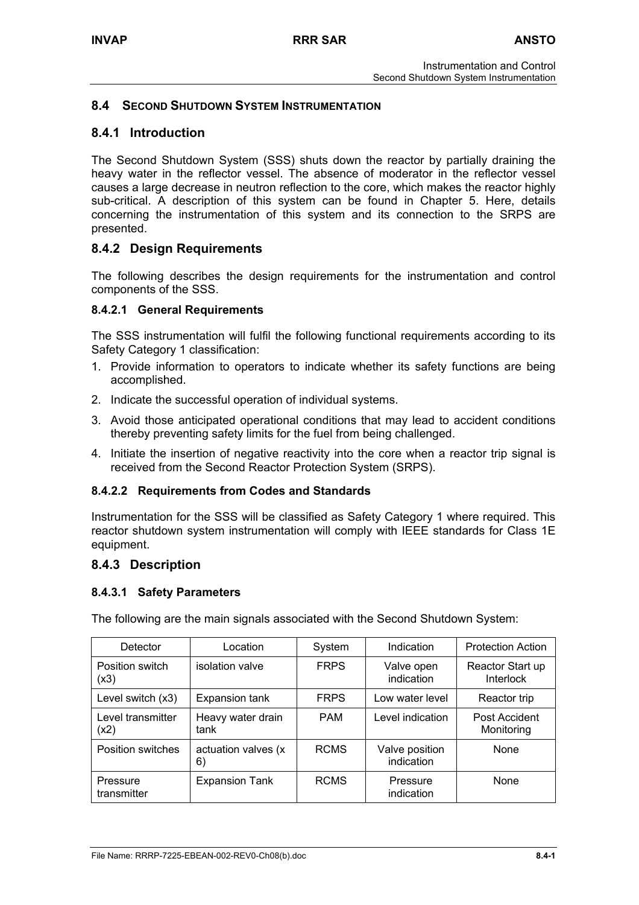## 8.4 SECOND SHUTDOWN SYSTEM INSTRUMENTATION

### 8.4.1 Introduction

The Second Shutdown System (SSS) shuts down the reactor by partially draining the heavy water in the reflector vessel. The absence of moderator in the reflector vessel causes a large decrease in neutron reflection to the core, which makes the reactor highly sub-critical. A description of this system can be found in Chapter 5. Here, details concerning the instrumentation of this system and its connection to the SRPS are presented.

### 8.4.2 Design Requirements

The following describes the design requirements for the instrumentation and control components of the SSS.

#### 8.4.2.1 General Requirements

The SSS instrumentation will fulfil the following functional requirements according to its Safety Category 1 classification:

1. Provide information to operators to indicate whether its safety functions are being accomplished.
2. Indicate the successful operation of individual systems.
3. Avoid those anticipated operational conditions that may lead to accident conditions thereby preventing safety limits for the fuel from being challenged.
4. Initiate the insertion of negative reactivity into the core when a reactor trip signal is received from the Second Reactor Protection System (SRPS).

#### 8.4.2.2 Requirements from Codes and Standards

Instrumentation for the SSS will be classified as Safety Category 1 where required. This reactor shutdown system instrumentation will comply with IEEE standards for Class 1E equipment.

### 8.4.3 Description

#### 8.4.3.1 Safety Parameters

The following are the main signals associated with the Second Shutdown System:

| Detector | Location | System | Indication | Protection Action |
|---|---|---|---|---|
| Position switch (x3) | isolation valve | FRPS | Valve open indication | Reactor Start up Interlock |
| Level switch (x3) | Expansion tank | FRPS | Low water level | Reactor trip |
| Level transmitter (x2) | Heavy water drain tank | PAM | Level indication | Post Accident Monitoring |
| Position switches | actuation valves (x 6) | RCMS | Valve position indication | None |
| Pressure transmitter | Expansion Tank | RCMS | Pressure indication | None |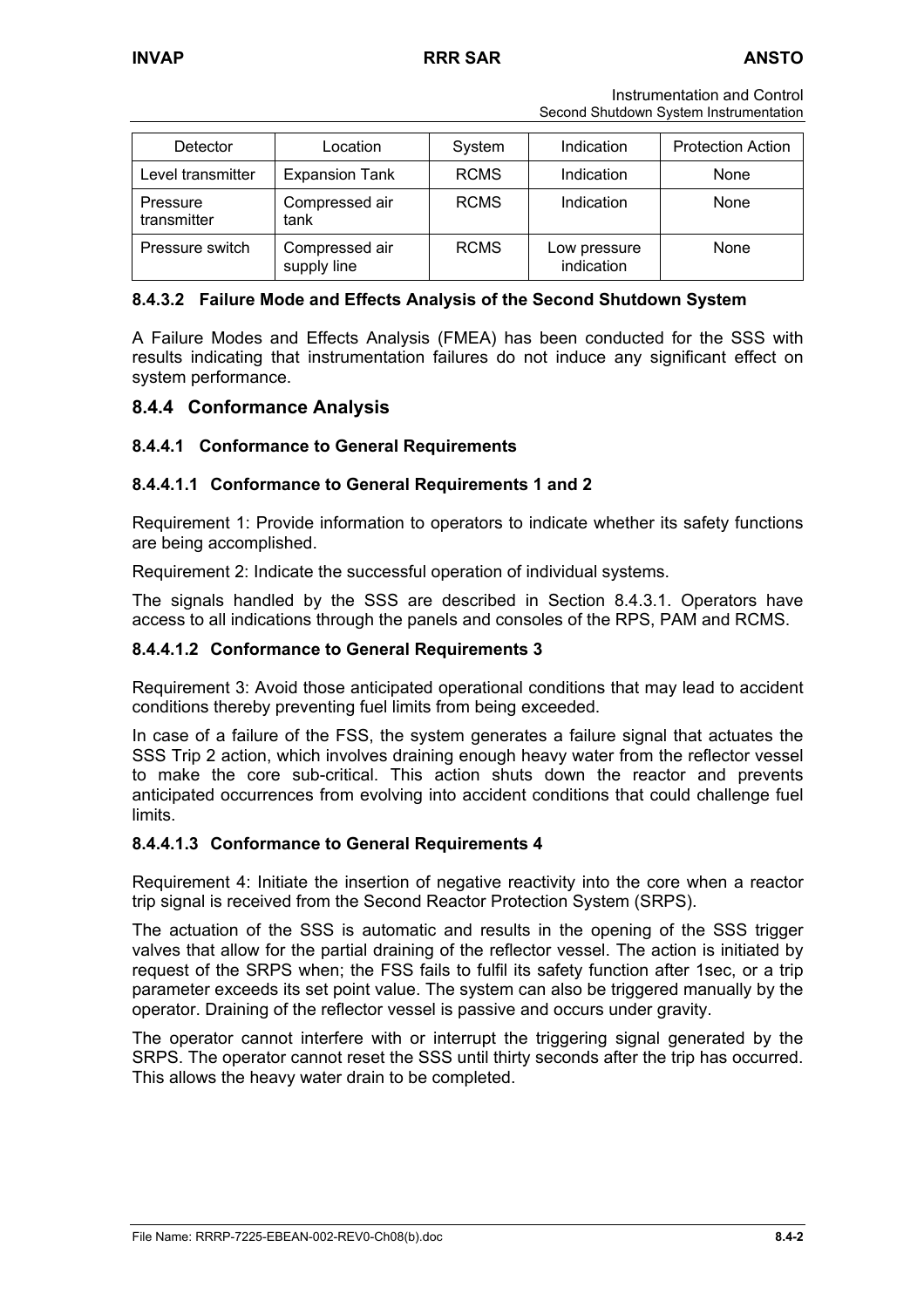| Detector | Location | System | Indication | Protection Action |
|---|---|---|---|---|
| Level transmitter | Expansion Tank | RCMS | Indication | None |
| Pressure transmitter | Compressed air tank | RCMS | Indication | None |
| Pressure switch | Compressed air supply line | RCMS | Low pressure indication | None |

#### 8.4.3.2 Failure Mode and Effects Analysis of the Second Shutdown System

A Failure Modes and Effects Analysis (FMEA) has been conducted for the SSS with results indicating that instrumentation failures do not induce any significant effect on system performance.

## 8.4.4 Conformance Analysis

### 8.4.4.1 Conformance to General Requirements

#### 8.4.4.1.1 Conformance to General Requirements 1 and 2

Requirement 1: Provide information to operators to indicate whether its safety functions are being accomplished.

Requirement 2: Indicate the successful operation of individual systems.

The signals handled by the SSS are described in Section 8.4.3.1. Operators have access to all indications through the panels and consoles of the RPS, PAM and RCMS.

#### 8.4.4.1.2 Conformance to General Requirements 3

Requirement 3: Avoid those anticipated operational conditions that may lead to accident conditions thereby preventing fuel limits from being exceeded.

In case of a failure of the FSS, the system generates a failure signal that actuates the SSS Trip 2 action, which involves draining enough heavy water from the reflector vessel to make the core sub-critical. This action shuts down the reactor and prevents anticipated occurrences from evolving into accident conditions that could challenge fuel limits.

#### 8.4.4.1.3 Conformance to General Requirements 4

Requirement 4: Initiate the insertion of negative reactivity into the core when a reactor trip signal is received from the Second Reactor Protection System (SRPS).

The actuation of the SSS is automatic and results in the opening of the SSS trigger valves that allow for the partial draining of the reflector vessel. The action is initiated by request of the SRPS when; the FSS fails to fulfil its safety function after 1sec, or a trip parameter exceeds its set point value. The system can also be triggered manually by the operator. Draining of the reflector vessel is passive and occurs under gravity.

The operator cannot interfere with or interrupt the triggering signal generated by the SRPS. The operator cannot reset the SSS until thirty seconds after the trip has occurred. This allows the heavy water drain to be completed.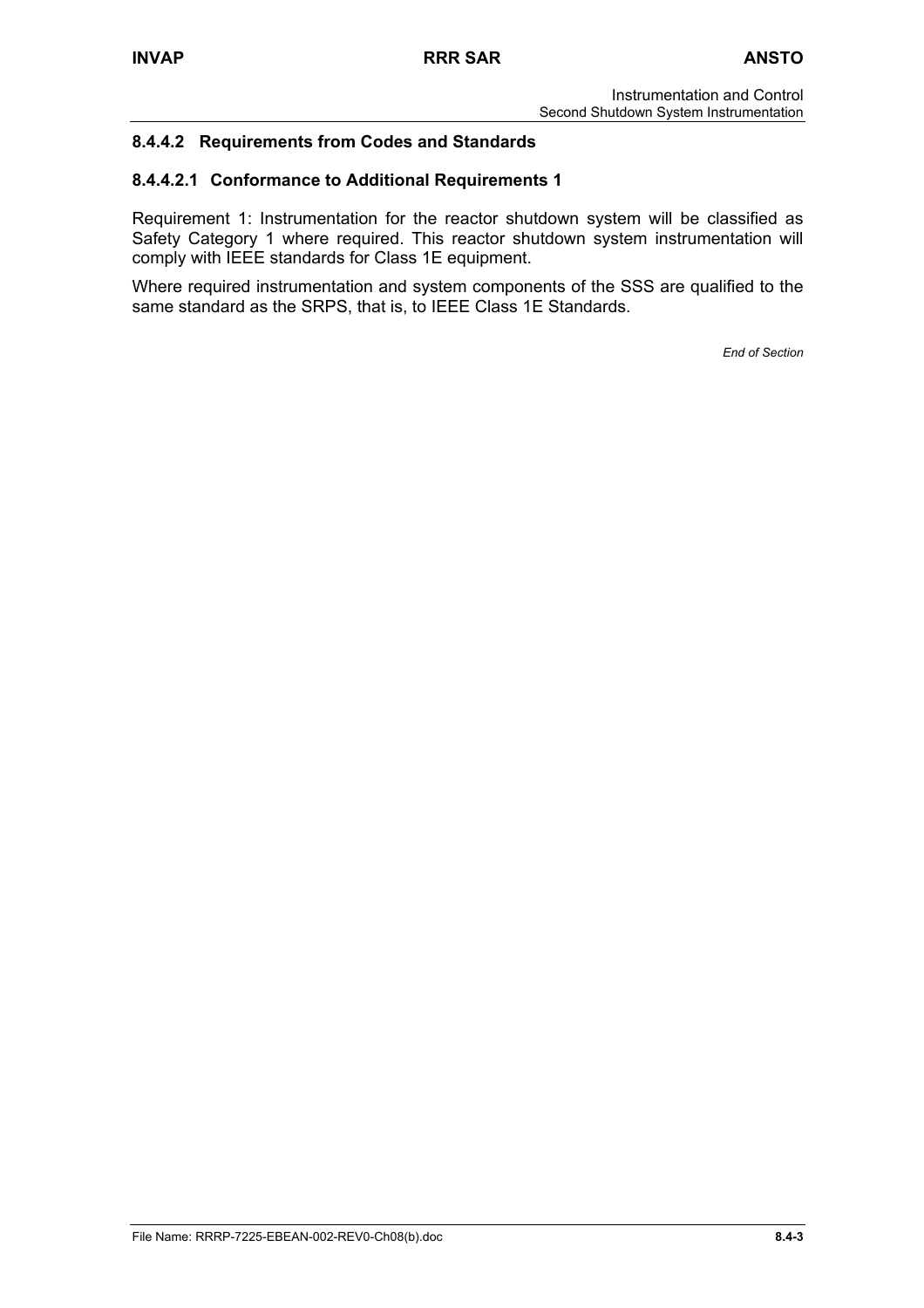### 8.4.4.2 Requirements from Codes and Standards

#### 8.4.4.2.1 Conformance to Additional Requirements 1

Requirement 1: Instrumentation for the reactor shutdown system will be classified as Safety Category 1 where required. This reactor shutdown system instrumentation will comply with IEEE standards for Class 1E equipment.

Where required instrumentation and system components of the SSS are qualified to the same standard as the SRPS, that is, to IEEE Class 1E Standards.

*End of Section*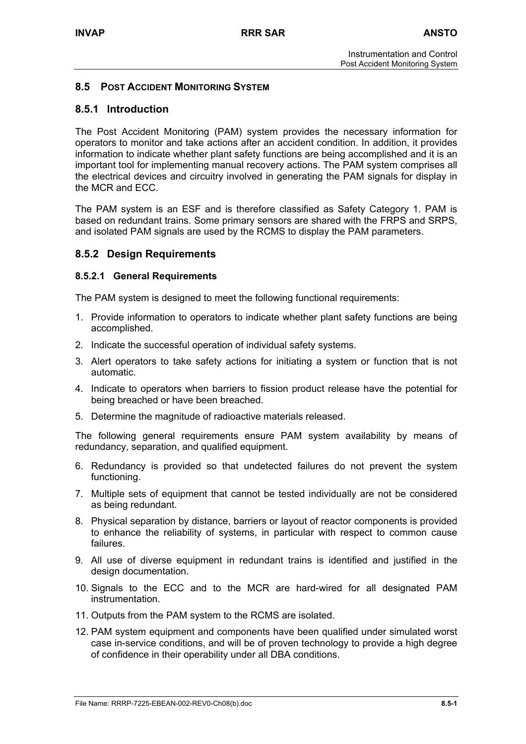## 8.5 POST ACCIDENT MONITORING SYSTEM

### 8.5.1 Introduction

The Post Accident Monitoring (PAM) system provides the necessary information for operators to monitor and take actions after an accident condition. In addition, it provides information to indicate whether plant safety functions are being accomplished and it is an important tool for implementing manual recovery actions. The PAM system comprises all the electrical devices and circuitry involved in generating the PAM signals for display in the MCR and ECC.

The PAM system is an ESF and is therefore classified as Safety Category 1. PAM is based on redundant trains. Some primary sensors are shared with the FRPS and SRPS, and isolated PAM signals are used by the RCMS to display the PAM parameters.

### 8.5.2 Design Requirements

#### 8.5.2.1 General Requirements

The PAM system is designed to meet the following functional requirements:

1. Provide information to operators to indicate whether plant safety functions are being accomplished.
2. Indicate the successful operation of individual safety systems.
3. Alert operators to take safety actions for initiating a system or function that is not automatic.
4. Indicate to operators when barriers to fission product release have the potential for being breached or have been breached.
5. Determine the magnitude of radioactive materials released.

The following general requirements ensure PAM system availability by means of redundancy, separation, and qualified equipment.

6. Redundancy is provided so that undetected failures do not prevent the system functioning.
7. Multiple sets of equipment that cannot be tested individually are not be considered as being redundant.
8. Physical separation by distance, barriers or layout of reactor components is provided to enhance the reliability of systems, in particular with respect to common cause failures.
9. All use of diverse equipment in redundant trains is identified and justified in the design documentation.
10. Signals to the ECC and to the MCR are hard-wired for all designated PAM instrumentation.
11. Outputs from the PAM system to the RCMS are isolated.
12. PAM system equipment and components have been qualified under simulated worst case in-service conditions, and will be of proven technology to provide a high degree of confidence in their operability under all DBA conditions.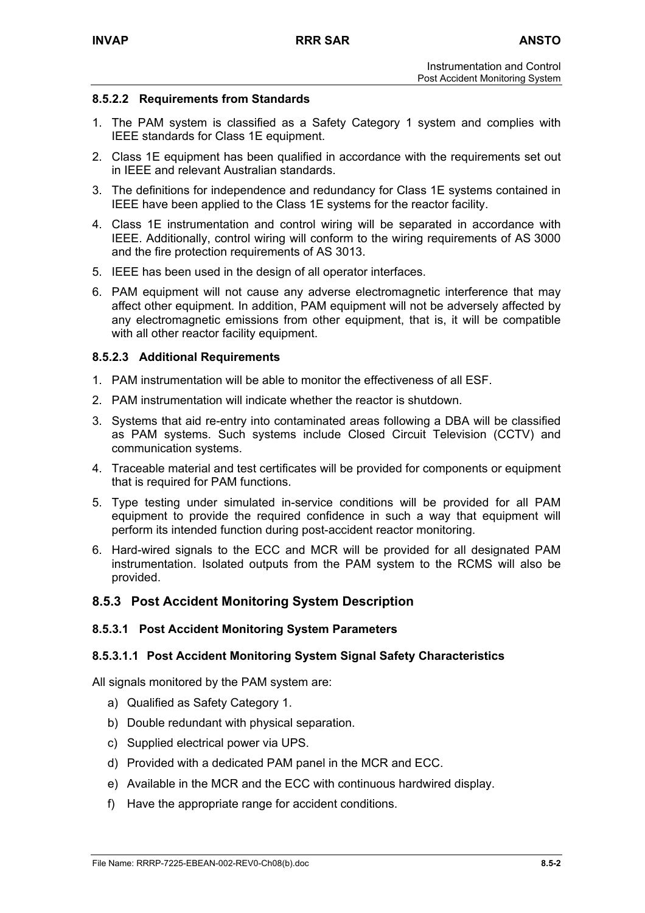#### 8.5.2.2 Requirements from Standards

1. The PAM system is classified as a Safety Category 1 system and complies with IEEE standards for Class 1E equipment.
2. Class 1E equipment has been qualified in accordance with the requirements set out in IEEE and relevant Australian standards.
3. The definitions for independence and redundancy for Class 1E systems contained in IEEE have been applied to the Class 1E systems for the reactor facility.
4. Class 1E instrumentation and control wiring will be separated in accordance with IEEE. Additionally, control wiring will conform to the wiring requirements of AS 3000 and the fire protection requirements of AS 3013.
5. IEEE has been used in the design of all operator interfaces.
6. PAM equipment will not cause any adverse electromagnetic interference that may affect other equipment. In addition, PAM equipment will not be adversely affected by any electromagnetic emissions from other equipment, that is, it will be compatible with all other reactor facility equipment.

#### 8.5.2.3 Additional Requirements

1. PAM instrumentation will be able to monitor the effectiveness of all ESF.
2. PAM instrumentation will indicate whether the reactor is shutdown.
3. Systems that aid re-entry into contaminated areas following a DBA will be classified as PAM systems. Such systems include Closed Circuit Television (CCTV) and communication systems.
4. Traceable material and test certificates will be provided for components or equipment that is required for PAM functions.
5. Type testing under simulated in-service conditions will be provided for all PAM equipment to provide the required confidence in such a way that equipment will perform its intended function during post-accident reactor monitoring.
6. Hard-wired signals to the ECC and MCR will be provided for all designated PAM instrumentation. Isolated outputs from the PAM system to the RCMS will also be provided.

### 8.5.3 Post Accident Monitoring System Description

#### 8.5.3.1 Post Accident Monitoring System Parameters

##### 8.5.3.1.1 Post Accident Monitoring System Signal Safety Characteristics

All signals monitored by the PAM system are:

a) Qualified as Safety Category 1.

b) Double redundant with physical separation.

c) Supplied electrical power via UPS.

d) Provided with a dedicated PAM panel in the MCR and ECC.

e) Available in the MCR and the ECC with continuous hardwired display.

f) Have the appropriate range for accident conditions.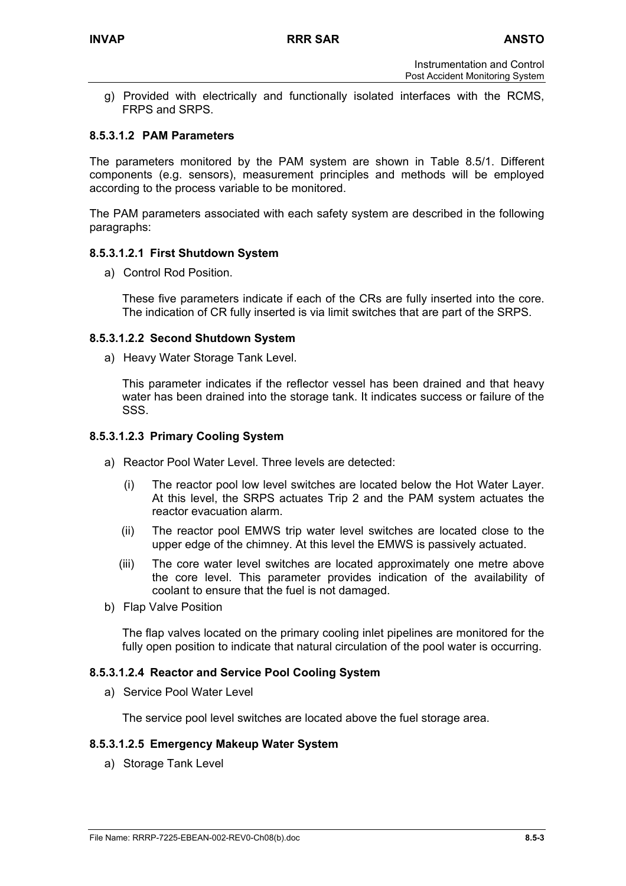g) Provided with electrically and functionally isolated interfaces with the RCMS, FRPS and SRPS.

#### 8.5.3.1.2 PAM Parameters

The parameters monitored by the PAM system are shown in Table 8.5/1. Different components (e.g. sensors), measurement principles and methods will be employed according to the process variable to be monitored.

The PAM parameters associated with each safety system are described in the following paragraphs:

##### 8.5.3.1.2.1 First Shutdown System

a) Control Rod Position.

   These five parameters indicate if each of the CRs are fully inserted into the core. The indication of CR fully inserted is via limit switches that are part of the SRPS.

##### 8.5.3.1.2.2 Second Shutdown System

a) Heavy Water Storage Tank Level.

   This parameter indicates if the reflector vessel has been drained and that heavy water has been drained into the storage tank. It indicates success or failure of the SSS.

##### 8.5.3.1.2.3 Primary Cooling System

a) Reactor Pool Water Level. Three levels are detected:

   (i) The reactor pool low level switches are located below the Hot Water Layer. At this level, the SRPS actuates Trip 2 and the PAM system actuates the reactor evacuation alarm.

   (ii) The reactor pool EMWS trip water level switches are located close to the upper edge of the chimney. At this level the EMWS is passively actuated.

   (iii) The core water level switches are located approximately one metre above the core level. This parameter provides indication of the availability of coolant to ensure that the fuel is not damaged.

b) Flap Valve Position

   The flap valves located on the primary cooling inlet pipelines are monitored for the fully open position to indicate that natural circulation of the pool water is occurring.

##### 8.5.3.1.2.4 Reactor and Service Pool Cooling System

a) Service Pool Water Level

   The service pool level switches are located above the fuel storage area.

##### 8.5.3.1.2.5 Emergency Makeup Water System

a) Storage Tank Level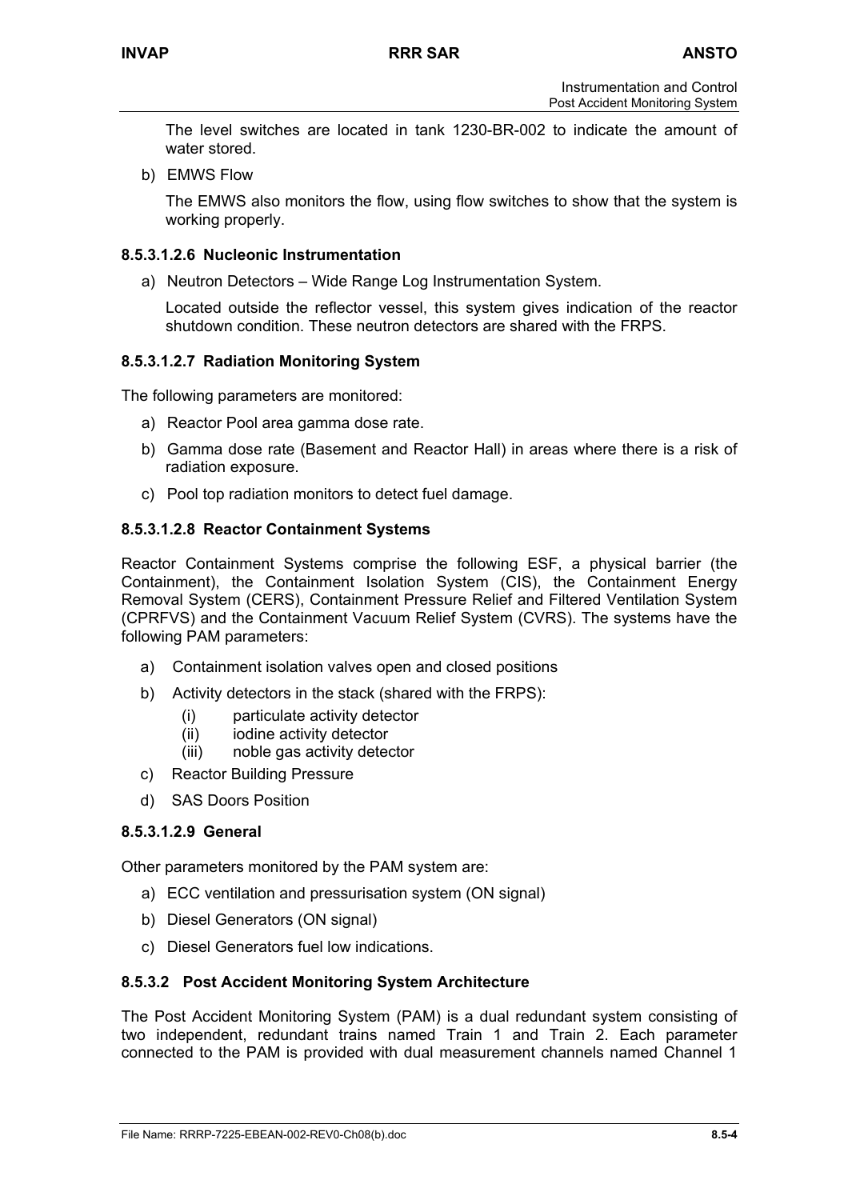The level switches are located in tank 1230-BR-002 to indicate the amount of water stored.

b) EMWS Flow

The EMWS also monitors the flow, using flow switches to show that the system is working properly.

#### 8.5.3.1.2.6 Nucleonic Instrumentation

a) Neutron Detectors – Wide Range Log Instrumentation System.

Located outside the reflector vessel, this system gives indication of the reactor shutdown condition. These neutron detectors are shared with the FRPS.

#### 8.5.3.1.2.7 Radiation Monitoring System

The following parameters are monitored:

a) Reactor Pool area gamma dose rate.
b) Gamma dose rate (Basement and Reactor Hall) in areas where there is a risk of radiation exposure.
c) Pool top radiation monitors to detect fuel damage.

#### 8.5.3.1.2.8 Reactor Containment Systems

Reactor Containment Systems comprise the following ESF, a physical barrier (the Containment), the Containment Isolation System (CIS), the Containment Energy Removal System (CERS), Containment Pressure Relief and Filtered Ventilation System (CPRFVS) and the Containment Vacuum Relief System (CVRS). The systems have the following PAM parameters:

a) Containment isolation valves open and closed positions
b) Activity detectors in the stack (shared with the FRPS):
   (i) particulate activity detector
   (ii) iodine activity detector
   (iii) noble gas activity detector
c) Reactor Building Pressure
d) SAS Doors Position

#### 8.5.3.1.2.9 General

Other parameters monitored by the PAM system are:

a) ECC ventilation and pressurisation system (ON signal)
b) Diesel Generators (ON signal)
c) Diesel Generators fuel low indications.

### 8.5.3.2 Post Accident Monitoring System Architecture

The Post Accident Monitoring System (PAM) is a dual redundant system consisting of two independent, redundant trains named Train 1 and Train 2. Each parameter connected to the PAM is provided with dual measurement channels named Channel 1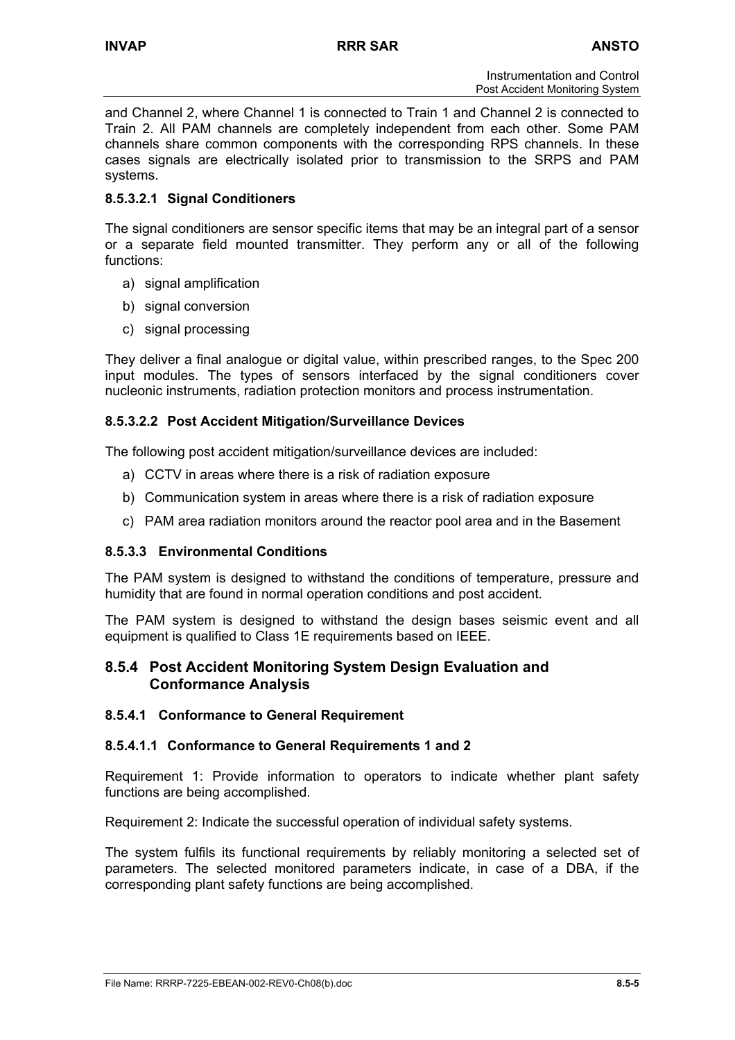and Channel 2, where Channel 1 is connected to Train 1 and Channel 2 is connected to Train 2. All PAM channels are completely independent from each other. Some PAM channels share common components with the corresponding RPS channels. In these cases signals are electrically isolated prior to transmission to the SRPS and PAM systems.

#### 8.5.3.2.1 Signal Conditioners

The signal conditioners are sensor specific items that may be an integral part of a sensor or a separate field mounted transmitter. They perform any or all of the following functions:

a) signal amplification
b) signal conversion
c) signal processing

They deliver a final analogue or digital value, within prescribed ranges, to the Spec 200 input modules. The types of sensors interfaced by the signal conditioners cover nucleonic instruments, radiation protection monitors and process instrumentation.

#### 8.5.3.2.2 Post Accident Mitigation/Surveillance Devices

The following post accident mitigation/surveillance devices are included:

a) CCTV in areas where there is a risk of radiation exposure
b) Communication system in areas where there is a risk of radiation exposure
c) PAM area radiation monitors around the reactor pool area and in the Basement

### 8.5.3.3 Environmental Conditions

The PAM system is designed to withstand the conditions of temperature, pressure and humidity that are found in normal operation conditions and post accident.

The PAM system is designed to withstand the design bases seismic event and all equipment is qualified to Class 1E requirements based on IEEE.

## 8.5.4 Post Accident Monitoring System Design Evaluation and Conformance Analysis

### 8.5.4.1 Conformance to General Requirement

#### 8.5.4.1.1 Conformance to General Requirements 1 and 2

Requirement 1: Provide information to operators to indicate whether plant safety functions are being accomplished.

Requirement 2: Indicate the successful operation of individual safety systems.

The system fulfils its functional requirements by reliably monitoring a selected set of parameters. The selected monitored parameters indicate, in case of a DBA, if the corresponding plant safety functions are being accomplished.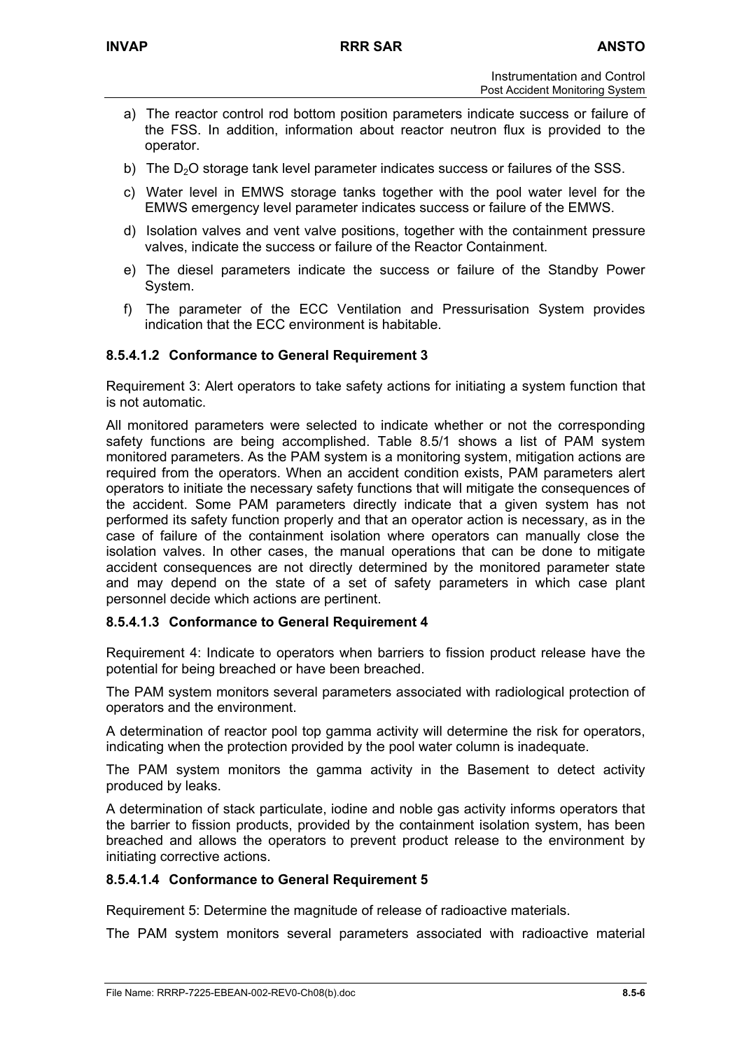a) The reactor control rod bottom position parameters indicate success or failure of the FSS. In addition, information about reactor neutron flux is provided to the operator.

b) The $D_2O$ storage tank level parameter indicates success or failures of the SSS.

c) Water level in EMWS storage tanks together with the pool water level for the EMWS emergency level parameter indicates success or failure of the EMWS.

d) Isolation valves and vent valve positions, together with the containment pressure valves, indicate the success or failure of the Reactor Containment.

e) The diesel parameters indicate the success or failure of the Standby Power System.

f) The parameter of the ECC Ventilation and Pressurisation System provides indication that the ECC environment is habitable.

#### 8.5.4.1.2 Conformance to General Requirement 3

Requirement 3: Alert operators to take safety actions for initiating a system function that is not automatic.

All monitored parameters were selected to indicate whether or not the corresponding safety functions are being accomplished. Table 8.5/1 shows a list of PAM system monitored parameters. As the PAM system is a monitoring system, mitigation actions are required from the operators. When an accident condition exists, PAM parameters alert operators to initiate the necessary safety functions that will mitigate the consequences of the accident. Some PAM parameters directly indicate that a given system has not performed its safety function properly and that an operator action is necessary, as in the case of failure of the containment isolation where operators can manually close the isolation valves. In other cases, the manual operations that can be done to mitigate accident consequences are not directly determined by the monitored parameter state and may depend on the state of a set of safety parameters in which case plant personnel decide which actions are pertinent.

#### 8.5.4.1.3 Conformance to General Requirement 4

Requirement 4: Indicate to operators when barriers to fission product release have the potential for being breached or have been breached.

The PAM system monitors several parameters associated with radiological protection of operators and the environment.

A determination of reactor pool top gamma activity will determine the risk for operators, indicating when the protection provided by the pool water column is inadequate.

The PAM system monitors the gamma activity in the Basement to detect activity produced by leaks.

A determination of stack particulate, iodine and noble gas activity informs operators that the barrier to fission products, provided by the containment isolation system, has been breached and allows the operators to prevent product release to the environment by initiating corrective actions.

#### 8.5.4.1.4 Conformance to General Requirement 5

Requirement 5: Determine the magnitude of release of radioactive materials.

The PAM system monitors several parameters associated with radioactive material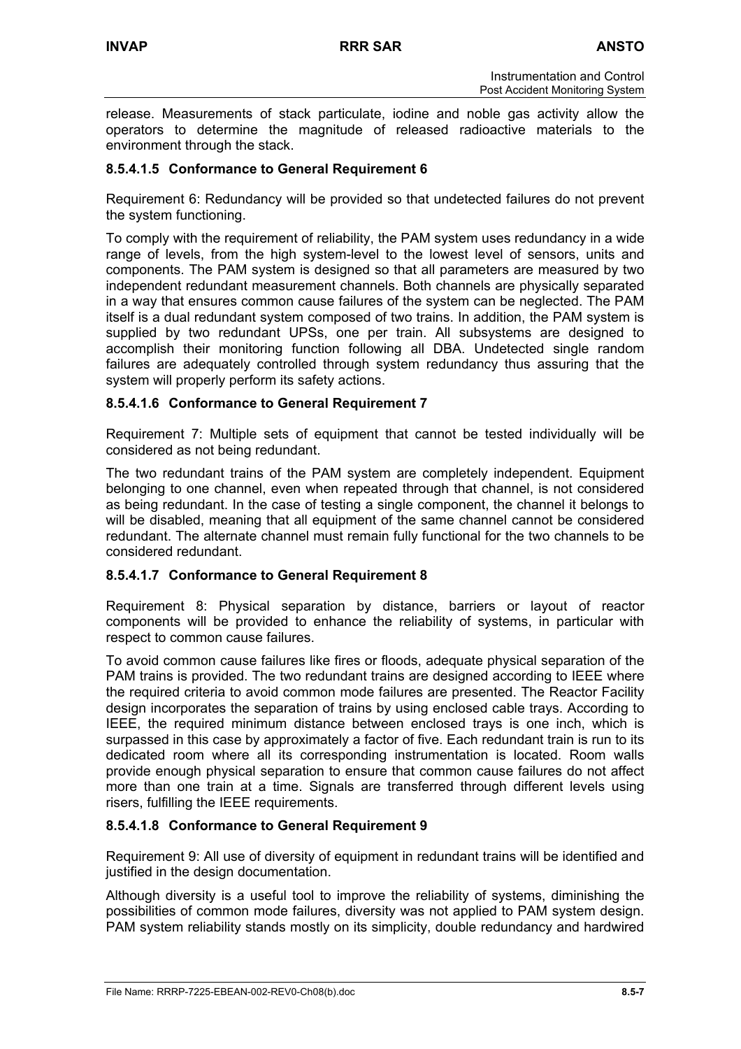release. Measurements of stack particulate, iodine and noble gas activity allow the operators to determine the magnitude of released radioactive materials to the environment through the stack.

#### 8.5.4.1.5 Conformance to General Requirement 6

Requirement 6: Redundancy will be provided so that undetected failures do not prevent the system functioning.

To comply with the requirement of reliability, the PAM system uses redundancy in a wide range of levels, from the high system-level to the lowest level of sensors, units and components. The PAM system is designed so that all parameters are measured by two independent redundant measurement channels. Both channels are physically separated in a way that ensures common cause failures of the system can be neglected. The PAM itself is a dual redundant system composed of two trains. In addition, the PAM system is supplied by two redundant UPSs, one per train. All subsystems are designed to accomplish their monitoring function following all DBA. Undetected single random failures are adequately controlled through system redundancy thus assuring that the system will properly perform its safety actions.

#### 8.5.4.1.6 Conformance to General Requirement 7

Requirement 7: Multiple sets of equipment that cannot be tested individually will be considered as not being redundant.

The two redundant trains of the PAM system are completely independent. Equipment belonging to one channel, even when repeated through that channel, is not considered as being redundant. In the case of testing a single component, the channel it belongs to will be disabled, meaning that all equipment of the same channel cannot be considered redundant. The alternate channel must remain fully functional for the two channels to be considered redundant.

#### 8.5.4.1.7 Conformance to General Requirement 8

Requirement 8: Physical separation by distance, barriers or layout of reactor components will be provided to enhance the reliability of systems, in particular with respect to common cause failures.

To avoid common cause failures like fires or floods, adequate physical separation of the PAM trains is provided. The two redundant trains are designed according to IEEE where the required criteria to avoid common mode failures are presented. The Reactor Facility design incorporates the separation of trains by using enclosed cable trays. According to IEEE, the required minimum distance between enclosed trays is one inch, which is surpassed in this case by approximately a factor of five. Each redundant train is run to its dedicated room where all its corresponding instrumentation is located. Room walls provide enough physical separation to ensure that common cause failures do not affect more than one train at a time. Signals are transferred through different levels using risers, fulfilling the IEEE requirements.

#### 8.5.4.1.8 Conformance to General Requirement 9

Requirement 9: All use of diversity of equipment in redundant trains will be identified and justified in the design documentation.

Although diversity is a useful tool to improve the reliability of systems, diminishing the possibilities of common mode failures, diversity was not applied to PAM system design. PAM system reliability stands mostly on its simplicity, double redundancy and hardwired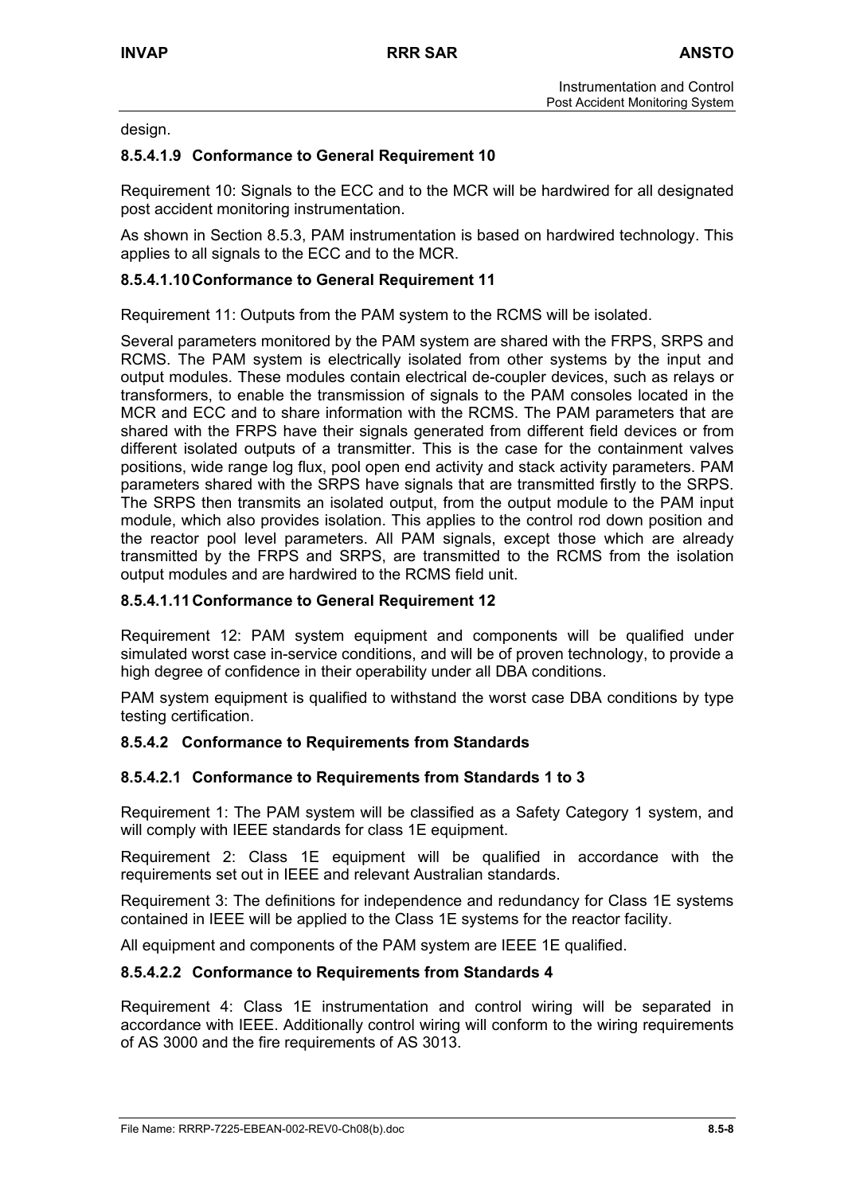design.

#### 8.5.4.1.9 Conformance to General Requirement 10

Requirement 10: Signals to the ECC and to the MCR will be hardwired for all designated post accident monitoring instrumentation.

As shown in Section 8.5.3, PAM instrumentation is based on hardwired technology. This applies to all signals to the ECC and to the MCR.

#### 8.5.4.1.10 Conformance to General Requirement 11

Requirement 11: Outputs from the PAM system to the RCMS will be isolated.

Several parameters monitored by the PAM system are shared with the FRPS, SRPS and RCMS. The PAM system is electrically isolated from other systems by the input and output modules. These modules contain electrical de-coupler devices, such as relays or transformers, to enable the transmission of signals to the PAM consoles located in the MCR and ECC and to share information with the RCMS. The PAM parameters that are shared with the FRPS have their signals generated from different field devices or from different isolated outputs of a transmitter. This is the case for the containment valves positions, wide range log flux, pool open end activity and stack activity parameters. PAM parameters shared with the SRPS have signals that are transmitted firstly to the SRPS. The SRPS then transmits an isolated output, from the output module to the PAM input module, which also provides isolation. This applies to the control rod down position and the reactor pool level parameters. All PAM signals, except those which are already transmitted by the FRPS and SRPS, are transmitted to the RCMS from the isolation output modules and are hardwired to the RCMS field unit.

#### 8.5.4.1.11 Conformance to General Requirement 12

Requirement 12: PAM system equipment and components will be qualified under simulated worst case in-service conditions, and will be of proven technology, to provide a high degree of confidence in their operability under all DBA conditions.

PAM system equipment is qualified to withstand the worst case DBA conditions by type testing certification.

### 8.5.4.2 Conformance to Requirements from Standards

#### 8.5.4.2.1 Conformance to Requirements from Standards 1 to 3

Requirement 1: The PAM system will be classified as a Safety Category 1 system, and will comply with IEEE standards for class 1E equipment.

Requirement 2: Class 1E equipment will be qualified in accordance with the requirements set out in IEEE and relevant Australian standards.

Requirement 3: The definitions for independence and redundancy for Class 1E systems contained in IEEE will be applied to the Class 1E systems for the reactor facility.

All equipment and components of the PAM system are IEEE 1E qualified.

#### 8.5.4.2.2 Conformance to Requirements from Standards 4

Requirement 4: Class 1E instrumentation and control wiring will be separated in accordance with IEEE. Additionally control wiring will conform to the wiring requirements of AS 3000 and the fire requirements of AS 3013.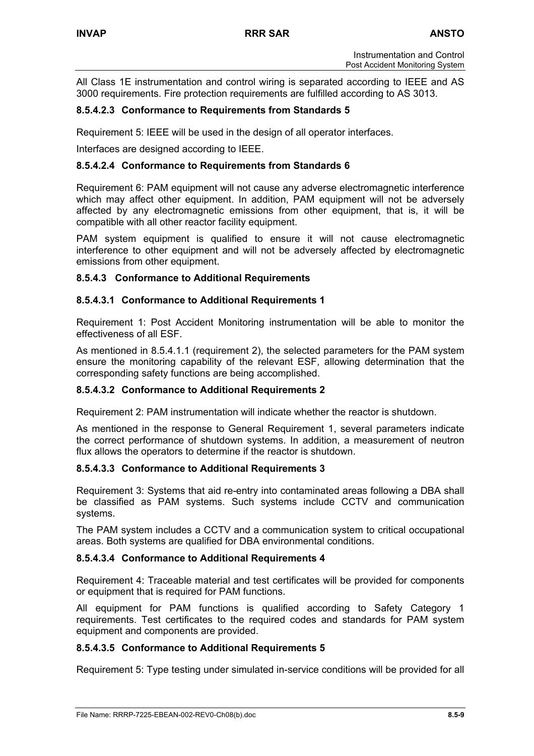All Class 1E instrumentation and control wiring is separated according to IEEE and AS 3000 requirements. Fire protection requirements are fulfilled according to AS 3013.

#### 8.5.4.2.3 Conformance to Requirements from Standards 5

Requirement 5: IEEE will be used in the design of all operator interfaces.

Interfaces are designed according to IEEE.

#### 8.5.4.2.4 Conformance to Requirements from Standards 6

Requirement 6: PAM equipment will not cause any adverse electromagnetic interference which may affect other equipment. In addition, PAM equipment will not be adversely affected by any electromagnetic emissions from other equipment, that is, it will be compatible with all other reactor facility equipment.

PAM system equipment is qualified to ensure it will not cause electromagnetic interference to other equipment and will not be adversely affected by electromagnetic emissions from other equipment.

### 8.5.4.3 Conformance to Additional Requirements

#### 8.5.4.3.1 Conformance to Additional Requirements 1

Requirement 1: Post Accident Monitoring instrumentation will be able to monitor the effectiveness of all ESF.

As mentioned in 8.5.4.1.1 (requirement 2), the selected parameters for the PAM system ensure the monitoring capability of the relevant ESF, allowing determination that the corresponding safety functions are being accomplished.

#### 8.5.4.3.2 Conformance to Additional Requirements 2

Requirement 2: PAM instrumentation will indicate whether the reactor is shutdown.

As mentioned in the response to General Requirement 1, several parameters indicate the correct performance of shutdown systems. In addition, a measurement of neutron flux allows the operators to determine if the reactor is shutdown.

#### 8.5.4.3.3 Conformance to Additional Requirements 3

Requirement 3: Systems that aid re-entry into contaminated areas following a DBA shall be classified as PAM systems. Such systems include CCTV and communication systems.

The PAM system includes a CCTV and a communication system to critical occupational areas. Both systems are qualified for DBA environmental conditions.

#### 8.5.4.3.4 Conformance to Additional Requirements 4

Requirement 4: Traceable material and test certificates will be provided for components or equipment that is required for PAM functions.

All equipment for PAM functions is qualified according to Safety Category 1 requirements. Test certificates to the required codes and standards for PAM system equipment and components are provided.

#### 8.5.4.3.5 Conformance to Additional Requirements 5

Requirement 5: Type testing under simulated in-service conditions will be provided for all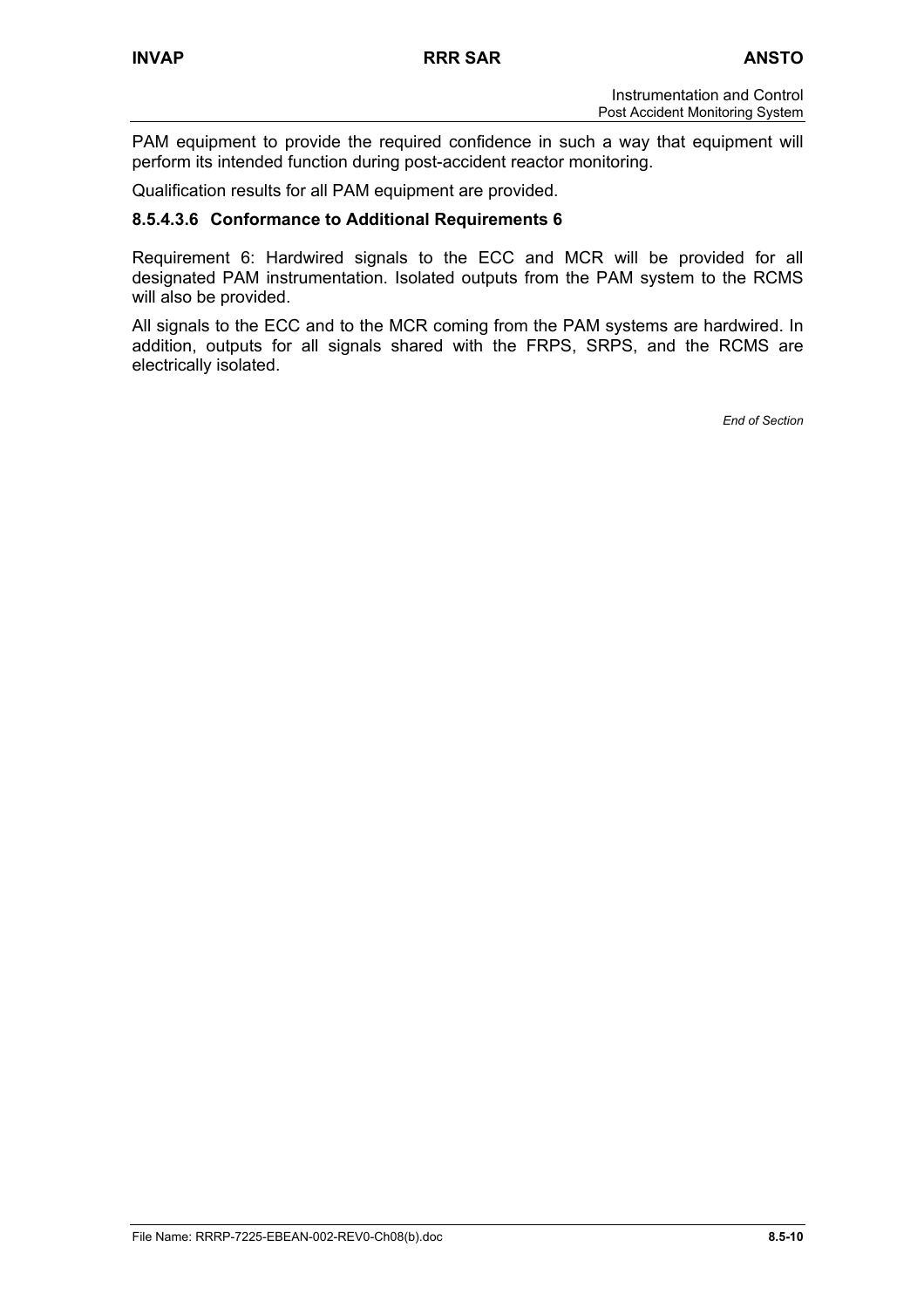PAM equipment to provide the required confidence in such a way that equipment will perform its intended function during post-accident reactor monitoring.

Qualification results for all PAM equipment are provided.

#### 8.5.4.3.6 Conformance to Additional Requirements 6

Requirement 6: Hardwired signals to the ECC and MCR will be provided for all designated PAM instrumentation. Isolated outputs from the PAM system to the RCMS will also be provided.

All signals to the ECC and to the MCR coming from the PAM systems are hardwired. In addition, outputs for all signals shared with the FRPS, SRPS, and the RCMS are electrically isolated.

*End of Section*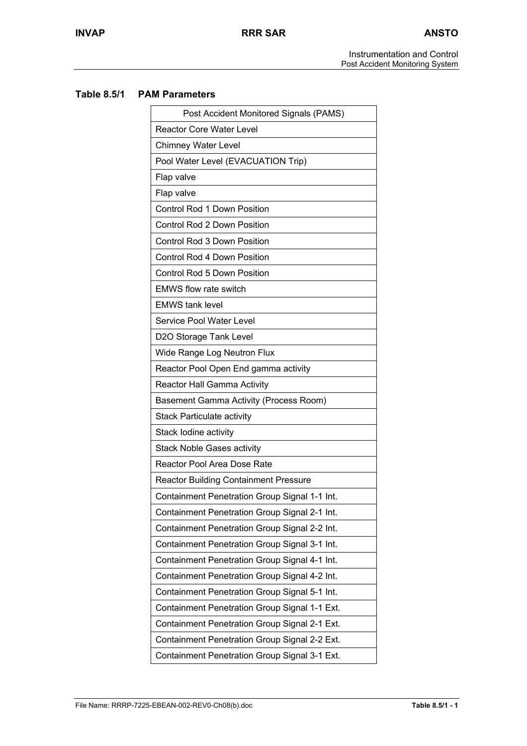**Table 8.5/1 PAM Parameters**

| Post Accident Monitored Signals (PAMS) |
|---|
| Reactor Core Water Level |
| Chimney Water Level |
| Pool Water Level (EVACUATION Trip) |
| Flap valve |
| Flap valve |
| Control Rod 1 Down Position |
| Control Rod 2 Down Position |
| Control Rod 3 Down Position |
| Control Rod 4 Down Position |
| Control Rod 5 Down Position |
| EMWS flow rate switch |
| EMWS tank level |
| Service Pool Water Level |
| D2O Storage Tank Level |
| Wide Range Log Neutron Flux |
| Reactor Pool Open End gamma activity |
| Reactor Hall Gamma Activity |
| Basement Gamma Activity (Process Room) |
| Stack Particulate activity |
| Stack Iodine activity |
| Stack Noble Gases activity |
| Reactor Pool Area Dose Rate |
| Reactor Building Containment Pressure |
| Containment Penetration Group Signal 1-1 Int. |
| Containment Penetration Group Signal 2-1 Int. |
| Containment Penetration Group Signal 2-2 Int. |
| Containment Penetration Group Signal 3-1 Int. |
| Containment Penetration Group Signal 4-1 Int. |
| Containment Penetration Group Signal 4-2 Int. |
| Containment Penetration Group Signal 5-1 Int. |
| Containment Penetration Group Signal 1-1 Ext. |
| Containment Penetration Group Signal 2-1 Ext. |
| Containment Penetration Group Signal 2-2 Ext. |
| Containment Penetration Group Signal 3-1 Ext. |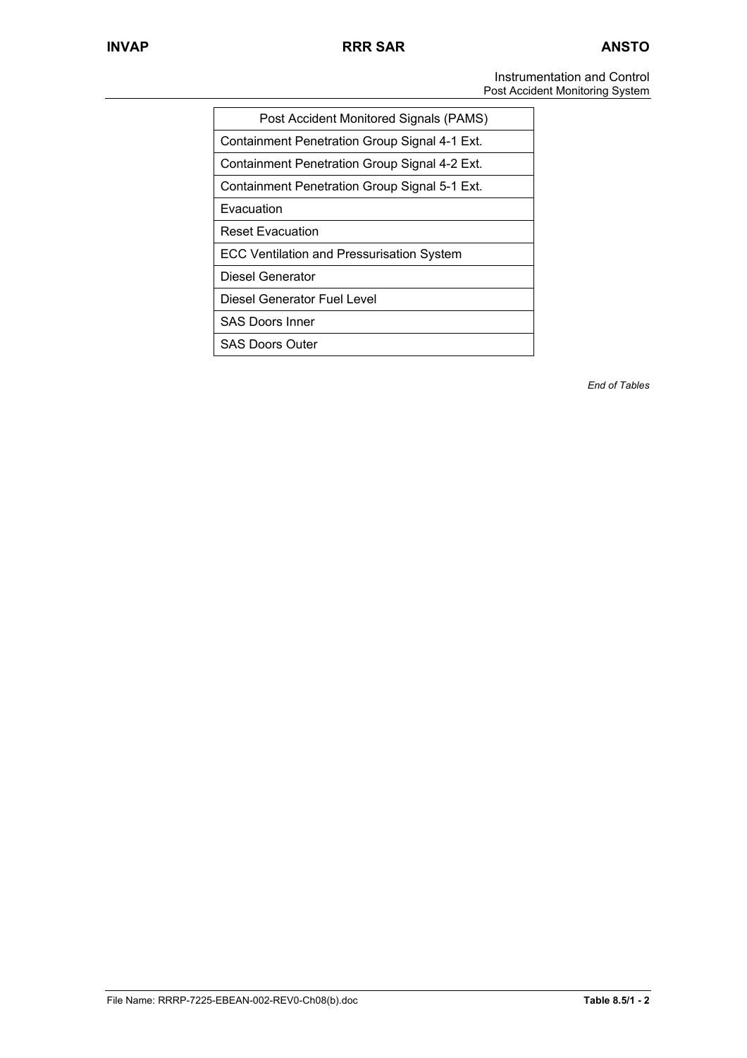| Post Accident Monitored Signals (PAMS) |
|---|
| Containment Penetration Group Signal 4-1 Ext. |
| Containment Penetration Group Signal 4-2 Ext. |
| Containment Penetration Group Signal 5-1 Ext. |
| Evacuation |
| Reset Evacuation |
| ECC Ventilation and Pressurisation System |
| Diesel Generator |
| Diesel Generator Fuel Level |
| SAS Doors Inner |
| SAS Doors Outer |

*End of Tables*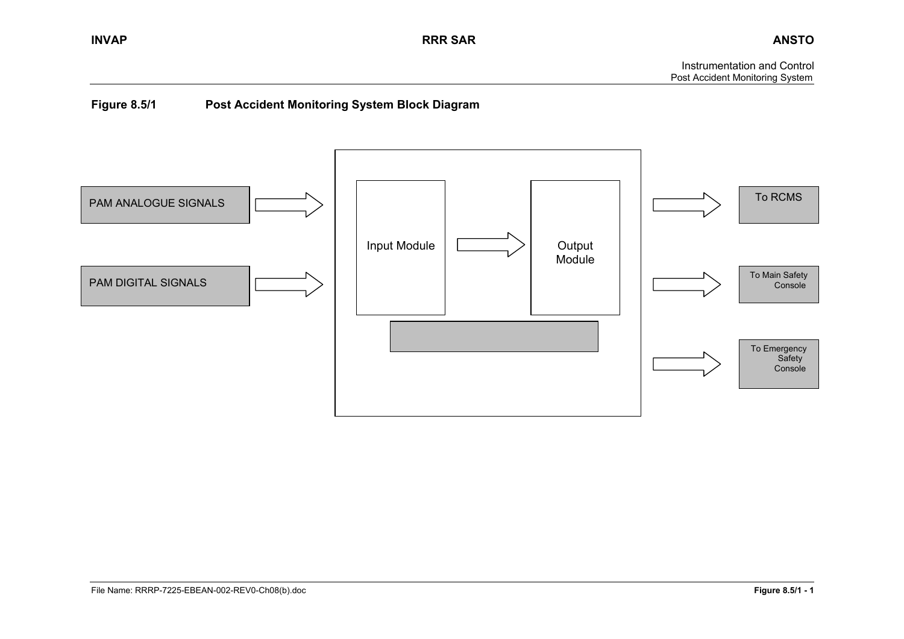**Figure 8.5/1 Post Accident Monitoring System Block Diagram**

PAM ANALOGUE SIGNALS

PAM DIGITAL SIGNALS

Input Module

Output Module

To RCMS

To Main Safety Console

To Emergency Safety Console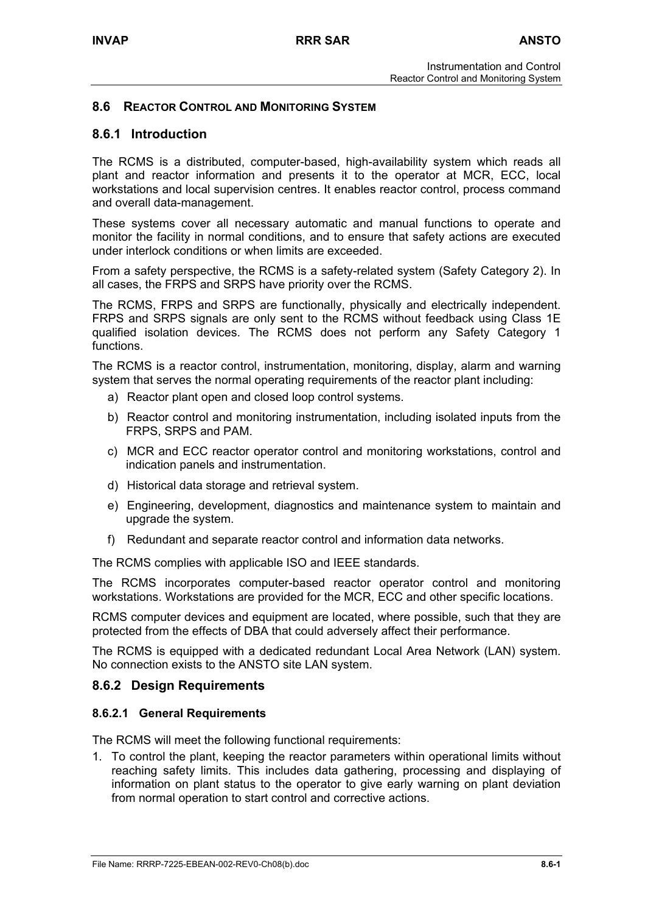## 8.6 REACTOR CONTROL AND MONITORING SYSTEM

### 8.6.1 Introduction

The RCMS is a distributed, computer-based, high-availability system which reads all plant and reactor information and presents it to the operator at MCR, ECC, local workstations and local supervision centres. It enables reactor control, process command and overall data-management.

These systems cover all necessary automatic and manual functions to operate and monitor the facility in normal conditions, and to ensure that safety actions are executed under interlock conditions or when limits are exceeded.

From a safety perspective, the RCMS is a safety-related system (Safety Category 2). In all cases, the FRPS and SRPS have priority over the RCMS.

The RCMS, FRPS and SRPS are functionally, physically and electrically independent. FRPS and SRPS signals are only sent to the RCMS without feedback using Class 1E qualified isolation devices. The RCMS does not perform any Safety Category 1 functions.

The RCMS is a reactor control, instrumentation, monitoring, display, alarm and warning system that serves the normal operating requirements of the reactor plant including:

a) Reactor plant open and closed loop control systems.

b) Reactor control and monitoring instrumentation, including isolated inputs from the FRPS, SRPS and PAM.

c) MCR and ECC reactor operator control and monitoring workstations, control and indication panels and instrumentation.

d) Historical data storage and retrieval system.

e) Engineering, development, diagnostics and maintenance system to maintain and upgrade the system.

f) Redundant and separate reactor control and information data networks.

The RCMS complies with applicable ISO and IEEE standards.

The RCMS incorporates computer-based reactor operator control and monitoring workstations. Workstations are provided for the MCR, ECC and other specific locations.

RCMS computer devices and equipment are located, where possible, such that they are protected from the effects of DBA that could adversely affect their performance.

The RCMS is equipped with a dedicated redundant Local Area Network (LAN) system. No connection exists to the ANSTO site LAN system.

### 8.6.2 Design Requirements

#### 8.6.2.1 General Requirements

The RCMS will meet the following functional requirements:

1. To control the plant, keeping the reactor parameters within operational limits without reaching safety limits. This includes data gathering, processing and displaying of information on plant status to the operator to give early warning on plant deviation from normal operation to start control and corrective actions.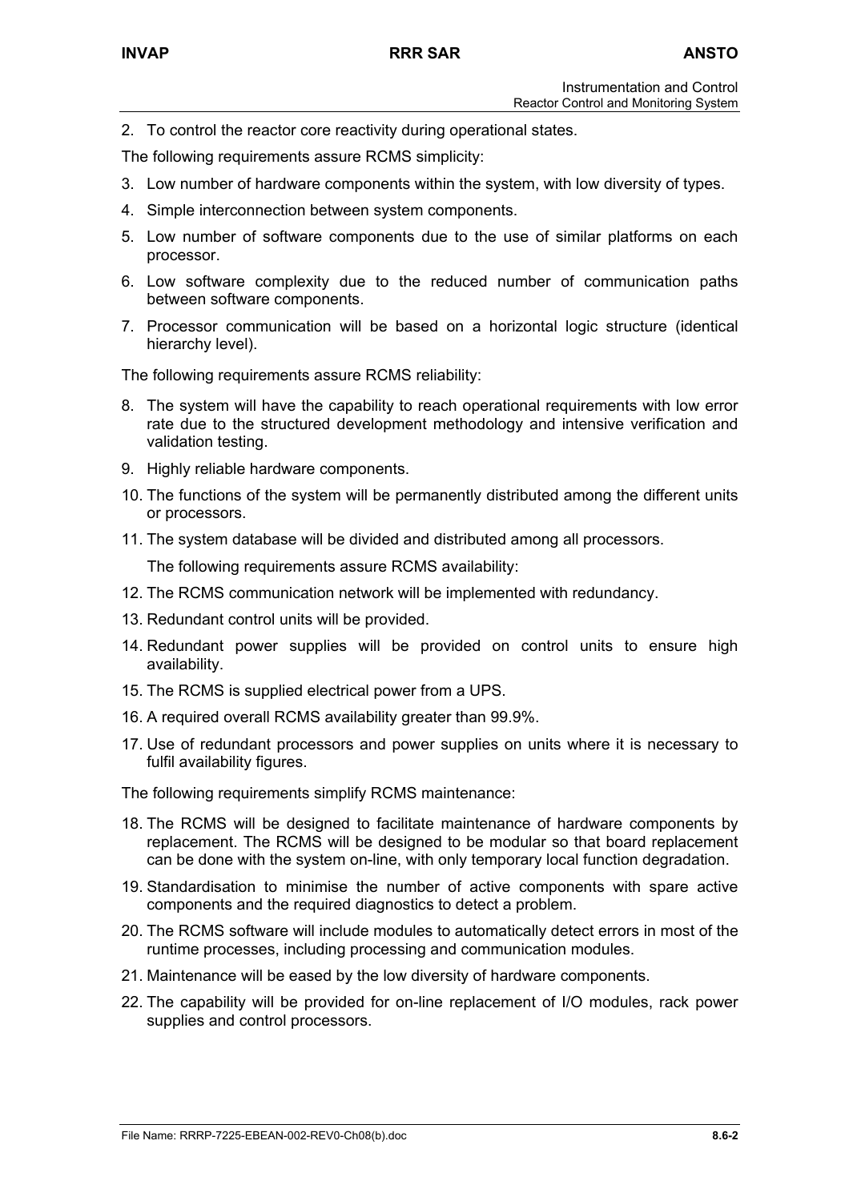2. To control the reactor core reactivity during operational states.

The following requirements assure RCMS simplicity:

3. Low number of hardware components within the system, with low diversity of types.
4. Simple interconnection between system components.
5. Low number of software components due to the use of similar platforms on each processor.
6. Low software complexity due to the reduced number of communication paths between software components.
7. Processor communication will be based on a horizontal logic structure (identical hierarchy level).

The following requirements assure RCMS reliability:

8. The system will have the capability to reach operational requirements with low error rate due to the structured development methodology and intensive verification and validation testing.
9. Highly reliable hardware components.
10. The functions of the system will be permanently distributed among the different units or processors.
11. The system database will be divided and distributed among all processors.

    The following requirements assure RCMS availability:

12. The RCMS communication network will be implemented with redundancy.
13. Redundant control units will be provided.
14. Redundant power supplies will be provided on control units to ensure high availability.
15. The RCMS is supplied electrical power from a UPS.
16. A required overall RCMS availability greater than 99.9%.
17. Use of redundant processors and power supplies on units where it is necessary to fulfil availability figures.

The following requirements simplify RCMS maintenance:

18. The RCMS will be designed to facilitate maintenance of hardware components by replacement. The RCMS will be designed to be modular so that board replacement can be done with the system on-line, with only temporary local function degradation.
19. Standardisation to minimise the number of active components with spare active components and the required diagnostics to detect a problem.
20. The RCMS software will include modules to automatically detect errors in most of the runtime processes, including processing and communication modules.
21. Maintenance will be eased by the low diversity of hardware components.
22. The capability will be provided for on-line replacement of I/O modules, rack power supplies and control processors.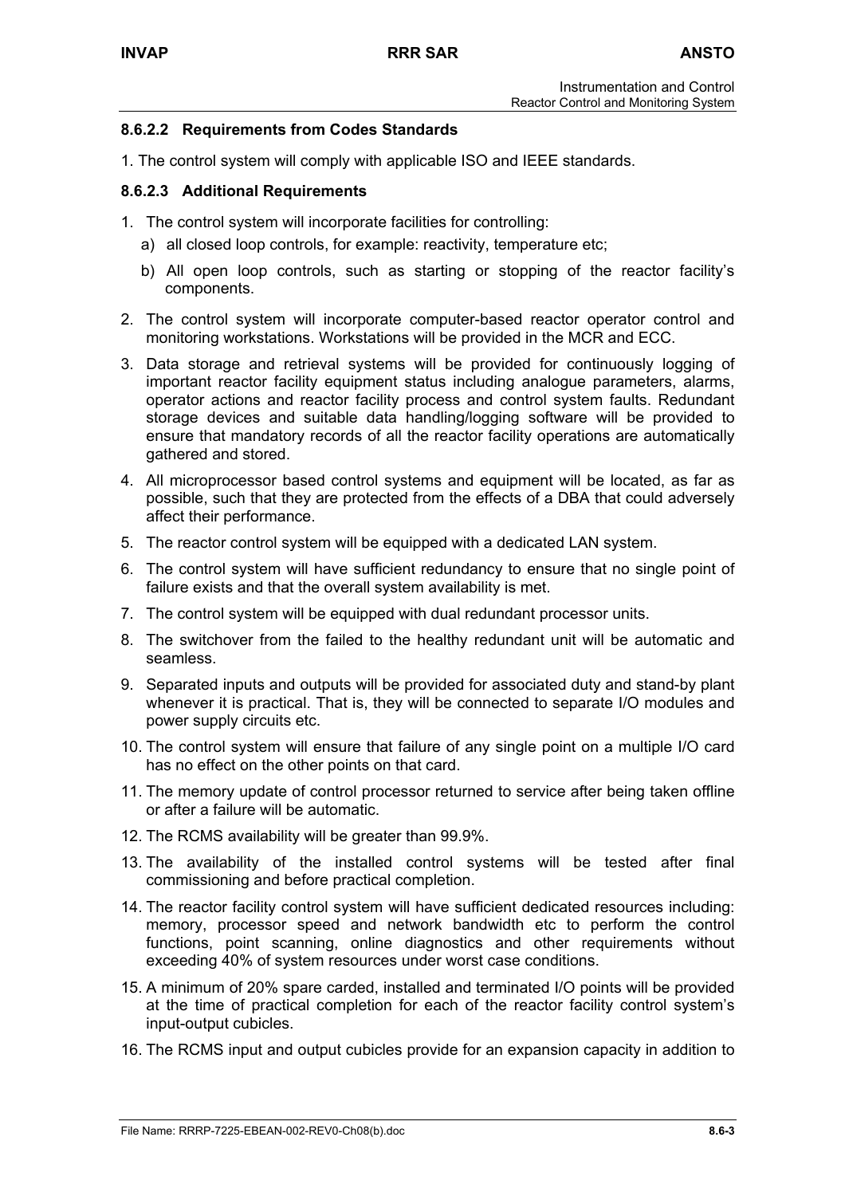#### 8.6.2.2 Requirements from Codes Standards

1. The control system will comply with applicable ISO and IEEE standards.

#### 8.6.2.3 Additional Requirements

1. The control system will incorporate facilities for controlling:
   a) all closed loop controls, for example: reactivity, temperature etc;
   b) All open loop controls, such as starting or stopping of the reactor facility's components.
2. The control system will incorporate computer-based reactor operator control and monitoring workstations. Workstations will be provided in the MCR and ECC.
3. Data storage and retrieval systems will be provided for continuously logging of important reactor facility equipment status including analogue parameters, alarms, operator actions and reactor facility process and control system faults. Redundant storage devices and suitable data handling/logging software will be provided to ensure that mandatory records of all the reactor facility operations are automatically gathered and stored.
4. All microprocessor based control systems and equipment will be located, as far as possible, such that they are protected from the effects of a DBA that could adversely affect their performance.
5. The reactor control system will be equipped with a dedicated LAN system.
6. The control system will have sufficient redundancy to ensure that no single point of failure exists and that the overall system availability is met.
7. The control system will be equipped with dual redundant processor units.
8. The switchover from the failed to the healthy redundant unit will be automatic and seamless.
9. Separated inputs and outputs will be provided for associated duty and stand-by plant whenever it is practical. That is, they will be connected to separate I/O modules and power supply circuits etc.
10. The control system will ensure that failure of any single point on a multiple I/O card has no effect on the other points on that card.
11. The memory update of control processor returned to service after being taken offline or after a failure will be automatic.
12. The RCMS availability will be greater than 99.9%.
13. The availability of the installed control systems will be tested after final commissioning and before practical completion.
14. The reactor facility control system will have sufficient dedicated resources including: memory, processor speed and network bandwidth etc to perform the control functions, point scanning, online diagnostics and other requirements without exceeding 40% of system resources under worst case conditions.
15. A minimum of 20% spare carded, installed and terminated I/O points will be provided at the time of practical completion for each of the reactor facility control system's input-output cubicles.
16. The RCMS input and output cubicles provide for an expansion capacity in addition to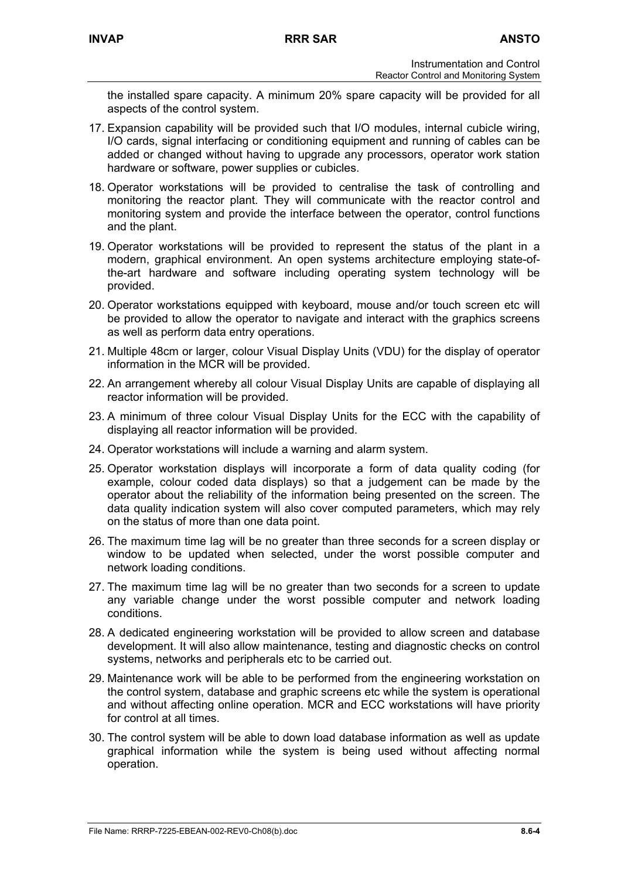the installed spare capacity. A minimum 20% spare capacity will be provided for all aspects of the control system.

17. Expansion capability will be provided such that I/O modules, internal cubicle wiring, I/O cards, signal interfacing or conditioning equipment and running of cables can be added or changed without having to upgrade any processors, operator work station hardware or software, power supplies or cubicles.

18. Operator workstations will be provided to centralise the task of controlling and monitoring the reactor plant. They will communicate with the reactor control and monitoring system and provide the interface between the operator, control functions and the plant.

19. Operator workstations will be provided to represent the status of the plant in a modern, graphical environment. An open systems architecture employing state-of-the-art hardware and software including operating system technology will be provided.

20. Operator workstations equipped with keyboard, mouse and/or touch screen etc will be provided to allow the operator to navigate and interact with the graphics screens as well as perform data entry operations.

21. Multiple 48cm or larger, colour Visual Display Units (VDU) for the display of operator information in the MCR will be provided.

22. An arrangement whereby all colour Visual Display Units are capable of displaying all reactor information will be provided.

23. A minimum of three colour Visual Display Units for the ECC with the capability of displaying all reactor information will be provided.

24. Operator workstations will include a warning and alarm system.

25. Operator workstation displays will incorporate a form of data quality coding (for example, colour coded data displays) so that a judgement can be made by the operator about the reliability of the information being presented on the screen. The data quality indication system will also cover computed parameters, which may rely on the status of more than one data point.

26. The maximum time lag will be no greater than three seconds for a screen display or window to be updated when selected, under the worst possible computer and network loading conditions.

27. The maximum time lag will be no greater than two seconds for a screen to update any variable change under the worst possible computer and network loading conditions.

28. A dedicated engineering workstation will be provided to allow screen and database development. It will also allow maintenance, testing and diagnostic checks on control systems, networks and peripherals etc to be carried out.

29. Maintenance work will be able to be performed from the engineering workstation on the control system, database and graphic screens etc while the system is operational and without affecting online operation. MCR and ECC workstations will have priority for control at all times.

30. The control system will be able to down load database information as well as update graphical information while the system is being used without affecting normal operation.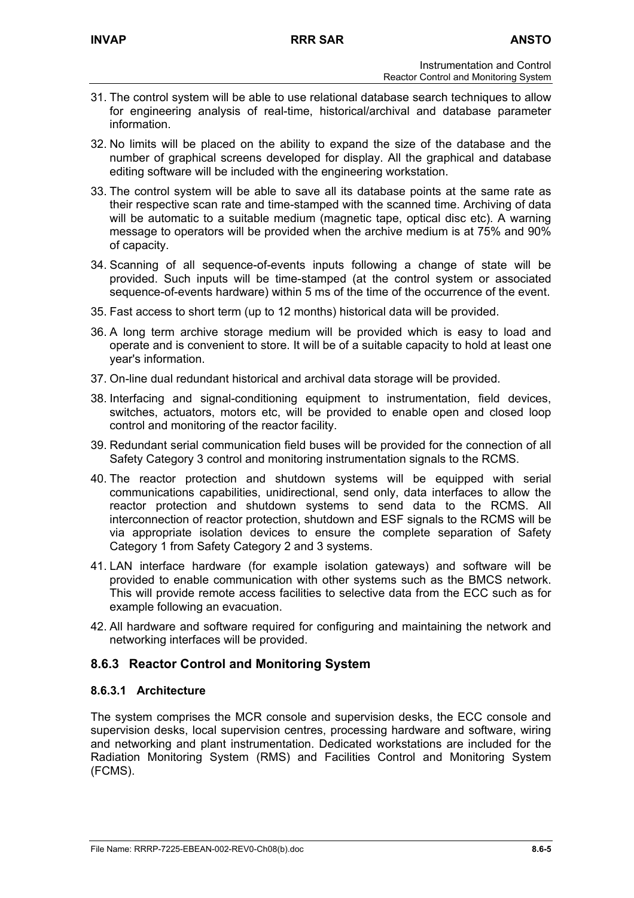31. The control system will be able to use relational database search techniques to allow for engineering analysis of real-time, historical/archival and database parameter information.

32. No limits will be placed on the ability to expand the size of the database and the number of graphical screens developed for display. All the graphical and database editing software will be included with the engineering workstation.

33. The control system will be able to save all its database points at the same rate as their respective scan rate and time-stamped with the scanned time. Archiving of data will be automatic to a suitable medium (magnetic tape, optical disc etc). A warning message to operators will be provided when the archive medium is at 75% and 90% of capacity.

34. Scanning of all sequence-of-events inputs following a change of state will be provided. Such inputs will be time-stamped (at the control system or associated sequence-of-events hardware) within 5 ms of the time of the occurrence of the event.

35. Fast access to short term (up to 12 months) historical data will be provided.

36. A long term archive storage medium will be provided which is easy to load and operate and is convenient to store. It will be of a suitable capacity to hold at least one year's information.

37. On-line dual redundant historical and archival data storage will be provided.

38. Interfacing and signal-conditioning equipment to instrumentation, field devices, switches, actuators, motors etc, will be provided to enable open and closed loop control and monitoring of the reactor facility.

39. Redundant serial communication field buses will be provided for the connection of all Safety Category 3 control and monitoring instrumentation signals to the RCMS.

40. The reactor protection and shutdown systems will be equipped with serial communications capabilities, unidirectional, send only, data interfaces to allow the reactor protection and shutdown systems to send data to the RCMS. All interconnection of reactor protection, shutdown and ESF signals to the RCMS will be via appropriate isolation devices to ensure the complete separation of Safety Category 1 from Safety Category 2 and 3 systems.

41. LAN interface hardware (for example isolation gateways) and software will be provided to enable communication with other systems such as the BMCS network. This will provide remote access facilities to selective data from the ECC such as for example following an evacuation.

42. All hardware and software required for configuring and maintaining the network and networking interfaces will be provided.

### 8.6.3 Reactor Control and Monitoring System

#### 8.6.3.1 Architecture

The system comprises the MCR console and supervision desks, the ECC console and supervision desks, local supervision centres, processing hardware and software, wiring and networking and plant instrumentation. Dedicated workstations are included for the Radiation Monitoring System (RMS) and Facilities Control and Monitoring System (FCMS).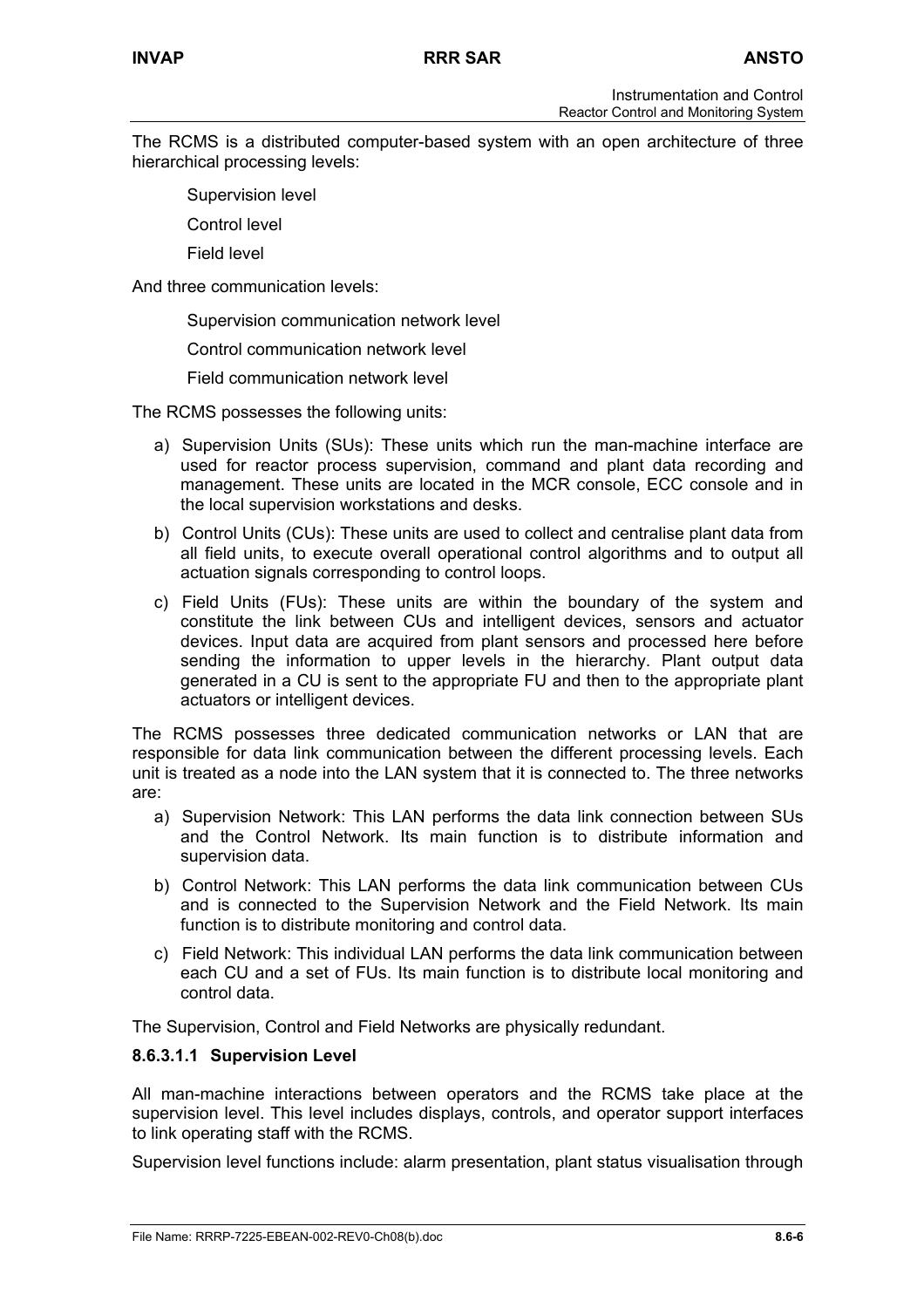The RCMS is a distributed computer-based system with an open architecture of three hierarchical processing levels:

- Supervision level
- Control level
- Field level

And three communication levels:

- Supervision communication network level
- Control communication network level
- Field communication network level

The RCMS possesses the following units:

a) Supervision Units (SUs): These units which run the man-machine interface are used for reactor process supervision, command and plant data recording and management. These units are located in the MCR console, ECC console and in the local supervision workstations and desks.

b) Control Units (CUs): These units are used to collect and centralise plant data from all field units, to execute overall operational control algorithms and to output all actuation signals corresponding to control loops.

c) Field Units (FUs): These units are within the boundary of the system and constitute the link between CUs and intelligent devices, sensors and actuator devices. Input data are acquired from plant sensors and processed here before sending the information to upper levels in the hierarchy. Plant output data generated in a CU is sent to the appropriate FU and then to the appropriate plant actuators or intelligent devices.

The RCMS possesses three dedicated communication networks or LAN that are responsible for data link communication between the different processing levels. Each unit is treated as a node into the LAN system that it is connected to. The three networks are:

a) Supervision Network: This LAN performs the data link connection between SUs and the Control Network. Its main function is to distribute information and supervision data.

b) Control Network: This LAN performs the data link communication between CUs and is connected to the Supervision Network and the Field Network. Its main function is to distribute monitoring and control data.

c) Field Network: This individual LAN performs the data link communication between each CU and a set of FUs. Its main function is to distribute local monitoring and control data.

The Supervision, Control and Field Networks are physically redundant.

#### 8.6.3.1.1 Supervision Level

All man-machine interactions between operators and the RCMS take place at the supervision level. This level includes displays, controls, and operator support interfaces to link operating staff with the RCMS.

Supervision level functions include: alarm presentation, plant status visualisation through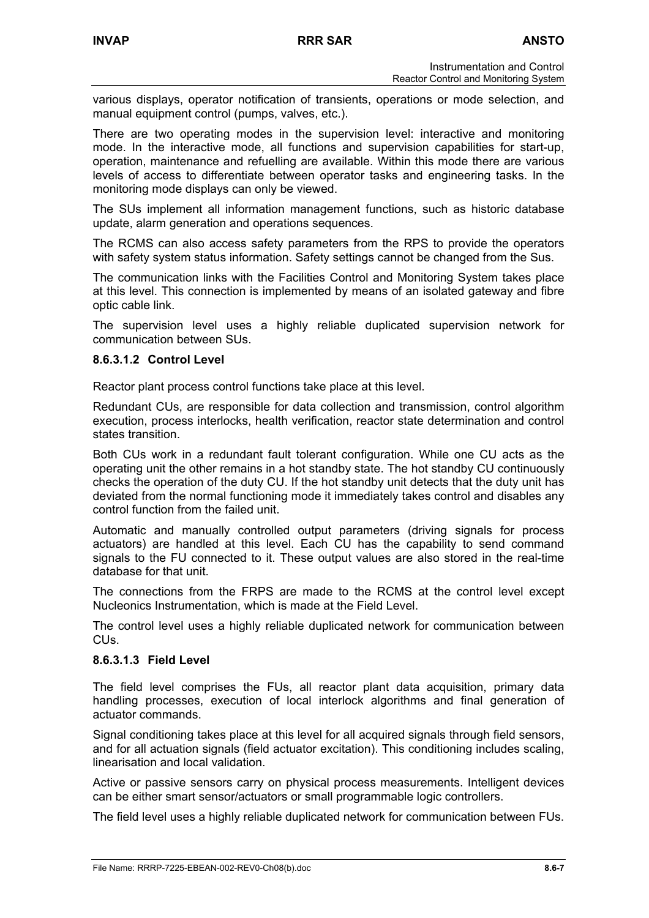various displays, operator notification of transients, operations or mode selection, and manual equipment control (pumps, valves, etc.).

There are two operating modes in the supervision level: interactive and monitoring mode. In the interactive mode, all functions and supervision capabilities for start-up, operation, maintenance and refuelling are available. Within this mode there are various levels of access to differentiate between operator tasks and engineering tasks. In the monitoring mode displays can only be viewed.

The SUs implement all information management functions, such as historic database update, alarm generation and operations sequences.

The RCMS can also access safety parameters from the RPS to provide the operators with safety system status information. Safety settings cannot be changed from the Sus.

The communication links with the Facilities Control and Monitoring System takes place at this level. This connection is implemented by means of an isolated gateway and fibre optic cable link.

The supervision level uses a highly reliable duplicated supervision network for communication between SUs.

#### 8.6.3.1.2 Control Level

Reactor plant process control functions take place at this level.

Redundant CUs, are responsible for data collection and transmission, control algorithm execution, process interlocks, health verification, reactor state determination and control states transition.

Both CUs work in a redundant fault tolerant configuration. While one CU acts as the operating unit the other remains in a hot standby state. The hot standby CU continuously checks the operation of the duty CU. If the hot standby unit detects that the duty unit has deviated from the normal functioning mode it immediately takes control and disables any control function from the failed unit.

Automatic and manually controlled output parameters (driving signals for process actuators) are handled at this level. Each CU has the capability to send command signals to the FU connected to it. These output values are also stored in the real-time database for that unit.

The connections from the FRPS are made to the RCMS at the control level except Nucleonics Instrumentation, which is made at the Field Level.

The control level uses a highly reliable duplicated network for communication between CUs.

#### 8.6.3.1.3 Field Level

The field level comprises the FUs, all reactor plant data acquisition, primary data handling processes, execution of local interlock algorithms and final generation of actuator commands.

Signal conditioning takes place at this level for all acquired signals through field sensors, and for all actuation signals (field actuator excitation). This conditioning includes scaling, linearisation and local validation.

Active or passive sensors carry on physical process measurements. Intelligent devices can be either smart sensor/actuators or small programmable logic controllers.

The field level uses a highly reliable duplicated network for communication between FUs.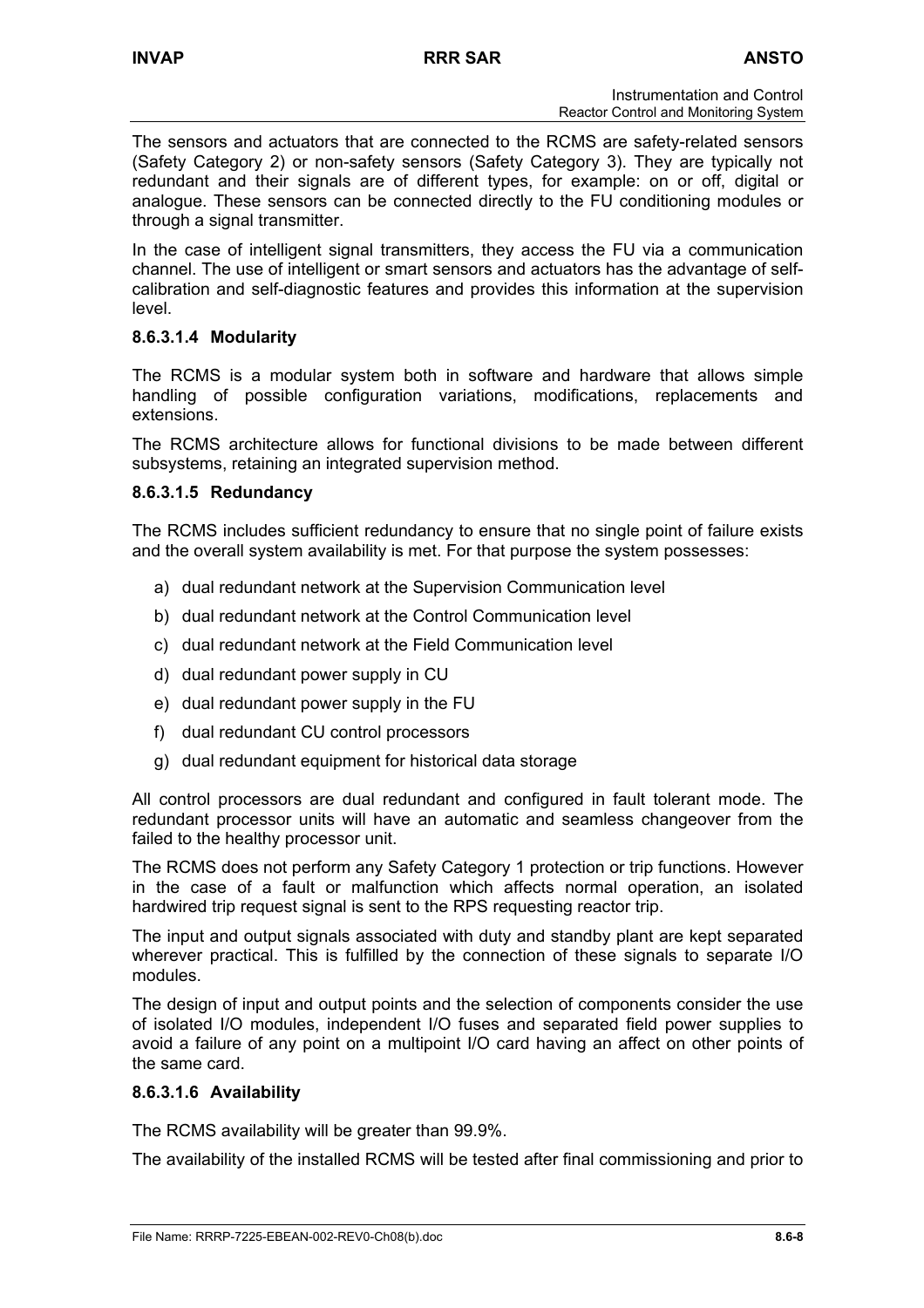The sensors and actuators that are connected to the RCMS are safety-related sensors (Safety Category 2) or non-safety sensors (Safety Category 3). They are typically not redundant and their signals are of different types, for example: on or off, digital or analogue. These sensors can be connected directly to the FU conditioning modules or through a signal transmitter.

In the case of intelligent signal transmitters, they access the FU via a communication channel. The use of intelligent or smart sensors and actuators has the advantage of self-calibration and self-diagnostic features and provides this information at the supervision level.

#### 8.6.3.1.4 Modularity

The RCMS is a modular system both in software and hardware that allows simple handling of possible configuration variations, modifications, replacements and extensions.

The RCMS architecture allows for functional divisions to be made between different subsystems, retaining an integrated supervision method.

#### 8.6.3.1.5 Redundancy

The RCMS includes sufficient redundancy to ensure that no single point of failure exists and the overall system availability is met. For that purpose the system possesses:

a) dual redundant network at the Supervision Communication level
b) dual redundant network at the Control Communication level
c) dual redundant network at the Field Communication level
d) dual redundant power supply in CU
e) dual redundant power supply in the FU
f) dual redundant CU control processors
g) dual redundant equipment for historical data storage

All control processors are dual redundant and configured in fault tolerant mode. The redundant processor units will have an automatic and seamless changeover from the failed to the healthy processor unit.

The RCMS does not perform any Safety Category 1 protection or trip functions. However in the case of a fault or malfunction which affects normal operation, an isolated hardwired trip request signal is sent to the RPS requesting reactor trip.

The input and output signals associated with duty and standby plant are kept separated wherever practical. This is fulfilled by the connection of these signals to separate I/O modules.

The design of input and output points and the selection of components consider the use of isolated I/O modules, independent I/O fuses and separated field power supplies to avoid a failure of any point on a multipoint I/O card having an affect on other points of the same card.

#### 8.6.3.1.6 Availability

The RCMS availability will be greater than 99.9%.

The availability of the installed RCMS will be tested after final commissioning and prior to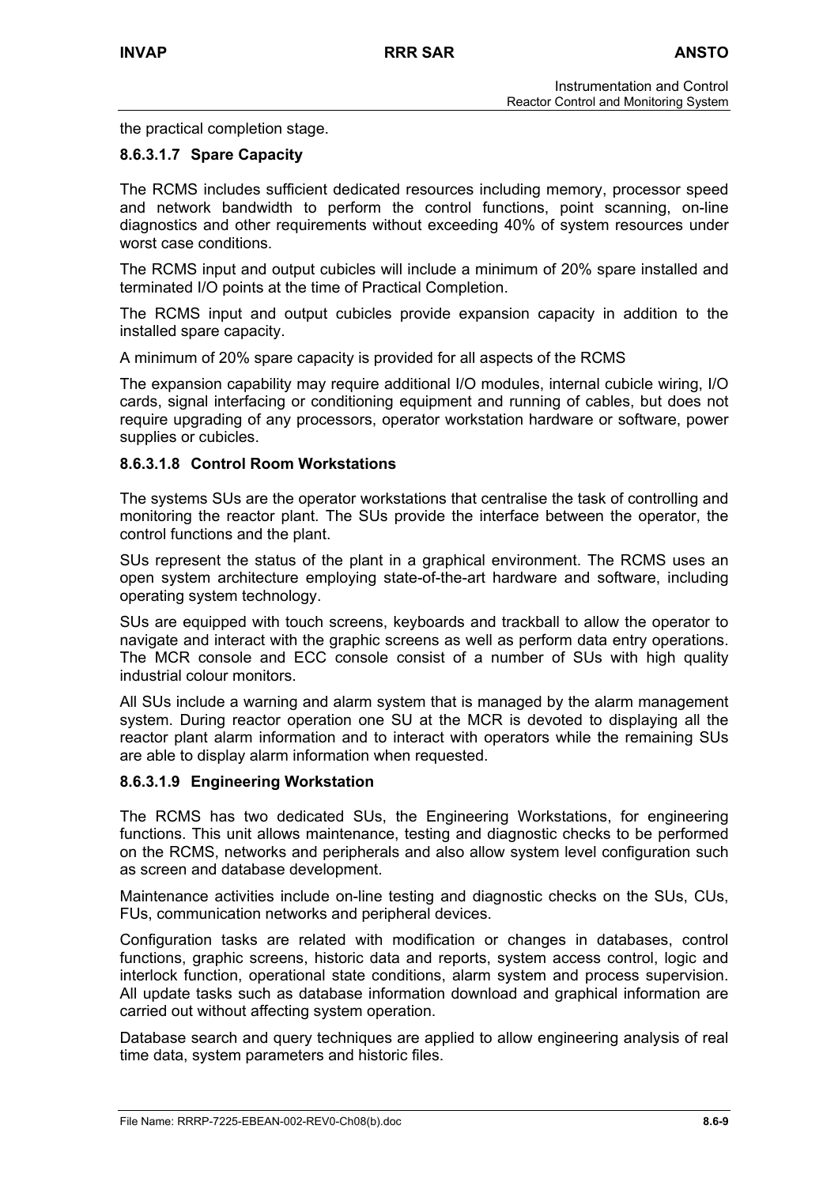the practical completion stage.

#### 8.6.3.1.7 Spare Capacity

The RCMS includes sufficient dedicated resources including memory, processor speed and network bandwidth to perform the control functions, point scanning, on-line diagnostics and other requirements without exceeding 40% of system resources under worst case conditions.

The RCMS input and output cubicles will include a minimum of 20% spare installed and terminated I/O points at the time of Practical Completion.

The RCMS input and output cubicles provide expansion capacity in addition to the installed spare capacity.

A minimum of 20% spare capacity is provided for all aspects of the RCMS

The expansion capability may require additional I/O modules, internal cubicle wiring, I/O cards, signal interfacing or conditioning equipment and running of cables, but does not require upgrading of any processors, operator workstation hardware or software, power supplies or cubicles.

#### 8.6.3.1.8 Control Room Workstations

The systems SUs are the operator workstations that centralise the task of controlling and monitoring the reactor plant. The SUs provide the interface between the operator, the control functions and the plant.

SUs represent the status of the plant in a graphical environment. The RCMS uses an open system architecture employing state-of-the-art hardware and software, including operating system technology.

SUs are equipped with touch screens, keyboards and trackball to allow the operator to navigate and interact with the graphic screens as well as perform data entry operations. The MCR console and ECC console consist of a number of SUs with high quality industrial colour monitors.

All SUs include a warning and alarm system that is managed by the alarm management system. During reactor operation one SU at the MCR is devoted to displaying all the reactor plant alarm information and to interact with operators while the remaining SUs are able to display alarm information when requested.

#### 8.6.3.1.9 Engineering Workstation

The RCMS has two dedicated SUs, the Engineering Workstations, for engineering functions. This unit allows maintenance, testing and diagnostic checks to be performed on the RCMS, networks and peripherals and also allow system level configuration such as screen and database development.

Maintenance activities include on-line testing and diagnostic checks on the SUs, CUs, FUs, communication networks and peripheral devices.

Configuration tasks are related with modification or changes in databases, control functions, graphic screens, historic data and reports, system access control, logic and interlock function, operational state conditions, alarm system and process supervision. All update tasks such as database information download and graphical information are carried out without affecting system operation.

Database search and query techniques are applied to allow engineering analysis of real time data, system parameters and historic files.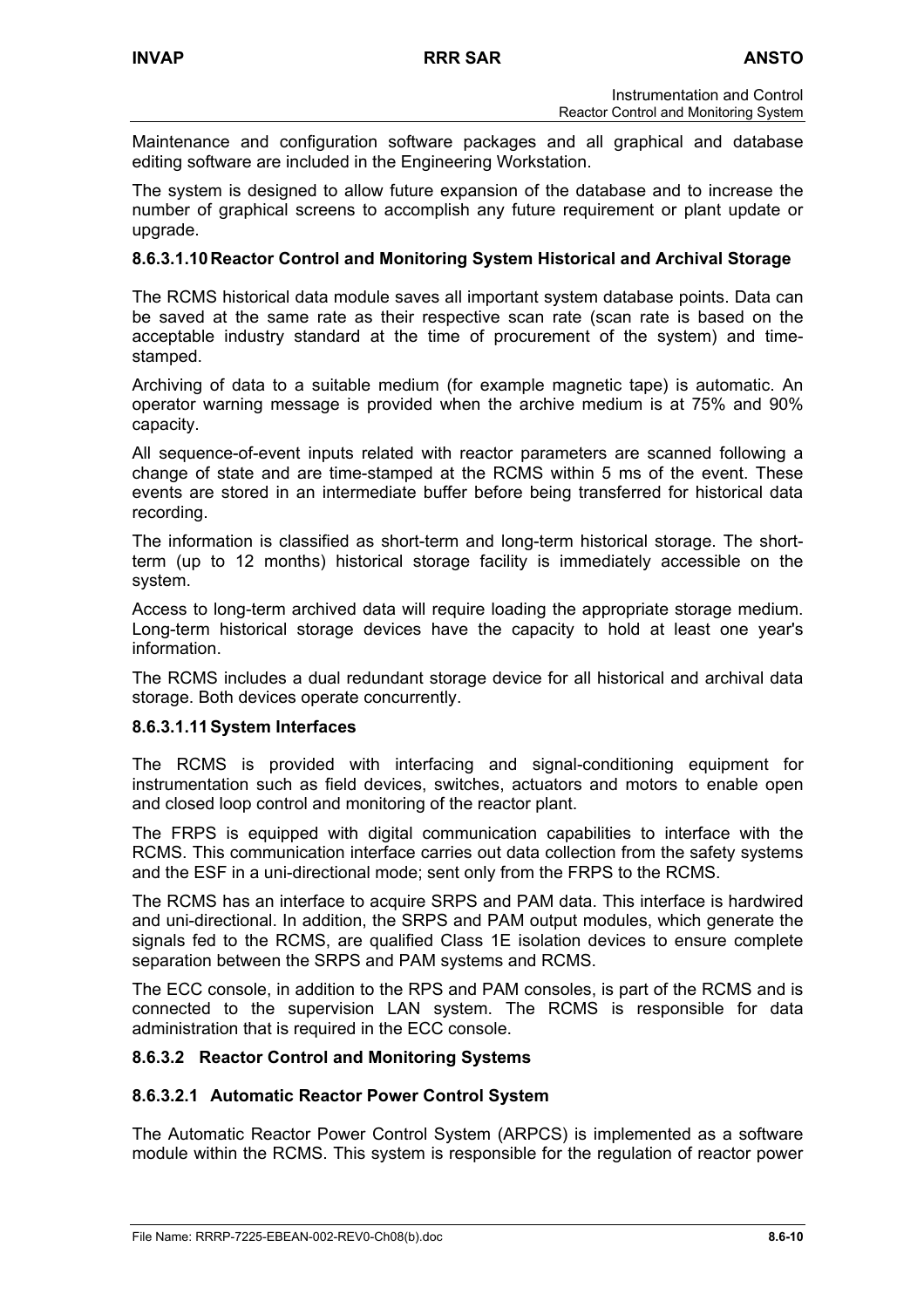Maintenance and configuration software packages and all graphical and database editing software are included in the Engineering Workstation.

The system is designed to allow future expansion of the database and to increase the number of graphical screens to accomplish any future requirement or plant update or upgrade.

#### 8.6.3.1.10 Reactor Control and Monitoring System Historical and Archival Storage

The RCMS historical data module saves all important system database points. Data can be saved at the same rate as their respective scan rate (scan rate is based on the acceptable industry standard at the time of procurement of the system) and time-stamped.

Archiving of data to a suitable medium (for example magnetic tape) is automatic. An operator warning message is provided when the archive medium is at 75% and 90% capacity.

All sequence-of-event inputs related with reactor parameters are scanned following a change of state and are time-stamped at the RCMS within 5 ms of the event. These events are stored in an intermediate buffer before being transferred for historical data recording.

The information is classified as short-term and long-term historical storage. The short-term (up to 12 months) historical storage facility is immediately accessible on the system.

Access to long-term archived data will require loading the appropriate storage medium. Long-term historical storage devices have the capacity to hold at least one year's information.

The RCMS includes a dual redundant storage device for all historical and archival data storage. Both devices operate concurrently.

#### 8.6.3.1.11 System Interfaces

The RCMS is provided with interfacing and signal-conditioning equipment for instrumentation such as field devices, switches, actuators and motors to enable open and closed loop control and monitoring of the reactor plant.

The FRPS is equipped with digital communication capabilities to interface with the RCMS. This communication interface carries out data collection from the safety systems and the ESF in a uni-directional mode; sent only from the FRPS to the RCMS.

The RCMS has an interface to acquire SRPS and PAM data. This interface is hardwired and uni-directional. In addition, the SRPS and PAM output modules, which generate the signals fed to the RCMS, are qualified Class 1E isolation devices to ensure complete separation between the SRPS and PAM systems and RCMS.

The ECC console, in addition to the RPS and PAM consoles, is part of the RCMS and is connected to the supervision LAN system. The RCMS is responsible for data administration that is required in the ECC console.

### 8.6.3.2 Reactor Control and Monitoring Systems

#### 8.6.3.2.1 Automatic Reactor Power Control System

The Automatic Reactor Power Control System (ARPCS) is implemented as a software module within the RCMS. This system is responsible for the regulation of reactor power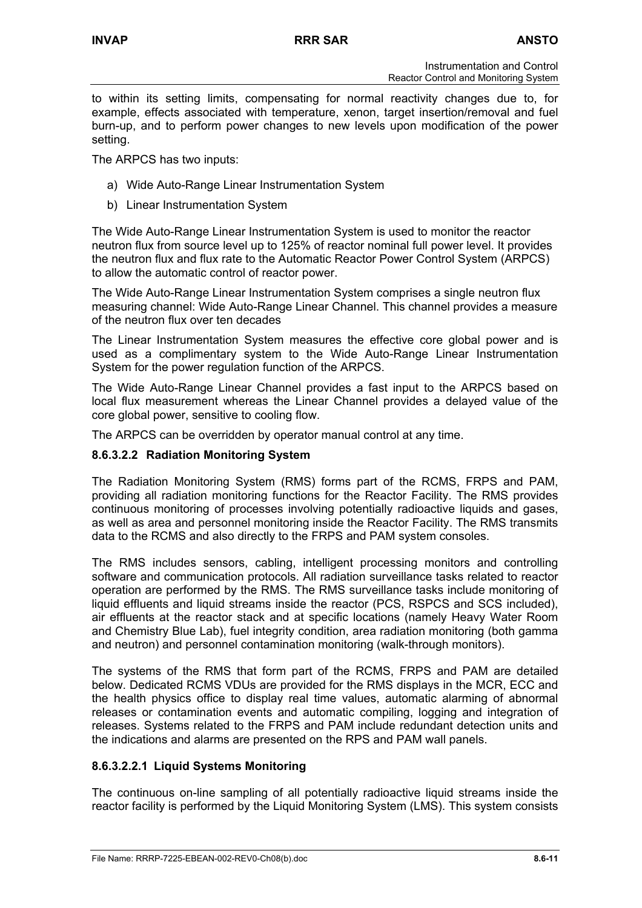to within its setting limits, compensating for normal reactivity changes due to, for example, effects associated with temperature, xenon, target insertion/removal and fuel burn-up, and to perform power changes to new levels upon modification of the power setting.

The ARPCS has two inputs:

a) Wide Auto-Range Linear Instrumentation System

b) Linear Instrumentation System

The Wide Auto-Range Linear Instrumentation System is used to monitor the reactor neutron flux from source level up to 125% of reactor nominal full power level. It provides the neutron flux and flux rate to the Automatic Reactor Power Control System (ARPCS) to allow the automatic control of reactor power.

The Wide Auto-Range Linear Instrumentation System comprises a single neutron flux measuring channel: Wide Auto-Range Linear Channel. This channel provides a measure of the neutron flux over ten decades

The Linear Instrumentation System measures the effective core global power and is used as a complimentary system to the Wide Auto-Range Linear Instrumentation System for the power regulation function of the ARPCS.

The Wide Auto-Range Linear Channel provides a fast input to the ARPCS based on local flux measurement whereas the Linear Channel provides a delayed value of the core global power, sensitive to cooling flow.

The ARPCS can be overridden by operator manual control at any time.

#### 8.6.3.2.2 Radiation Monitoring System

The Radiation Monitoring System (RMS) forms part of the RCMS, FRPS and PAM, providing all radiation monitoring functions for the Reactor Facility. The RMS provides continuous monitoring of processes involving potentially radioactive liquids and gases, as well as area and personnel monitoring inside the Reactor Facility. The RMS transmits data to the RCMS and also directly to the FRPS and PAM system consoles.

The RMS includes sensors, cabling, intelligent processing monitors and controlling software and communication protocols. All radiation surveillance tasks related to reactor operation are performed by the RMS. The RMS surveillance tasks include monitoring of liquid effluents and liquid streams inside the reactor (PCS, RSPCS and SCS included), air effluents at the reactor stack and at specific locations (namely Heavy Water Room and Chemistry Blue Lab), fuel integrity condition, area radiation monitoring (both gamma and neutron) and personnel contamination monitoring (walk-through monitors).

The systems of the RMS that form part of the RCMS, FRPS and PAM are detailed below. Dedicated RCMS VDUs are provided for the RMS displays in the MCR, ECC and the health physics office to display real time values, automatic alarming of abnormal releases or contamination events and automatic compiling, logging and integration of releases. Systems related to the FRPS and PAM include redundant detection units and the indications and alarms are presented on the RPS and PAM wall panels.

##### 8.6.3.2.2.1 Liquid Systems Monitoring

The continuous on-line sampling of all potentially radioactive liquid streams inside the reactor facility is performed by the Liquid Monitoring System (LMS). This system consists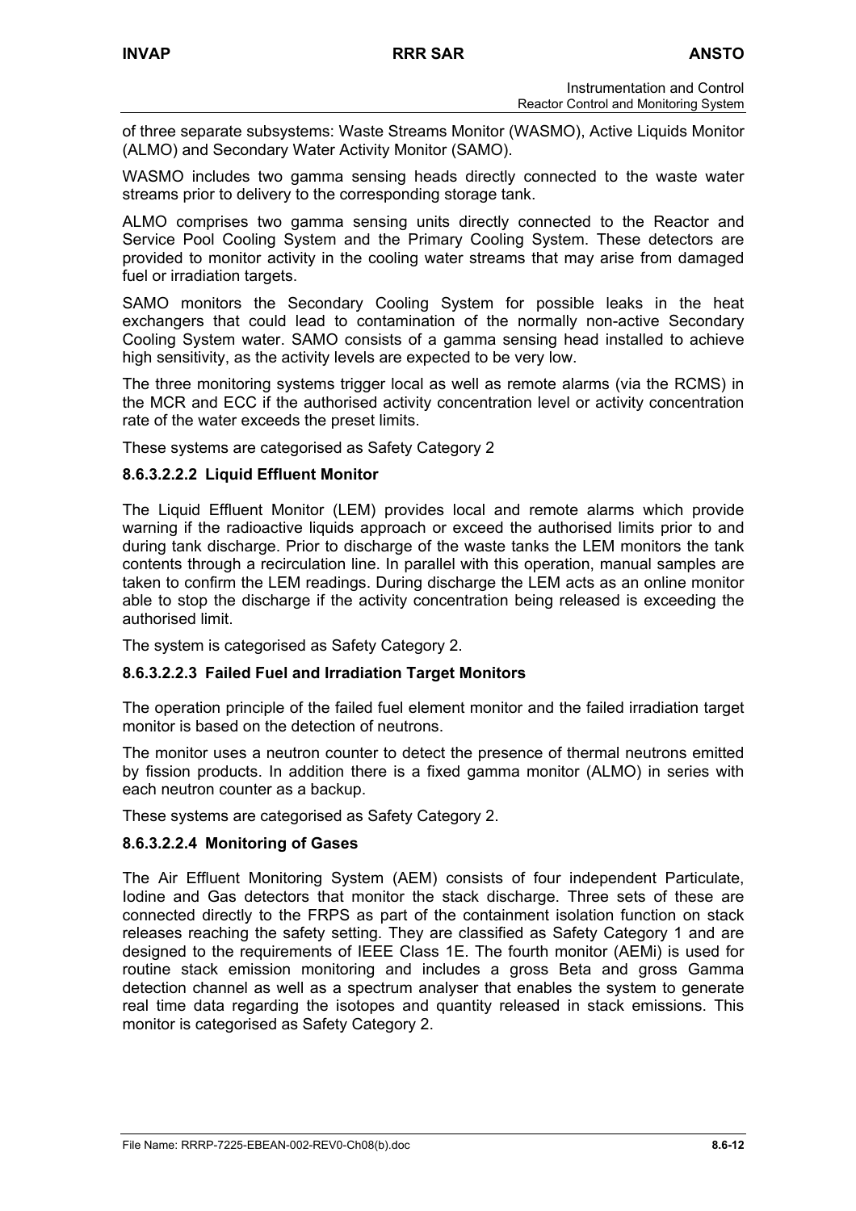of three separate subsystems: Waste Streams Monitor (WASMO), Active Liquids Monitor (ALMO) and Secondary Water Activity Monitor (SAMO).

WASMO includes two gamma sensing heads directly connected to the waste water streams prior to delivery to the corresponding storage tank.

ALMO comprises two gamma sensing units directly connected to the Reactor and Service Pool Cooling System and the Primary Cooling System. These detectors are provided to monitor activity in the cooling water streams that may arise from damaged fuel or irradiation targets.

SAMO monitors the Secondary Cooling System for possible leaks in the heat exchangers that could lead to contamination of the normally non-active Secondary Cooling System water. SAMO consists of a gamma sensing head installed to achieve high sensitivity, as the activity levels are expected to be very low.

The three monitoring systems trigger local as well as remote alarms (via the RCMS) in the MCR and ECC if the authorised activity concentration level or activity concentration rate of the water exceeds the preset limits.

These systems are categorised as Safety Category 2

#### 8.6.3.2.2.2 Liquid Effluent Monitor

The Liquid Effluent Monitor (LEM) provides local and remote alarms which provide warning if the radioactive liquids approach or exceed the authorised limits prior to and during tank discharge. Prior to discharge of the waste tanks the LEM monitors the tank contents through a recirculation line. In parallel with this operation, manual samples are taken to confirm the LEM readings. During discharge the LEM acts as an online monitor able to stop the discharge if the activity concentration being released is exceeding the authorised limit.

The system is categorised as Safety Category 2.

#### 8.6.3.2.2.3 Failed Fuel and Irradiation Target Monitors

The operation principle of the failed fuel element monitor and the failed irradiation target monitor is based on the detection of neutrons.

The monitor uses a neutron counter to detect the presence of thermal neutrons emitted by fission products. In addition there is a fixed gamma monitor (ALMO) in series with each neutron counter as a backup.

These systems are categorised as Safety Category 2.

#### 8.6.3.2.2.4 Monitoring of Gases

The Air Effluent Monitoring System (AEM) consists of four independent Particulate, Iodine and Gas detectors that monitor the stack discharge. Three sets of these are connected directly to the FRPS as part of the containment isolation function on stack releases reaching the safety setting. They are classified as Safety Category 1 and are designed to the requirements of IEEE Class 1E. The fourth monitor (AEMi) is used for routine stack emission monitoring and includes a gross Beta and gross Gamma detection channel as well as a spectrum analyser that enables the system to generate real time data regarding the isotopes and quantity released in stack emissions. This monitor is categorised as Safety Category 2.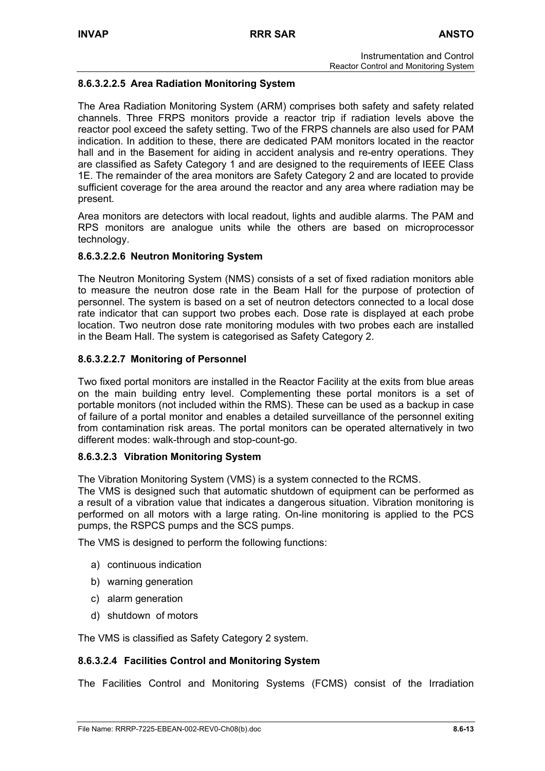#### 8.6.3.2.2.5 Area Radiation Monitoring System

The Area Radiation Monitoring System (ARM) comprises both safety and safety related channels. Three FRPS monitors provide a reactor trip if radiation levels above the reactor pool exceed the safety setting. Two of the FRPS channels are also used for PAM indication. In addition to these, there are dedicated PAM monitors located in the reactor hall and in the Basement for aiding in accident analysis and re-entry operations. They are classified as Safety Category 1 and are designed to the requirements of IEEE Class 1E. The remainder of the area monitors are Safety Category 2 and are located to provide sufficient coverage for the area around the reactor and any area where radiation may be present.

Area monitors are detectors with local readout, lights and audible alarms. The PAM and RPS monitors are analogue units while the others are based on microprocessor technology.

#### 8.6.3.2.2.6 Neutron Monitoring System

The Neutron Monitoring System (NMS) consists of a set of fixed radiation monitors able to measure the neutron dose rate in the Beam Hall for the purpose of protection of personnel. The system is based on a set of neutron detectors connected to a local dose rate indicator that can support two probes each. Dose rate is displayed at each probe location. Two neutron dose rate monitoring modules with two probes each are installed in the Beam Hall. The system is categorised as Safety Category 2.

#### 8.6.3.2.2.7 Monitoring of Personnel

Two fixed portal monitors are installed in the Reactor Facility at the exits from blue areas on the main building entry level. Complementing these portal monitors is a set of portable monitors (not included within the RMS). These can be used as a backup in case of failure of a portal monitor and enables a detailed surveillance of the personnel exiting from contamination risk areas. The portal monitors can be operated alternatively in two different modes: walk-through and stop-count-go.

#### 8.6.3.2.3 Vibration Monitoring System

The Vibration Monitoring System (VMS) is a system connected to the RCMS.
The VMS is designed such that automatic shutdown of equipment can be performed as a result of a vibration value that indicates a dangerous situation. Vibration monitoring is performed on all motors with a large rating. On-line monitoring is applied to the PCS pumps, the RSPCS pumps and the SCS pumps.

The VMS is designed to perform the following functions:

a) continuous indication
b) warning generation
c) alarm generation
d) shutdown of motors

The VMS is classified as Safety Category 2 system.

#### 8.6.3.2.4 Facilities Control and Monitoring System

The Facilities Control and Monitoring Systems (FCMS) consist of the Irradiation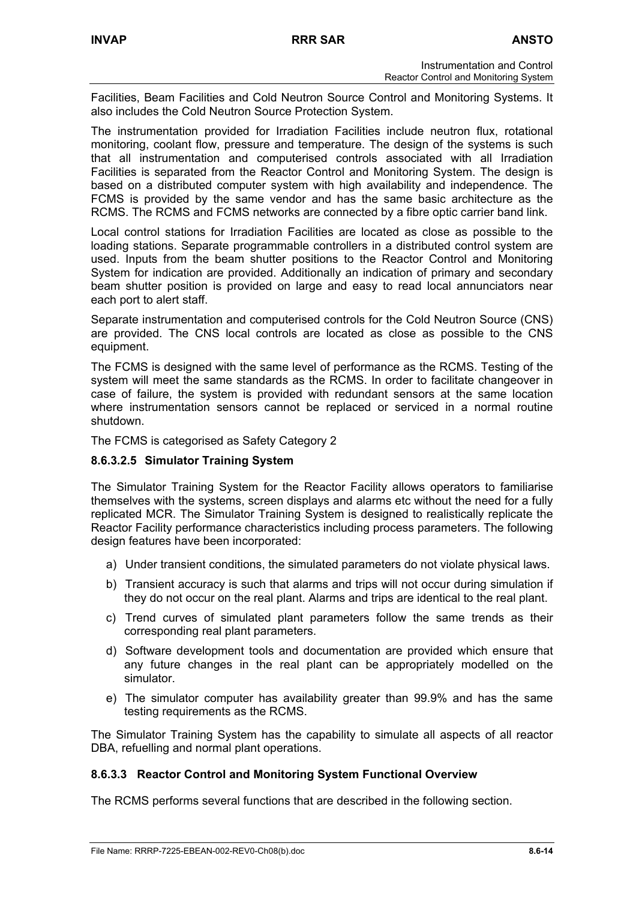Facilities, Beam Facilities and Cold Neutron Source Control and Monitoring Systems. It also includes the Cold Neutron Source Protection System.

The instrumentation provided for Irradiation Facilities include neutron flux, rotational monitoring, coolant flow, pressure and temperature. The design of the systems is such that all instrumentation and computerised controls associated with all Irradiation Facilities is separated from the Reactor Control and Monitoring System. The design is based on a distributed computer system with high availability and independence. The FCMS is provided by the same vendor and has the same basic architecture as the RCMS. The RCMS and FCMS networks are connected by a fibre optic carrier band link.

Local control stations for Irradiation Facilities are located as close as possible to the loading stations. Separate programmable controllers in a distributed control system are used. Inputs from the beam shutter positions to the Reactor Control and Monitoring System for indication are provided. Additionally an indication of primary and secondary beam shutter position is provided on large and easy to read local annunciators near each port to alert staff.

Separate instrumentation and computerised controls for the Cold Neutron Source (CNS) are provided. The CNS local controls are located as close as possible to the CNS equipment.

The FCMS is designed with the same level of performance as the RCMS. Testing of the system will meet the same standards as the RCMS. In order to facilitate changeover in case of failure, the system is provided with redundant sensors at the same location where instrumentation sensors cannot be replaced or serviced in a normal routine shutdown.

The FCMS is categorised as Safety Category 2

#### 8.6.3.2.5 Simulator Training System

The Simulator Training System for the Reactor Facility allows operators to familiarise themselves with the systems, screen displays and alarms etc without the need for a fully replicated MCR. The Simulator Training System is designed to realistically replicate the Reactor Facility performance characteristics including process parameters. The following design features have been incorporated:

a) Under transient conditions, the simulated parameters do not violate physical laws.

b) Transient accuracy is such that alarms and trips will not occur during simulation if they do not occur on the real plant. Alarms and trips are identical to the real plant.

c) Trend curves of simulated plant parameters follow the same trends as their corresponding real plant parameters.

d) Software development tools and documentation are provided which ensure that any future changes in the real plant can be appropriately modelled on the simulator.

e) The simulator computer has availability greater than 99.9% and has the same testing requirements as the RCMS.

The Simulator Training System has the capability to simulate all aspects of all reactor DBA, refuelling and normal plant operations.

### 8.6.3.3 Reactor Control and Monitoring System Functional Overview

The RCMS performs several functions that are described in the following section.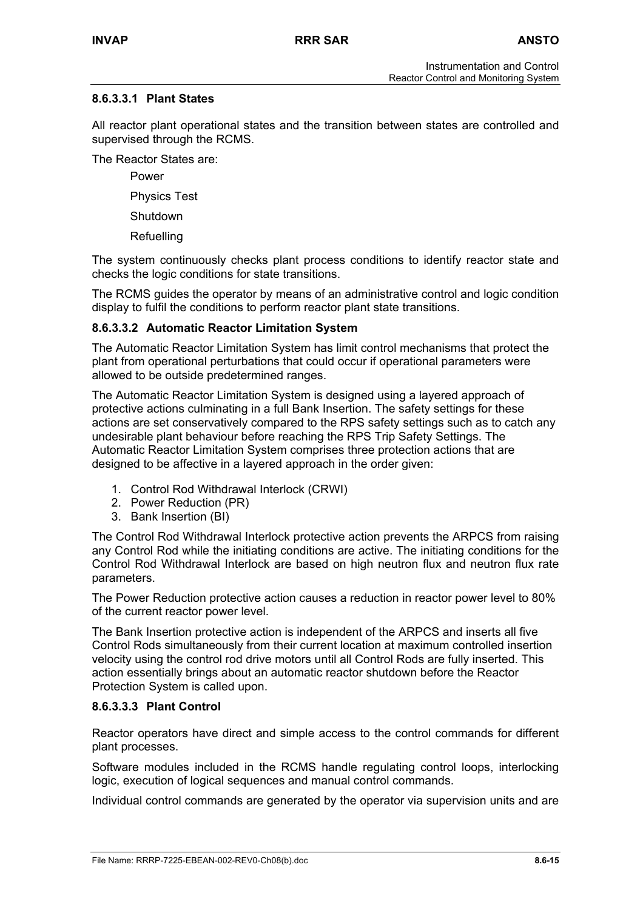#### 8.6.3.3.1 Plant States

All reactor plant operational states and the transition between states are controlled and supervised through the RCMS.

The Reactor States are:

Power

Physics Test

Shutdown

Refuelling

The system continuously checks plant process conditions to identify reactor state and checks the logic conditions for state transitions.

The RCMS guides the operator by means of an administrative control and logic condition display to fulfil the conditions to perform reactor plant state transitions.

#### 8.6.3.3.2 Automatic Reactor Limitation System

The Automatic Reactor Limitation System has limit control mechanisms that protect the plant from operational perturbations that could occur if operational parameters were allowed to be outside predetermined ranges.

The Automatic Reactor Limitation System is designed using a layered approach of protective actions culminating in a full Bank Insertion. The safety settings for these actions are set conservatively compared to the RPS safety settings such as to catch any undesirable plant behaviour before reaching the RPS Trip Safety Settings. The Automatic Reactor Limitation System comprises three protection actions that are designed to be affective in a layered approach in the order given:

1. Control Rod Withdrawal Interlock (CRWI)
2. Power Reduction (PR)
3. Bank Insertion (BI)

The Control Rod Withdrawal Interlock protective action prevents the ARPCS from raising any Control Rod while the initiating conditions are active. The initiating conditions for the Control Rod Withdrawal Interlock are based on high neutron flux and neutron flux rate parameters.

The Power Reduction protective action causes a reduction in reactor power level to 80% of the current reactor power level.

The Bank Insertion protective action is independent of the ARPCS and inserts all five Control Rods simultaneously from their current location at maximum controlled insertion velocity using the control rod drive motors until all Control Rods are fully inserted. This action essentially brings about an automatic reactor shutdown before the Reactor Protection System is called upon.

#### 8.6.3.3.3 Plant Control

Reactor operators have direct and simple access to the control commands for different plant processes.

Software modules included in the RCMS handle regulating control loops, interlocking logic, execution of logical sequences and manual control commands.

Individual control commands are generated by the operator via supervision units and are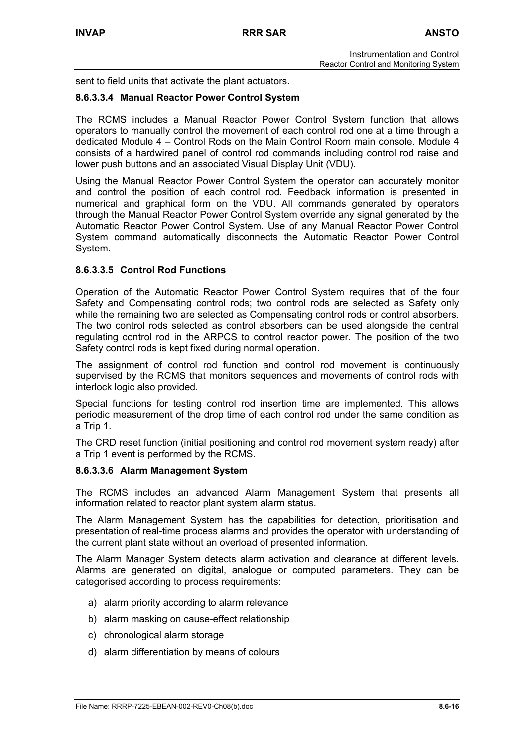sent to field units that activate the plant actuators.

#### 8.6.3.3.4 Manual Reactor Power Control System

The RCMS includes a Manual Reactor Power Control System function that allows operators to manually control the movement of each control rod one at a time through a dedicated Module 4 – Control Rods on the Main Control Room main console. Module 4 consists of a hardwired panel of control rod commands including control rod raise and lower push buttons and an associated Visual Display Unit (VDU).

Using the Manual Reactor Power Control System the operator can accurately monitor and control the position of each control rod. Feedback information is presented in numerical and graphical form on the VDU. All commands generated by operators through the Manual Reactor Power Control System override any signal generated by the Automatic Reactor Power Control System. Use of any Manual Reactor Power Control System command automatically disconnects the Automatic Reactor Power Control System.

#### 8.6.3.3.5 Control Rod Functions

Operation of the Automatic Reactor Power Control System requires that of the four Safety and Compensating control rods; two control rods are selected as Safety only while the remaining two are selected as Compensating control rods or control absorbers. The two control rods selected as control absorbers can be used alongside the central regulating control rod in the ARPCS to control reactor power. The position of the two Safety control rods is kept fixed during normal operation.

The assignment of control rod function and control rod movement is continuously supervised by the RCMS that monitors sequences and movements of control rods with interlock logic also provided.

Special functions for testing control rod insertion time are implemented. This allows periodic measurement of the drop time of each control rod under the same condition as a Trip 1.

The CRD reset function (initial positioning and control rod movement system ready) after a Trip 1 event is performed by the RCMS.

#### 8.6.3.3.6 Alarm Management System

The RCMS includes an advanced Alarm Management System that presents all information related to reactor plant system alarm status.

The Alarm Management System has the capabilities for detection, prioritisation and presentation of real-time process alarms and provides the operator with understanding of the current plant state without an overload of presented information.

The Alarm Manager System detects alarm activation and clearance at different levels. Alarms are generated on digital, analogue or computed parameters. They can be categorised according to process requirements:

a) alarm priority according to alarm relevance
b) alarm masking on cause-effect relationship
c) chronological alarm storage
d) alarm differentiation by means of colours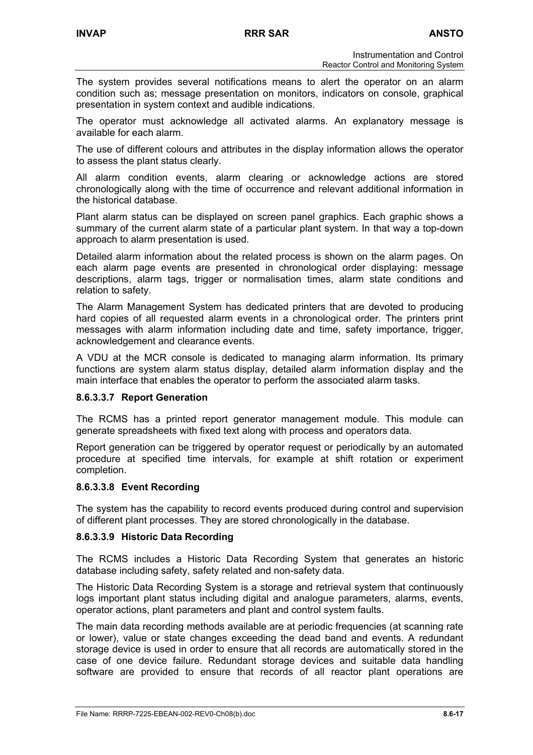The system provides several notifications means to alert the operator on an alarm condition such as; message presentation on monitors, indicators on console, graphical presentation in system context and audible indications.

The operator must acknowledge all activated alarms. An explanatory message is available for each alarm.

The use of different colours and attributes in the display information allows the operator to assess the plant status clearly.

All alarm condition events, alarm clearing or acknowledge actions are stored chronologically along with the time of occurrence and relevant additional information in the historical database.

Plant alarm status can be displayed on screen panel graphics. Each graphic shows a summary of the current alarm state of a particular plant system. In that way a top-down approach to alarm presentation is used.

Detailed alarm information about the related process is shown on the alarm pages. On each alarm page events are presented in chronological order displaying: message descriptions, alarm tags, trigger or normalisation times, alarm state conditions and relation to safety.

The Alarm Management System has dedicated printers that are devoted to producing hard copies of all requested alarm events in a chronological order. The printers print messages with alarm information including date and time, safety importance, trigger, acknowledgement and clearance events.

A VDU at the MCR console is dedicated to managing alarm information. Its primary functions are system alarm status display, detailed alarm information display and the main interface that enables the operator to perform the associated alarm tasks.

#### 8.6.3.3.7 Report Generation

The RCMS has a printed report generator management module. This module can generate spreadsheets with fixed text along with process and operators data.

Report generation can be triggered by operator request or periodically by an automated procedure at specified time intervals, for example at shift rotation or experiment completion.

#### 8.6.3.3.8 Event Recording

The system has the capability to record events produced during control and supervision of different plant processes. They are stored chronologically in the database.

#### 8.6.3.3.9 Historic Data Recording

The RCMS includes a Historic Data Recording System that generates an historic database including safety, safety related and non-safety data.

The Historic Data Recording System is a storage and retrieval system that continuously logs important plant status including digital and analogue parameters, alarms, events, operator actions, plant parameters and plant and control system faults.

The main data recording methods available are at periodic frequencies (at scanning rate or lower), value or state changes exceeding the dead band and events. A redundant storage device is used in order to ensure that all records are automatically stored in the case of one device failure. Redundant storage devices and suitable data handling software are provided to ensure that records of all reactor plant operations are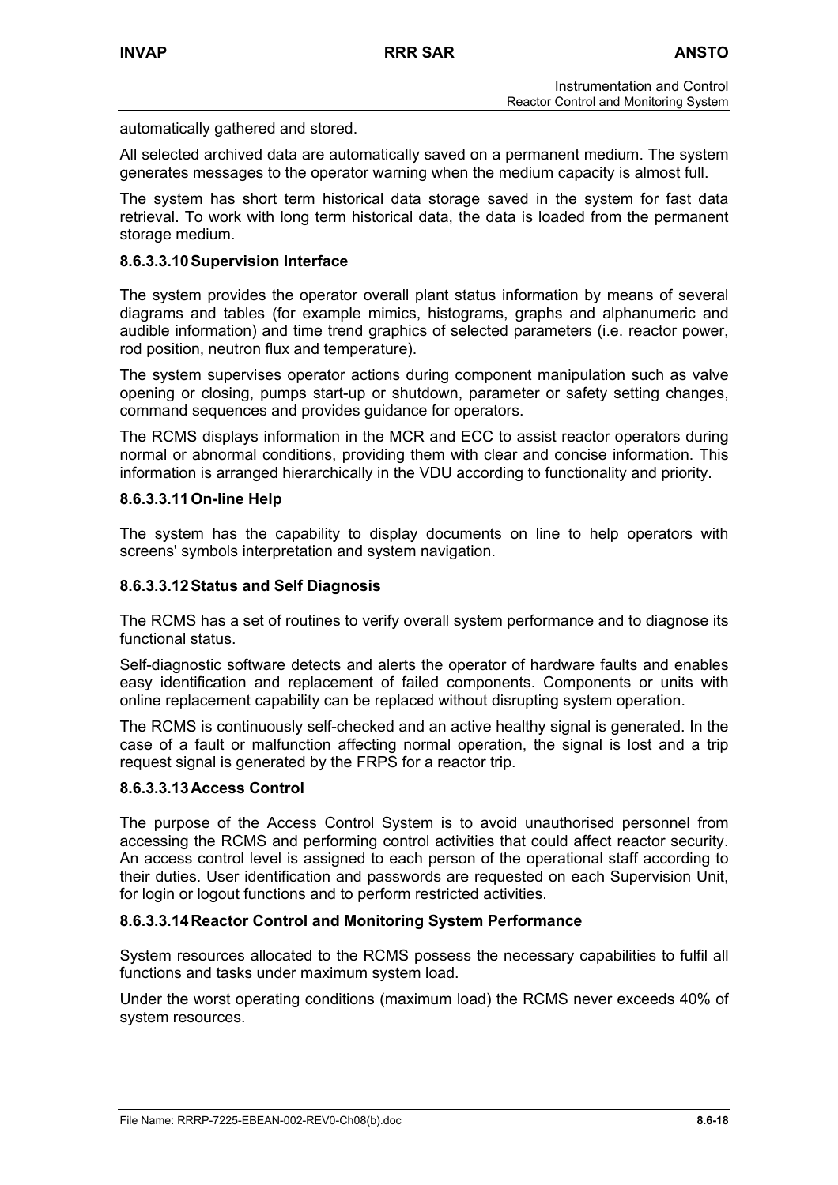automatically gathered and stored.

All selected archived data are automatically saved on a permanent medium. The system generates messages to the operator warning when the medium capacity is almost full.

The system has short term historical data storage saved in the system for fast data retrieval. To work with long term historical data, the data is loaded from the permanent storage medium.

#### 8.6.3.3.10 Supervision Interface

The system provides the operator overall plant status information by means of several diagrams and tables (for example mimics, histograms, graphs and alphanumeric and audible information) and time trend graphics of selected parameters (i.e. reactor power, rod position, neutron flux and temperature).

The system supervises operator actions during component manipulation such as valve opening or closing, pumps start-up or shutdown, parameter or safety setting changes, command sequences and provides guidance for operators.

The RCMS displays information in the MCR and ECC to assist reactor operators during normal or abnormal conditions, providing them with clear and concise information. This information is arranged hierarchically in the VDU according to functionality and priority.

#### 8.6.3.3.11 On-line Help

The system has the capability to display documents on line to help operators with screens' symbols interpretation and system navigation.

#### 8.6.3.3.12 Status and Self Diagnosis

The RCMS has a set of routines to verify overall system performance and to diagnose its functional status.

Self-diagnostic software detects and alerts the operator of hardware faults and enables easy identification and replacement of failed components. Components or units with online replacement capability can be replaced without disrupting system operation.

The RCMS is continuously self-checked and an active healthy signal is generated. In the case of a fault or malfunction affecting normal operation, the signal is lost and a trip request signal is generated by the FRPS for a reactor trip.

#### 8.6.3.3.13 Access Control

The purpose of the Access Control System is to avoid unauthorised personnel from accessing the RCMS and performing control activities that could affect reactor security. An access control level is assigned to each person of the operational staff according to their duties. User identification and passwords are requested on each Supervision Unit, for login or logout functions and to perform restricted activities.

#### 8.6.3.3.14 Reactor Control and Monitoring System Performance

System resources allocated to the RCMS possess the necessary capabilities to fulfil all functions and tasks under maximum system load.

Under the worst operating conditions (maximum load) the RCMS never exceeds 40% of system resources.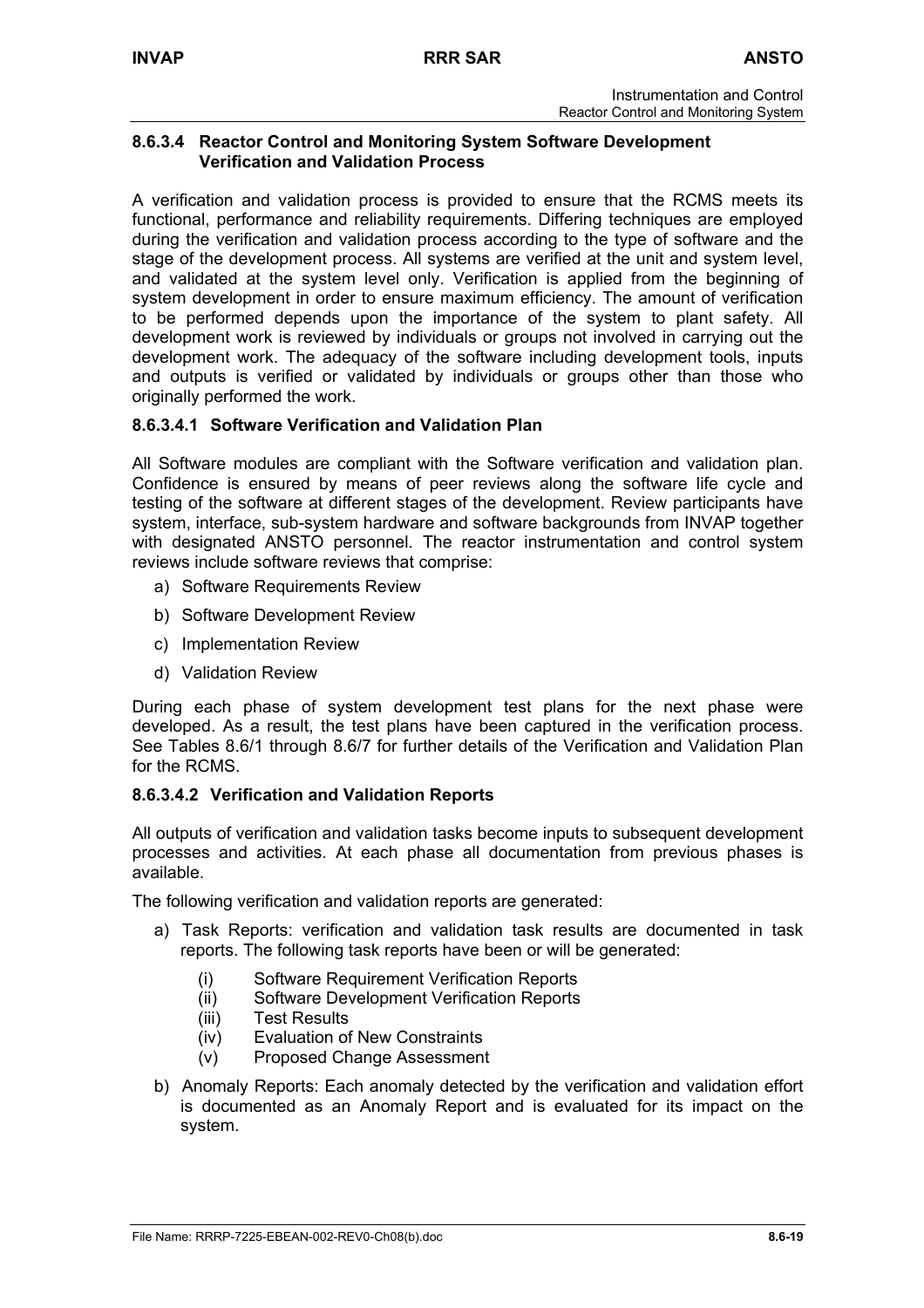### 8.6.3.4 Reactor Control and Monitoring System Software Development Verification and Validation Process

A verification and validation process is provided to ensure that the RCMS meets its functional, performance and reliability requirements. Differing techniques are employed during the verification and validation process according to the type of software and the stage of the development process. All systems are verified at the unit and system level, and validated at the system level only. Verification is applied from the beginning of system development in order to ensure maximum efficiency. The amount of verification to be performed depends upon the importance of the system to plant safety. All development work is reviewed by individuals or groups not involved in carrying out the development work. The adequacy of the software including development tools, inputs and outputs is verified or validated by individuals or groups other than those who originally performed the work.

#### 8.6.3.4.1 Software Verification and Validation Plan

All Software modules are compliant with the Software verification and validation plan. Confidence is ensured by means of peer reviews along the software life cycle and testing of the software at different stages of the development. Review participants have system, interface, sub-system hardware and software backgrounds from INVAP together with designated ANSTO personnel. The reactor instrumentation and control system reviews include software reviews that comprise:

a) Software Requirements Review

b) Software Development Review

c) Implementation Review

d) Validation Review

During each phase of system development test plans for the next phase were developed. As a result, the test plans have been captured in the verification process. See Tables 8.6/1 through 8.6/7 for further details of the Verification and Validation Plan for the RCMS.

#### 8.6.3.4.2 Verification and Validation Reports

All outputs of verification and validation tasks become inputs to subsequent development processes and activities. At each phase all documentation from previous phases is available.

The following verification and validation reports are generated:

a) Task Reports: verification and validation task results are documented in task reports. The following task reports have been or will be generated:

   (i) Software Requirement Verification Reports
   (ii) Software Development Verification Reports
   (iii) Test Results
   (iv) Evaluation of New Constraints
   (v) Proposed Change Assessment

b) Anomaly Reports: Each anomaly detected by the verification and validation effort is documented as an Anomaly Report and is evaluated for its impact on the system.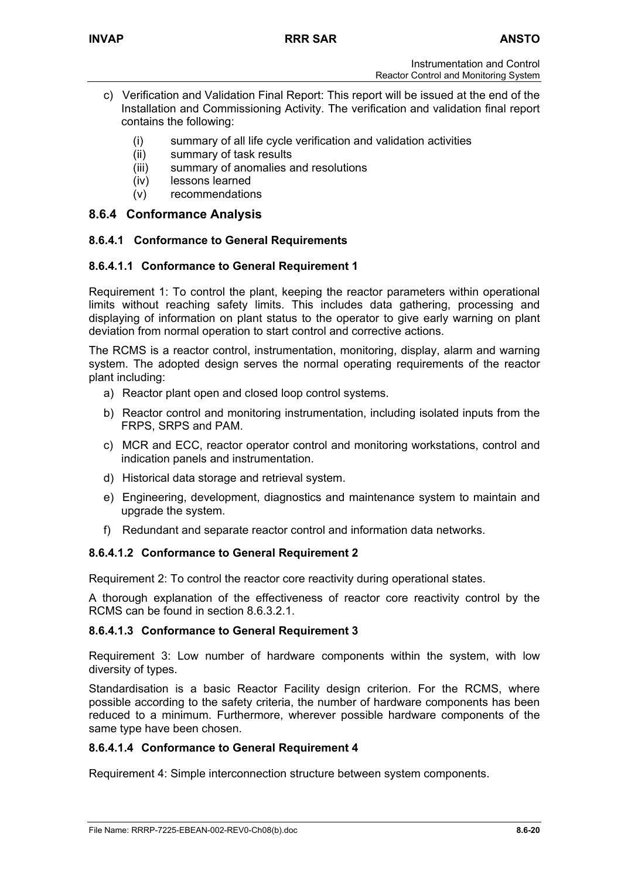c) Verification and Validation Final Report: This report will be issued at the end of the Installation and Commissioning Activity. The verification and validation final report contains the following:

   (i) summary of all life cycle verification and validation activities
   (ii) summary of task results
   (iii) summary of anomalies and resolutions
   (iv) lessons learned
   (v) recommendations

## 8.6.4 Conformance Analysis

### 8.6.4.1 Conformance to General Requirements

#### 8.6.4.1.1 Conformance to General Requirement 1

Requirement 1: To control the plant, keeping the reactor parameters within operational limits without reaching safety limits. This includes data gathering, processing and displaying of information on plant status to the operator to give early warning on plant deviation from normal operation to start control and corrective actions.

The RCMS is a reactor control, instrumentation, monitoring, display, alarm and warning system. The adopted design serves the normal operating requirements of the reactor plant including:

a) Reactor plant open and closed loop control systems.

b) Reactor control and monitoring instrumentation, including isolated inputs from the FRPS, SRPS and PAM.

c) MCR and ECC, reactor operator control and monitoring workstations, control and indication panels and instrumentation.

d) Historical data storage and retrieval system.

e) Engineering, development, diagnostics and maintenance system to maintain and upgrade the system.

f) Redundant and separate reactor control and information data networks.

#### 8.6.4.1.2 Conformance to General Requirement 2

Requirement 2: To control the reactor core reactivity during operational states.

A thorough explanation of the effectiveness of reactor core reactivity control by the RCMS can be found in section 8.6.3.2.1.

#### 8.6.4.1.3 Conformance to General Requirement 3

Requirement 3: Low number of hardware components within the system, with low diversity of types.

Standardisation is a basic Reactor Facility design criterion. For the RCMS, where possible according to the safety criteria, the number of hardware components has been reduced to a minimum. Furthermore, wherever possible hardware components of the same type have been chosen.

#### 8.6.4.1.4 Conformance to General Requirement 4

Requirement 4: Simple interconnection structure between system components.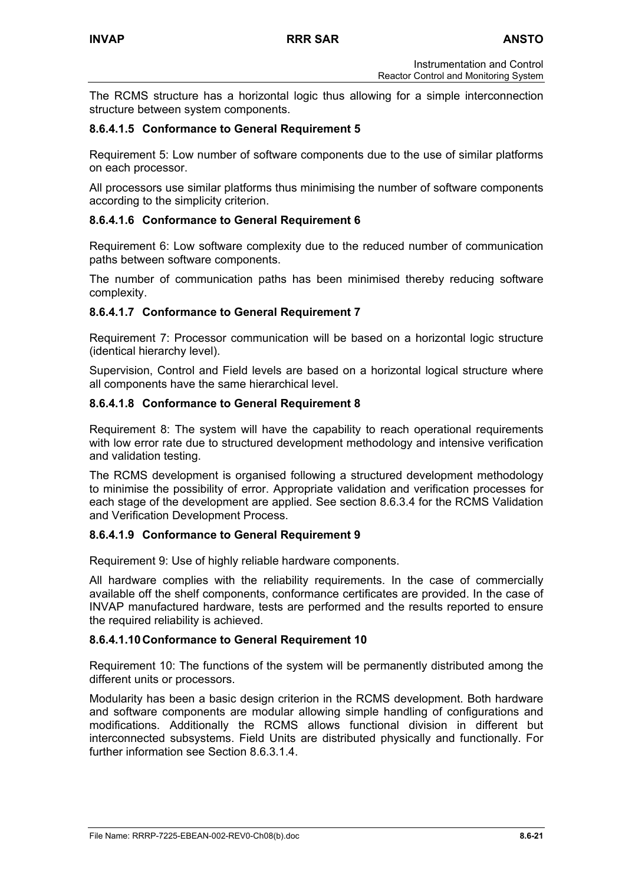The RCMS structure has a horizontal logic thus allowing for a simple interconnection structure between system components.

#### 8.6.4.1.5 Conformance to General Requirement 5

Requirement 5: Low number of software components due to the use of similar platforms on each processor.

All processors use similar platforms thus minimising the number of software components according to the simplicity criterion.

#### 8.6.4.1.6 Conformance to General Requirement 6

Requirement 6: Low software complexity due to the reduced number of communication paths between software components.

The number of communication paths has been minimised thereby reducing software complexity.

#### 8.6.4.1.7 Conformance to General Requirement 7

Requirement 7: Processor communication will be based on a horizontal logic structure (identical hierarchy level).

Supervision, Control and Field levels are based on a horizontal logical structure where all components have the same hierarchical level.

#### 8.6.4.1.8 Conformance to General Requirement 8

Requirement 8: The system will have the capability to reach operational requirements with low error rate due to structured development methodology and intensive verification and validation testing.

The RCMS development is organised following a structured development methodology to minimise the possibility of error. Appropriate validation and verification processes for each stage of the development are applied. See section 8.6.3.4 for the RCMS Validation and Verification Development Process.

#### 8.6.4.1.9 Conformance to General Requirement 9

Requirement 9: Use of highly reliable hardware components.

All hardware complies with the reliability requirements. In the case of commercially available off the shelf components, conformance certificates are provided. In the case of INVAP manufactured hardware, tests are performed and the results reported to ensure the required reliability is achieved.

#### 8.6.4.1.10 Conformance to General Requirement 10

Requirement 10: The functions of the system will be permanently distributed among the different units or processors.

Modularity has been a basic design criterion in the RCMS development. Both hardware and software components are modular allowing simple handling of configurations and modifications. Additionally the RCMS allows functional division in different but interconnected subsystems. Field Units are distributed physically and functionally. For further information see Section 8.6.3.1.4.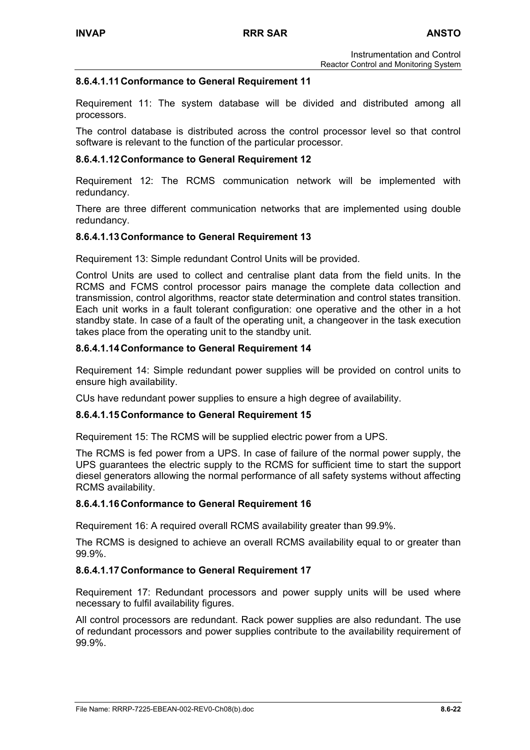#### 8.6.4.1.11 Conformance to General Requirement 11

Requirement 11: The system database will be divided and distributed among all processors.

The control database is distributed across the control processor level so that control software is relevant to the function of the particular processor.

#### 8.6.4.1.12 Conformance to General Requirement 12

Requirement 12: The RCMS communication network will be implemented with redundancy.

There are three different communication networks that are implemented using double redundancy.

#### 8.6.4.1.13 Conformance to General Requirement 13

Requirement 13: Simple redundant Control Units will be provided.

Control Units are used to collect and centralise plant data from the field units. In the RCMS and FCMS control processor pairs manage the complete data collection and transmission, control algorithms, reactor state determination and control states transition. Each unit works in a fault tolerant configuration: one operative and the other in a hot standby state. In case of a fault of the operating unit, a changeover in the task execution takes place from the operating unit to the standby unit.

#### 8.6.4.1.14 Conformance to General Requirement 14

Requirement 14: Simple redundant power supplies will be provided on control units to ensure high availability.

CUs have redundant power supplies to ensure a high degree of availability.

#### 8.6.4.1.15 Conformance to General Requirement 15

Requirement 15: The RCMS will be supplied electric power from a UPS.

The RCMS is fed power from a UPS. In case of failure of the normal power supply, the UPS guarantees the electric supply to the RCMS for sufficient time to start the support diesel generators allowing the normal performance of all safety systems without affecting RCMS availability.

#### 8.6.4.1.16 Conformance to General Requirement 16

Requirement 16: A required overall RCMS availability greater than 99.9%.

The RCMS is designed to achieve an overall RCMS availability equal to or greater than 99.9%.

#### 8.6.4.1.17 Conformance to General Requirement 17

Requirement 17: Redundant processors and power supply units will be used where necessary to fulfil availability figures.

All control processors are redundant. Rack power supplies are also redundant. The use of redundant processors and power supplies contribute to the availability requirement of 99.9%.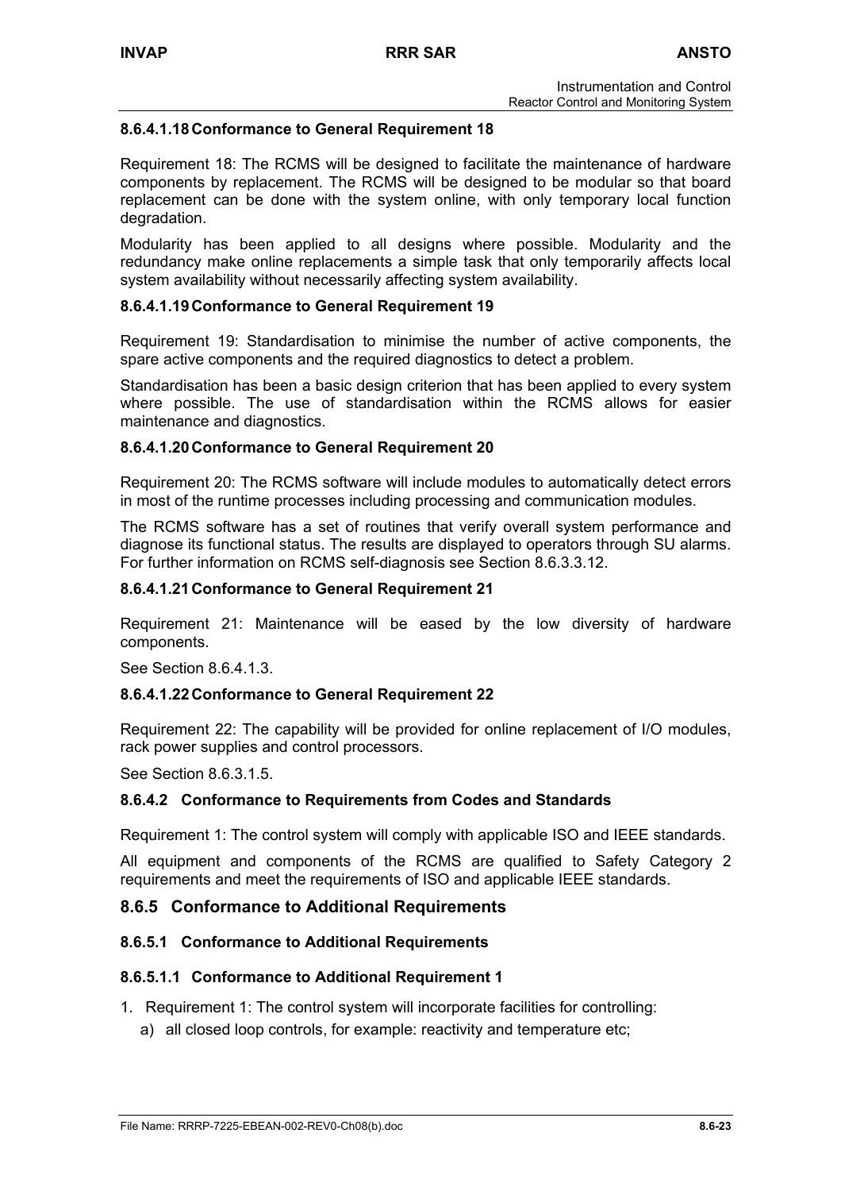#### 8.6.4.1.18 Conformance to General Requirement 18

Requirement 18: The RCMS will be designed to facilitate the maintenance of hardware components by replacement. The RCMS will be designed to be modular so that board replacement can be done with the system online, with only temporary local function degradation.

Modularity has been applied to all designs where possible. Modularity and the redundancy make online replacements a simple task that only temporarily affects local system availability without necessarily affecting system availability.

#### 8.6.4.1.19 Conformance to General Requirement 19

Requirement 19: Standardisation to minimise the number of active components, the spare active components and the required diagnostics to detect a problem.

Standardisation has been a basic design criterion that has been applied to every system where possible. The use of standardisation within the RCMS allows for easier maintenance and diagnostics.

#### 8.6.4.1.20 Conformance to General Requirement 20

Requirement 20: The RCMS software will include modules to automatically detect errors in most of the runtime processes including processing and communication modules.

The RCMS software has a set of routines that verify overall system performance and diagnose its functional status. The results are displayed to operators through SU alarms. For further information on RCMS self-diagnosis see Section 8.6.3.3.12.

#### 8.6.4.1.21 Conformance to General Requirement 21

Requirement 21: Maintenance will be eased by the low diversity of hardware components.

See Section 8.6.4.1.3.

#### 8.6.4.1.22 Conformance to General Requirement 22

Requirement 22: The capability will be provided for online replacement of I/O modules, rack power supplies and control processors.

See Section 8.6.3.1.5.

### 8.6.4.2 Conformance to Requirements from Codes and Standards

Requirement 1: The control system will comply with applicable ISO and IEEE standards.

All equipment and components of the RCMS are qualified to Safety Category 2 requirements and meet the requirements of ISO and applicable IEEE standards.

## 8.6.5 Conformance to Additional Requirements

### 8.6.5.1 Conformance to Additional Requirements

#### 8.6.5.1.1 Conformance to Additional Requirement 1

1. Requirement 1: The control system will incorporate facilities for controlling:
   a) all closed loop controls, for example: reactivity and temperature etc;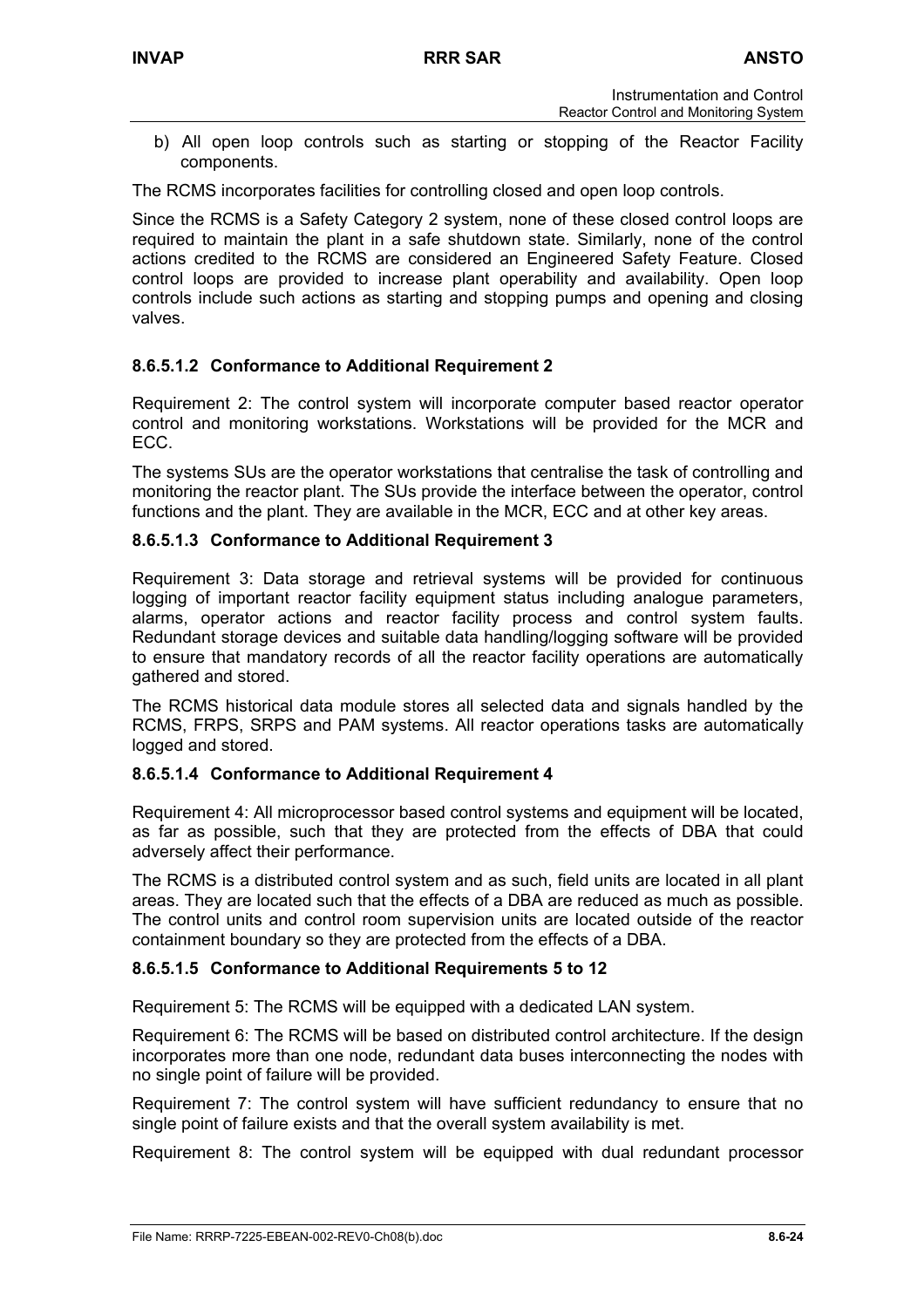b) All open loop controls such as starting or stopping of the Reactor Facility components.

The RCMS incorporates facilities for controlling closed and open loop controls.

Since the RCMS is a Safety Category 2 system, none of these closed control loops are required to maintain the plant in a safe shutdown state. Similarly, none of the control actions credited to the RCMS are considered an Engineered Safety Feature. Closed control loops are provided to increase plant operability and availability. Open loop controls include such actions as starting and stopping pumps and opening and closing valves.

#### 8.6.5.1.2 Conformance to Additional Requirement 2

Requirement 2: The control system will incorporate computer based reactor operator control and monitoring workstations. Workstations will be provided for the MCR and ECC.

The systems SUs are the operator workstations that centralise the task of controlling and monitoring the reactor plant. The SUs provide the interface between the operator, control functions and the plant. They are available in the MCR, ECC and at other key areas.

#### 8.6.5.1.3 Conformance to Additional Requirement 3

Requirement 3: Data storage and retrieval systems will be provided for continuous logging of important reactor facility equipment status including analogue parameters, alarms, operator actions and reactor facility process and control system faults. Redundant storage devices and suitable data handling/logging software will be provided to ensure that mandatory records of all the reactor facility operations are automatically gathered and stored.

The RCMS historical data module stores all selected data and signals handled by the RCMS, FRPS, SRPS and PAM systems. All reactor operations tasks are automatically logged and stored.

#### 8.6.5.1.4 Conformance to Additional Requirement 4

Requirement 4: All microprocessor based control systems and equipment will be located, as far as possible, such that they are protected from the effects of DBA that could adversely affect their performance.

The RCMS is a distributed control system and as such, field units are located in all plant areas. They are located such that the effects of a DBA are reduced as much as possible. The control units and control room supervision units are located outside of the reactor containment boundary so they are protected from the effects of a DBA.

#### 8.6.5.1.5 Conformance to Additional Requirements 5 to 12

Requirement 5: The RCMS will be equipped with a dedicated LAN system.

Requirement 6: The RCMS will be based on distributed control architecture. If the design incorporates more than one node, redundant data buses interconnecting the nodes with no single point of failure will be provided.

Requirement 7: The control system will have sufficient redundancy to ensure that no single point of failure exists and that the overall system availability is met.

Requirement 8: The control system will be equipped with dual redundant processor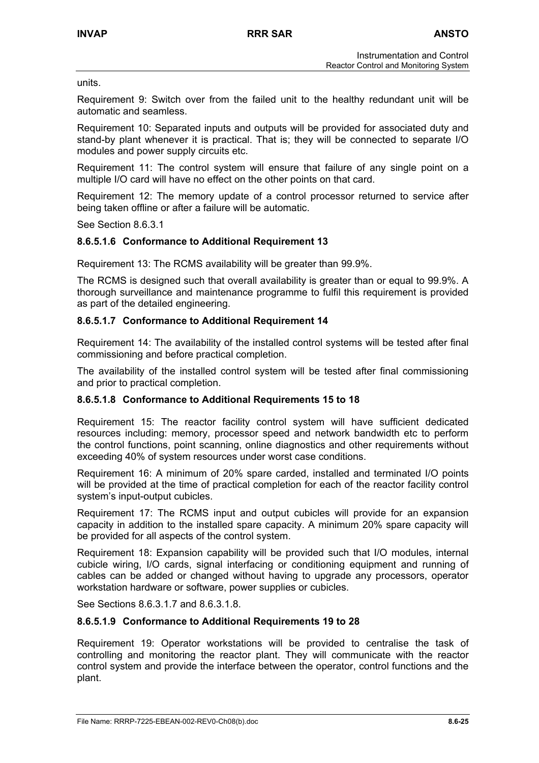units.

Requirement 9: Switch over from the failed unit to the healthy redundant unit will be automatic and seamless.

Requirement 10: Separated inputs and outputs will be provided for associated duty and stand-by plant whenever it is practical. That is; they will be connected to separate I/O modules and power supply circuits etc.

Requirement 11: The control system will ensure that failure of any single point on a multiple I/O card will have no effect on the other points on that card.

Requirement 12: The memory update of a control processor returned to service after being taken offline or after a failure will be automatic.

See Section 8.6.3.1

#### 8.6.5.1.6 Conformance to Additional Requirement 13

Requirement 13: The RCMS availability will be greater than 99.9%.

The RCMS is designed such that overall availability is greater than or equal to 99.9%. A thorough surveillance and maintenance programme to fulfil this requirement is provided as part of the detailed engineering.

#### 8.6.5.1.7 Conformance to Additional Requirement 14

Requirement 14: The availability of the installed control systems will be tested after final commissioning and before practical completion.

The availability of the installed control system will be tested after final commissioning and prior to practical completion.

#### 8.6.5.1.8 Conformance to Additional Requirements 15 to 18

Requirement 15: The reactor facility control system will have sufficient dedicated resources including: memory, processor speed and network bandwidth etc to perform the control functions, point scanning, online diagnostics and other requirements without exceeding 40% of system resources under worst case conditions.

Requirement 16: A minimum of 20% spare carded, installed and terminated I/O points will be provided at the time of practical completion for each of the reactor facility control system's input-output cubicles.

Requirement 17: The RCMS input and output cubicles will provide for an expansion capacity in addition to the installed spare capacity. A minimum 20% spare capacity will be provided for all aspects of the control system.

Requirement 18: Expansion capability will be provided such that I/O modules, internal cubicle wiring, I/O cards, signal interfacing or conditioning equipment and running of cables can be added or changed without having to upgrade any processors, operator workstation hardware or software, power supplies or cubicles.

See Sections 8.6.3.1.7 and 8.6.3.1.8.

#### 8.6.5.1.9 Conformance to Additional Requirements 19 to 28

Requirement 19: Operator workstations will be provided to centralise the task of controlling and monitoring the reactor plant. They will communicate with the reactor control system and provide the interface between the operator, control functions and the plant.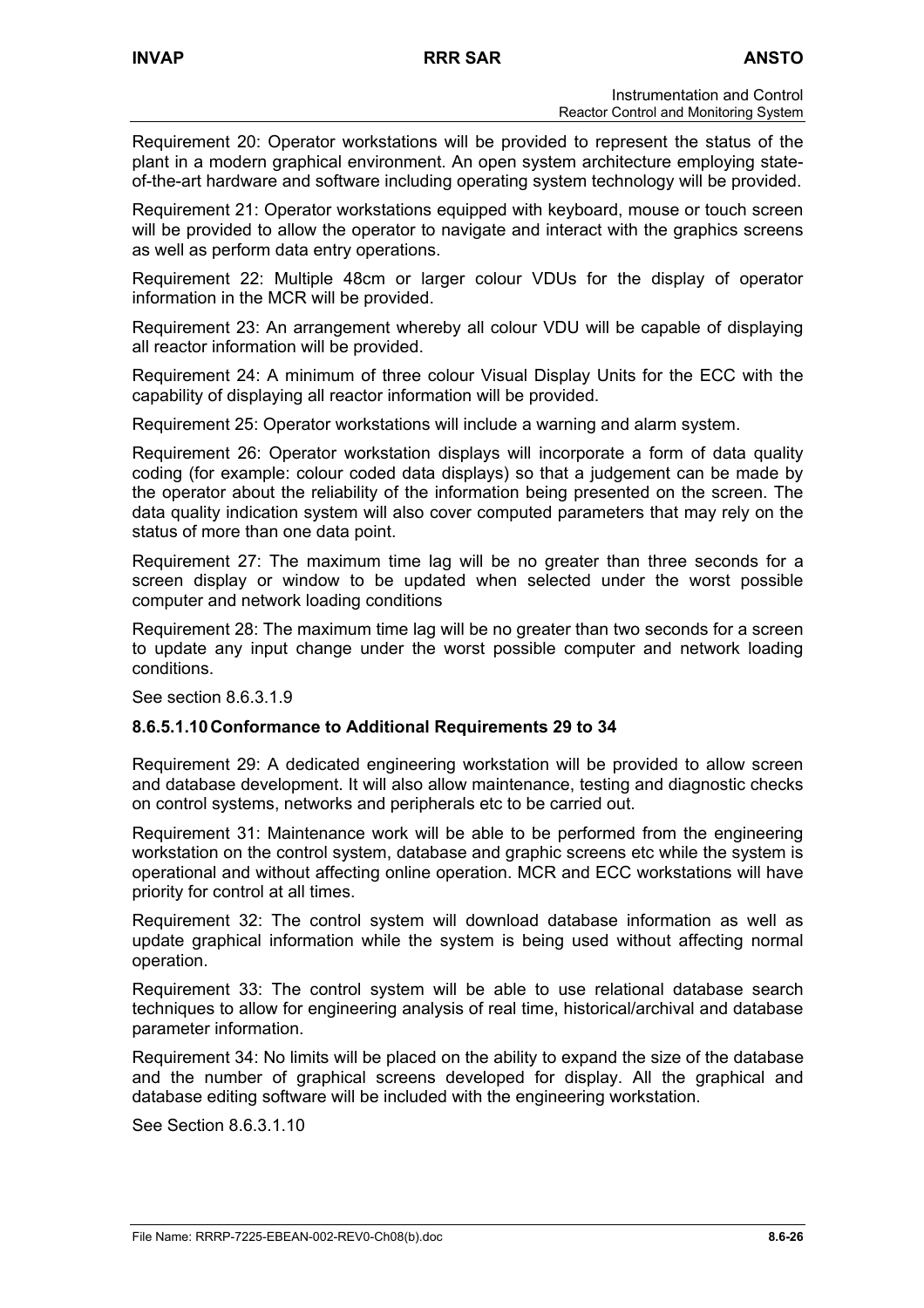Requirement 20: Operator workstations will be provided to represent the status of the plant in a modern graphical environment. An open system architecture employing state-of-the-art hardware and software including operating system technology will be provided.

Requirement 21: Operator workstations equipped with keyboard, mouse or touch screen will be provided to allow the operator to navigate and interact with the graphics screens as well as perform data entry operations.

Requirement 22: Multiple 48cm or larger colour VDUs for the display of operator information in the MCR will be provided.

Requirement 23: An arrangement whereby all colour VDU will be capable of displaying all reactor information will be provided.

Requirement 24: A minimum of three colour Visual Display Units for the ECC with the capability of displaying all reactor information will be provided.

Requirement 25: Operator workstations will include a warning and alarm system.

Requirement 26: Operator workstation displays will incorporate a form of data quality coding (for example: colour coded data displays) so that a judgement can be made by the operator about the reliability of the information being presented on the screen. The data quality indication system will also cover computed parameters that may rely on the status of more than one data point.

Requirement 27: The maximum time lag will be no greater than three seconds for a screen display or window to be updated when selected under the worst possible computer and network loading conditions

Requirement 28: The maximum time lag will be no greater than two seconds for a screen to update any input change under the worst possible computer and network loading conditions.

See section 8.6.3.1.9

#### 8.6.5.1.10 Conformance to Additional Requirements 29 to 34

Requirement 29: A dedicated engineering workstation will be provided to allow screen and database development. It will also allow maintenance, testing and diagnostic checks on control systems, networks and peripherals etc to be carried out.

Requirement 31: Maintenance work will be able to be performed from the engineering workstation on the control system, database and graphic screens etc while the system is operational and without affecting online operation. MCR and ECC workstations will have priority for control at all times.

Requirement 32: The control system will download database information as well as update graphical information while the system is being used without affecting normal operation.

Requirement 33: The control system will be able to use relational database search techniques to allow for engineering analysis of real time, historical/archival and database parameter information.

Requirement 34: No limits will be placed on the ability to expand the size of the database and the number of graphical screens developed for display. All the graphical and database editing software will be included with the engineering workstation.

See Section 8.6.3.1.10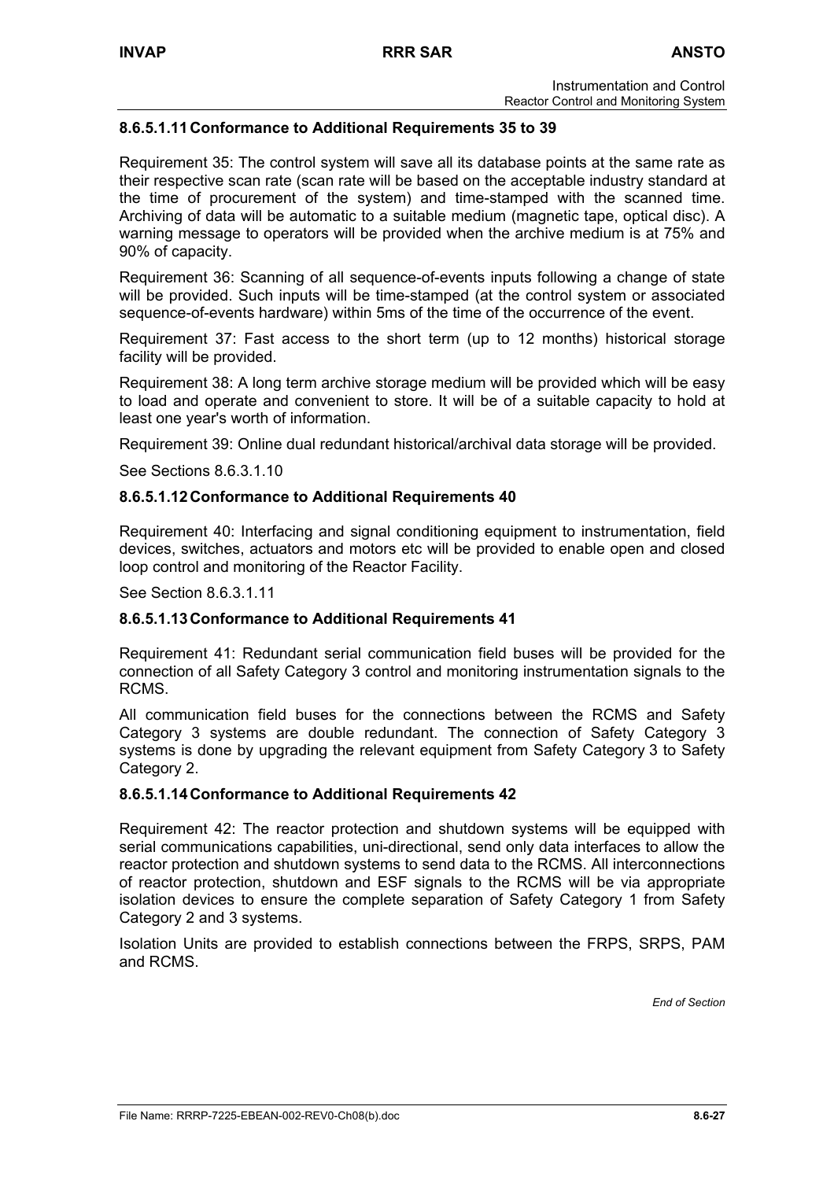#### 8.6.5.1.11 Conformance to Additional Requirements 35 to 39

Requirement 35: The control system will save all its database points at the same rate as their respective scan rate (scan rate will be based on the acceptable industry standard at the time of procurement of the system) and time-stamped with the scanned time. Archiving of data will be automatic to a suitable medium (magnetic tape, optical disc). A warning message to operators will be provided when the archive medium is at 75% and 90% of capacity.

Requirement 36: Scanning of all sequence-of-events inputs following a change of state will be provided. Such inputs will be time-stamped (at the control system or associated sequence-of-events hardware) within 5ms of the time of the occurrence of the event.

Requirement 37: Fast access to the short term (up to 12 months) historical storage facility will be provided.

Requirement 38: A long term archive storage medium will be provided which will be easy to load and operate and convenient to store. It will be of a suitable capacity to hold at least one year's worth of information.

Requirement 39: Online dual redundant historical/archival data storage will be provided.

See Sections 8.6.3.1.10

#### 8.6.5.1.12 Conformance to Additional Requirements 40

Requirement 40: Interfacing and signal conditioning equipment to instrumentation, field devices, switches, actuators and motors etc will be provided to enable open and closed loop control and monitoring of the Reactor Facility.

See Section 8.6.3.1.11

#### 8.6.5.1.13 Conformance to Additional Requirements 41

Requirement 41: Redundant serial communication field buses will be provided for the connection of all Safety Category 3 control and monitoring instrumentation signals to the RCMS.

All communication field buses for the connections between the RCMS and Safety Category 3 systems are double redundant. The connection of Safety Category 3 systems is done by upgrading the relevant equipment from Safety Category 3 to Safety Category 2.

#### 8.6.5.1.14 Conformance to Additional Requirements 42

Requirement 42: The reactor protection and shutdown systems will be equipped with serial communications capabilities, uni-directional, send only data interfaces to allow the reactor protection and shutdown systems to send data to the RCMS. All interconnections of reactor protection, shutdown and ESF signals to the RCMS will be via appropriate isolation devices to ensure the complete separation of Safety Category 1 from Safety Category 2 and 3 systems.

Isolation Units are provided to establish connections between the FRPS, SRPS, PAM and RCMS.

*End of Section*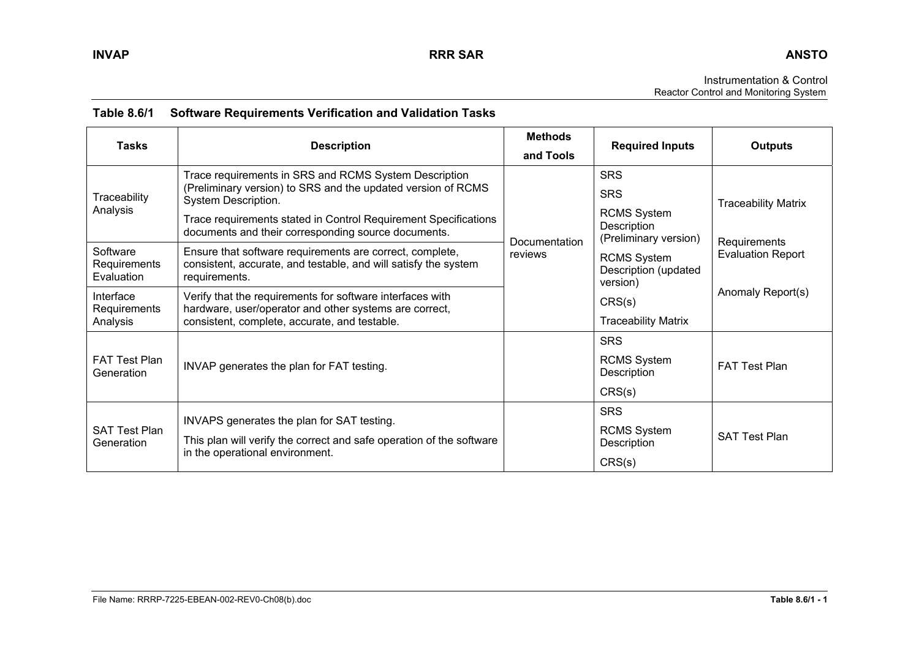**Table 8.6/1 Software Requirements Verification and Validation Tasks**

| Tasks | Description | Methods and Tools | Required Inputs | Outputs |
|---|---|---|---|---|
| Traceability Analysis | Trace requirements in SRS and RCMS System Description (Preliminary version) to SRS and the updated version of RCMS System Description.<br>Trace requirements stated in Control Requirement Specifications documents and their corresponding source documents. | Documentation reviews | SRS<br>SRS<br>RCMS System Description (Preliminary version)<br>RCMS System Description (updated version)<br>CRS(s)<br>Traceability Matrix | Traceability Matrix<br>Requirements Evaluation Report<br>Anomaly Report(s) |
| Software Requirements Evaluation | Ensure that software requirements are correct, complete, consistent, accurate, and testable, and will satisfy the system requirements. | | | |
| Interface Requirements Analysis | Verify that the requirements for software interfaces with hardware, user/operator and other systems are correct, consistent, complete, accurate, and testable. | | | |
| FAT Test Plan Generation | INVAP generates the plan for FAT testing. | | SRS<br>RCMS System Description<br>CRS(s) | FAT Test Plan |
| SAT Test Plan Generation | INVAPS generates the plan for SAT testing.<br>This plan will verify the correct and safe operation of the software in the operational environment. | | SRS<br>RCMS System Description<br>CRS(s) | SAT Test Plan |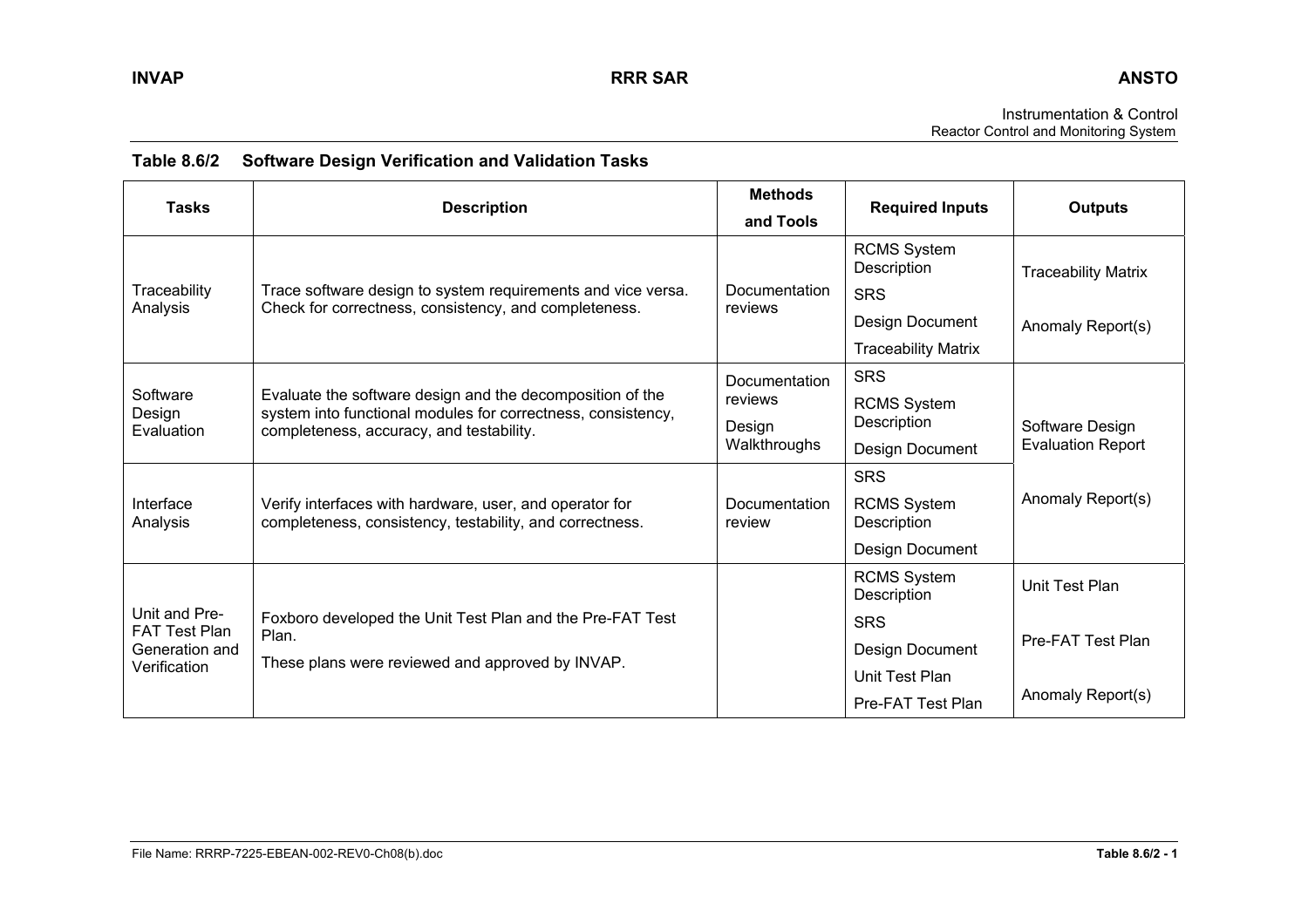### Table 8.6/2 Software Design Verification and Validation Tasks

| Tasks | Description | Methods and Tools | Required Inputs | Outputs |
|---|---|---|---|---|
| Traceability Analysis | Trace software design to system requirements and vice versa. Check for correctness, consistency, and completeness. | Documentation reviews | RCMS System Description<br>SRS<br>Design Document<br>Traceability Matrix | Traceability Matrix<br>Anomaly Report(s) |
| Software Design Evaluation | Evaluate the software design and the decomposition of the system into functional modules for correctness, consistency, completeness, accuracy, and testability. | Documentation reviews<br>Design Walkthroughs | SRS<br>RCMS System Description<br>Design Document | Software Design Evaluation Report<br>Anomaly Report(s) |
| Interface Analysis | Verify interfaces with hardware, user, and operator for completeness, consistency, testability, and correctness. | Documentation review | SRS<br>RCMS System Description<br>Design Document | |
| Unit and Pre-FAT Test Plan Generation and Verification | Foxboro developed the Unit Test Plan and the Pre-FAT Test Plan.<br>These plans were reviewed and approved by INVAP. | | RCMS System Description<br>SRS<br>Design Document<br>Unit Test Plan<br>Pre-FAT Test Plan | Unit Test Plan<br>Pre-FAT Test Plan<br>Anomaly Report(s) |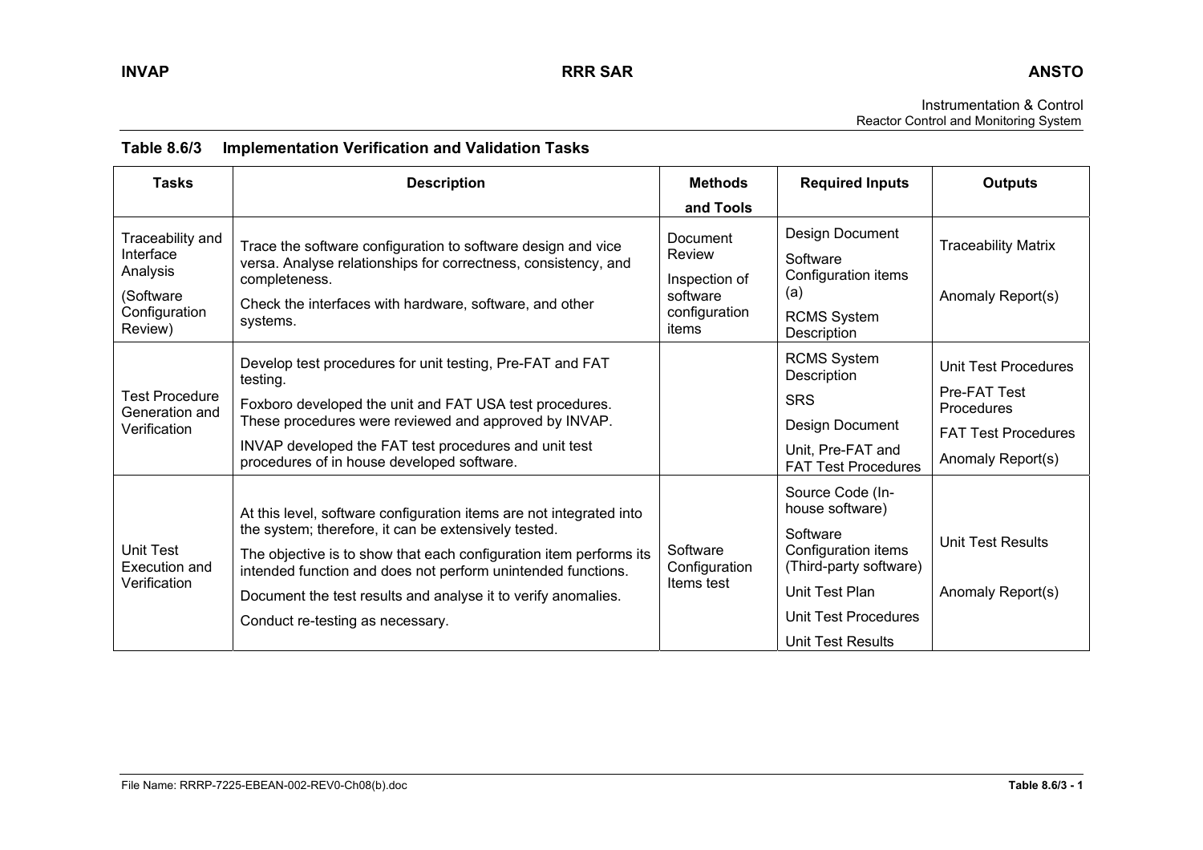**Table 8.6/3 Implementation Verification and Validation Tasks**

| Tasks | Description | Methods and Tools | Required Inputs | Outputs |
|---|---|---|---|---|
| Traceability and Interface Analysis<br>(Software Configuration Review) | Trace the software configuration to software design and vice versa. Analyse relationships for correctness, consistency, and completeness.<br>Check the interfaces with hardware, software, and other systems. | Document Review<br>Inspection of software configuration items | Design Document<br>Software Configuration items (a)<br>RCMS System Description | Traceability Matrix<br>Anomaly Report(s) |
| Test Procedure Generation and Verification | Develop test procedures for unit testing, Pre-FAT and FAT testing.<br>Foxboro developed the unit and FAT USA test procedures. These procedures were reviewed and approved by INVAP.<br>INVAP developed the FAT test procedures and unit test procedures of in house developed software. | | RCMS System Description<br>SRS<br>Design Document<br>Unit, Pre-FAT and FAT Test Procedures | Unit Test Procedures<br>Pre-FAT Test Procedures<br>FAT Test Procedures<br>Anomaly Report(s) |
| Unit Test Execution and Verification | At this level, software configuration items are not integrated into the system; therefore, it can be extensively tested.<br>The objective is to show that each configuration item performs its intended function and does not perform unintended functions.<br>Document the test results and analyse it to verify anomalies.<br>Conduct re-testing as necessary. | Software Configuration Items test | Source Code (In-house software)<br>Software Configuration items (Third-party software)<br>Unit Test Plan<br>Unit Test Procedures<br>Unit Test Results | Unit Test Results<br>Anomaly Report(s) |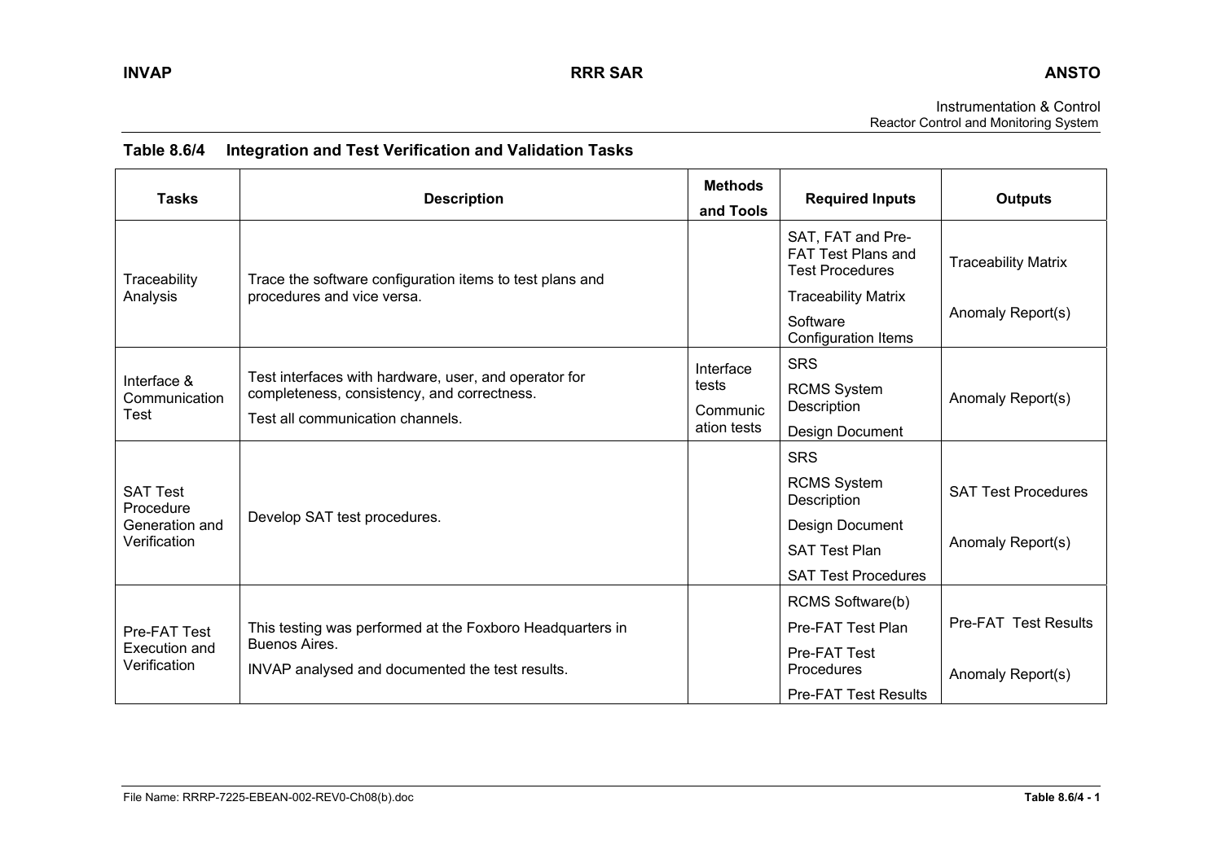## Table 8.6/4 Integration and Test Verification and Validation Tasks

| Tasks | Description | Methods and Tools | Required Inputs | Outputs |
|---|---|---|---|---|
| Traceability Analysis | Trace the software configuration items to test plans and procedures and vice versa. | | SAT, FAT and Pre-FAT Test Plans and Test Procedures<br>Traceability Matrix<br>Software Configuration Items | Traceability Matrix<br>Anomaly Report(s) |
| Interface & Communication Test | Test interfaces with hardware, user, and operator for completeness, consistency, and correctness.<br>Test all communication channels. | Interface tests<br>Communication tests | SRS<br>RCMS System Description<br>Design Document | Anomaly Report(s) |
| SAT Test Procedure Generation and Verification | Develop SAT test procedures. | | SRS<br>RCMS System Description<br>Design Document<br>SAT Test Plan<br>SAT Test Procedures | SAT Test Procedures<br>Anomaly Report(s) |
| Pre-FAT Test Execution and Verification | This testing was performed at the Foxboro Headquarters in Buenos Aires.<br>INVAP analysed and documented the test results. | | RCMS Software(b)<br>Pre-FAT Test Plan<br>Pre-FAT Test Procedures<br>Pre-FAT Test Results | Pre-FAT Test Results<br>Anomaly Report(s) |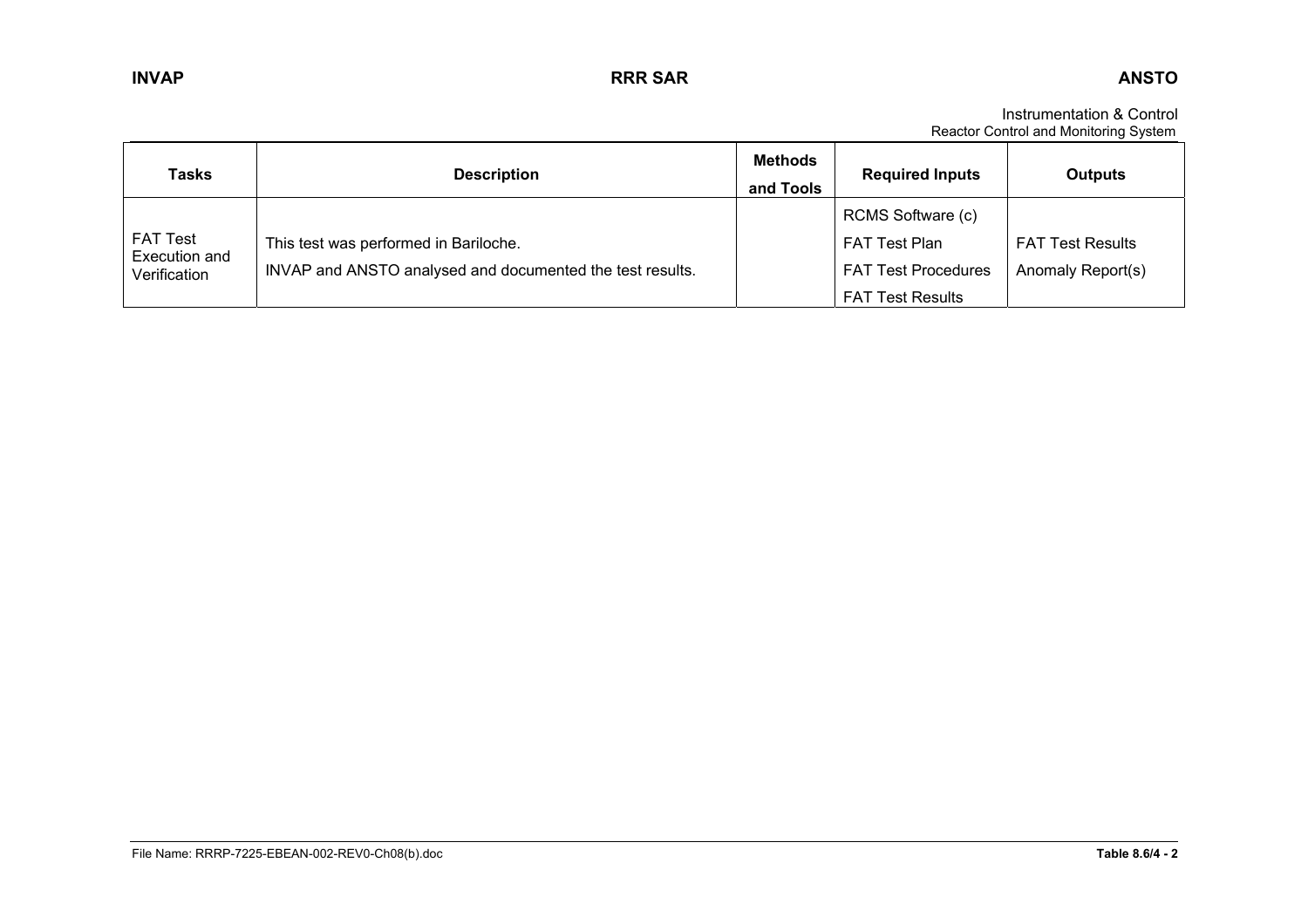| Tasks | Description | Methods and Tools | Required Inputs | Outputs |
|---|---|---|---|---|
| FAT Test Execution and Verification | This test was performed in Bariloche.<br>INVAP and ANSTO analysed and documented the test results. | | RCMS Software (c)<br>FAT Test Plan<br>FAT Test Procedures<br>FAT Test Results | FAT Test Results<br>Anomaly Report(s) |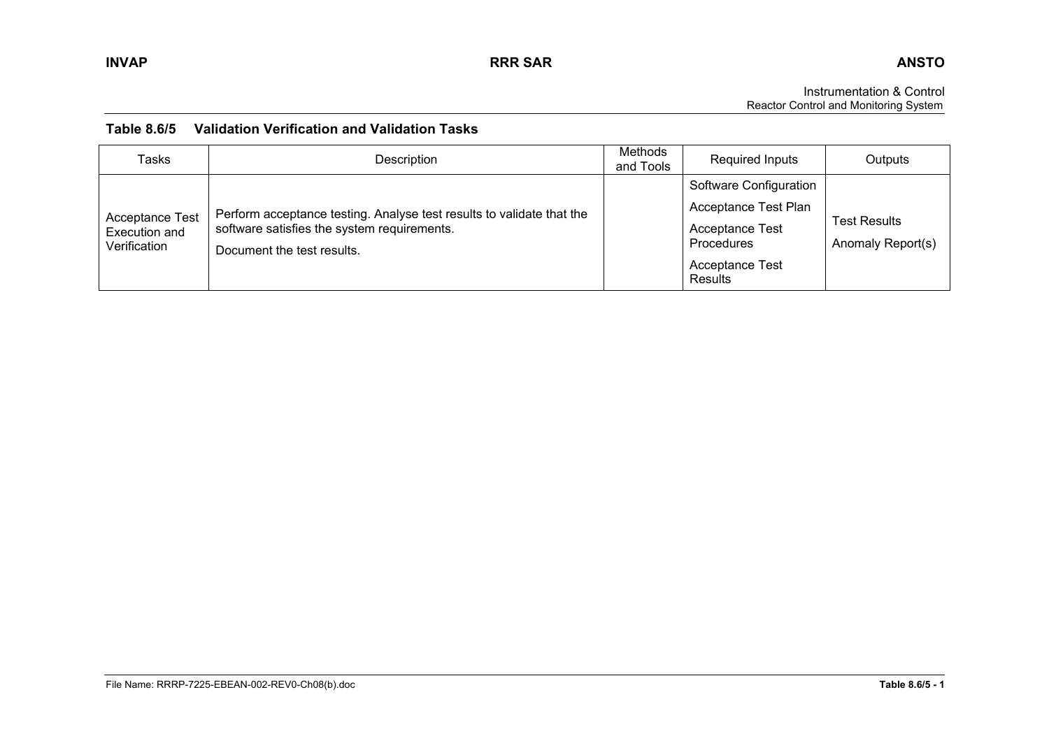**Table 8.6/5 Validation Verification and Validation Tasks**

| Tasks | Description | Methods and Tools | Required Inputs | Outputs |
|---|---|---|---|---|
| Acceptance Test Execution and Verification | Perform acceptance testing. Analyse test results to validate that the software satisfies the system requirements.<br>Document the test results. | | Software Configuration<br>Acceptance Test Plan<br>Acceptance Test Procedures<br>Acceptance Test Results | Test Results<br>Anomaly Report(s) |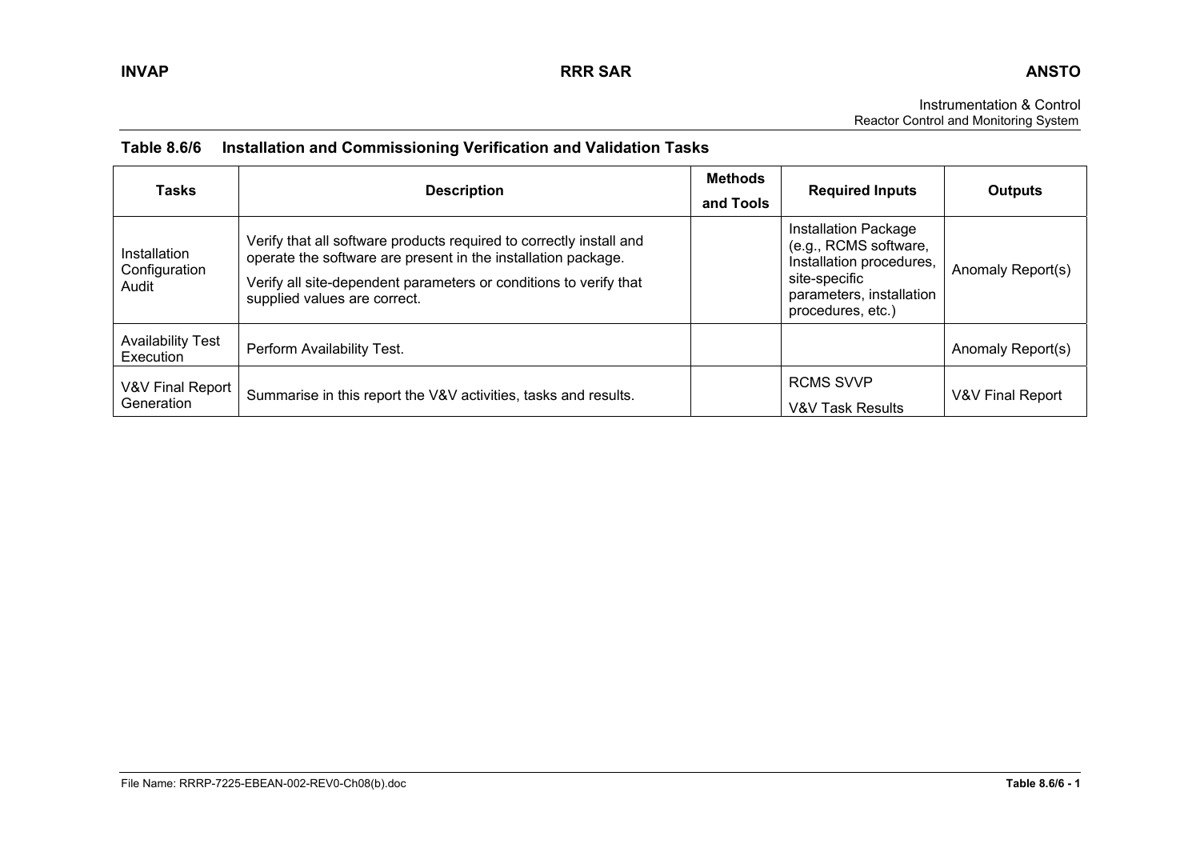**Table 8.6/6 Installation and Commissioning Verification and Validation Tasks**

| Tasks | Description | Methods and Tools | Required Inputs | Outputs |
|---|---|---|---|---|
| Installation Configuration Audit | Verify that all software products required to correctly install and operate the software are present in the installation package.<br>Verify all site-dependent parameters or conditions to verify that supplied values are correct. | | Installation Package (e.g., RCMS software, Installation procedures, site-specific parameters, installation procedures, etc.) | Anomaly Report(s) |
| Availability Test Execution | Perform Availability Test. | | | Anomaly Report(s) |
| V&V Final Report Generation | Summarise in this report the V&V activities, tasks and results. | | RCMS SVVP<br>V&V Task Results | V&V Final Report |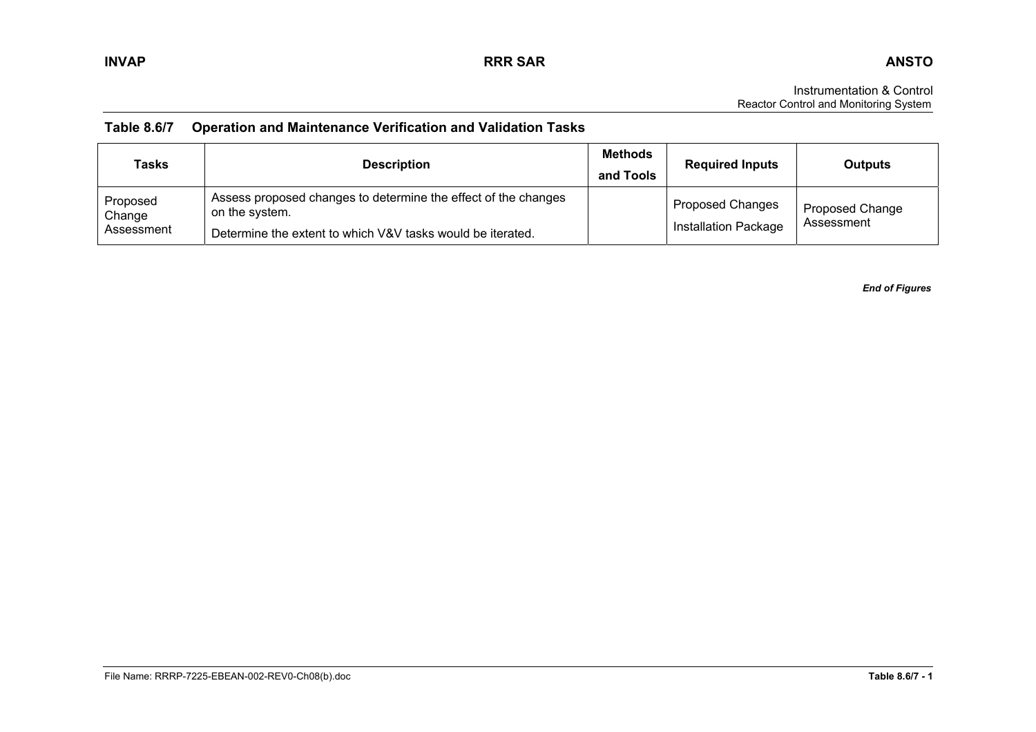**Table 8.6/7 Operation and Maintenance Verification and Validation Tasks**

| Tasks | Description | Methods and Tools | Required Inputs | Outputs |
|---|---|---|---|---|
| Proposed Change Assessment | Assess proposed changes to determine the effect of the changes on the system.<br>Determine the extent to which V&V tasks would be iterated. | | Proposed Changes<br>Installation Package | Proposed Change Assessment |

***End of Figures***